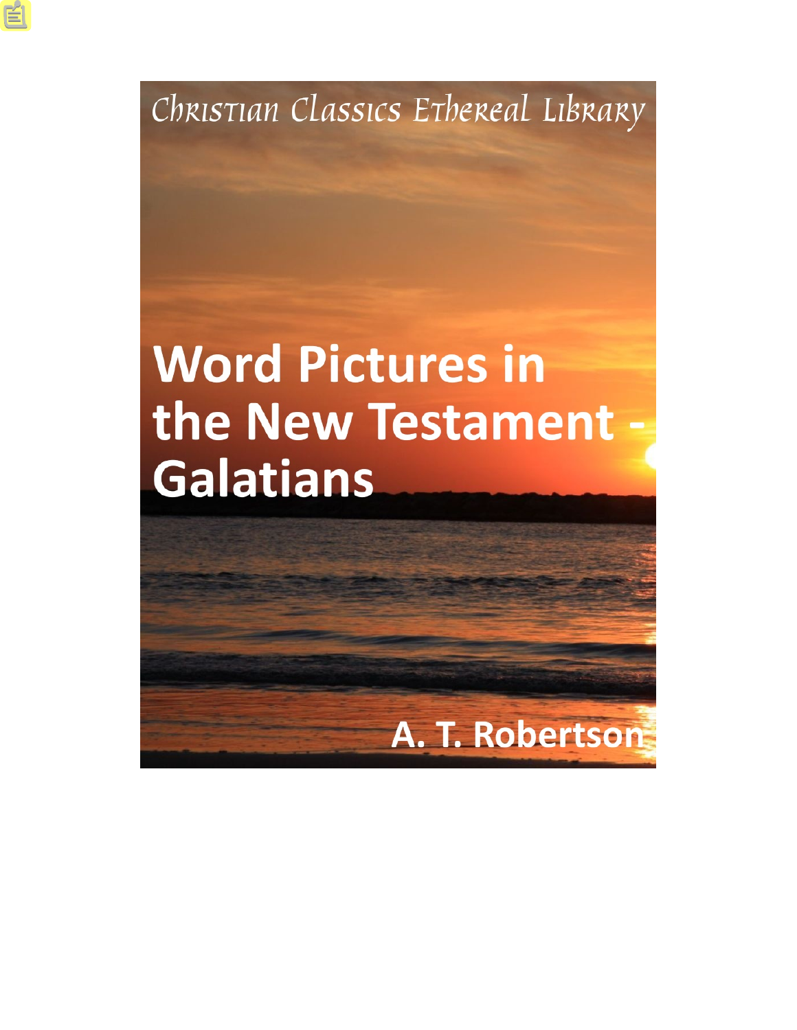Christian Classics Ethereal Library

# Word Pictures in the New Testament - Galatians

A. T. Robertson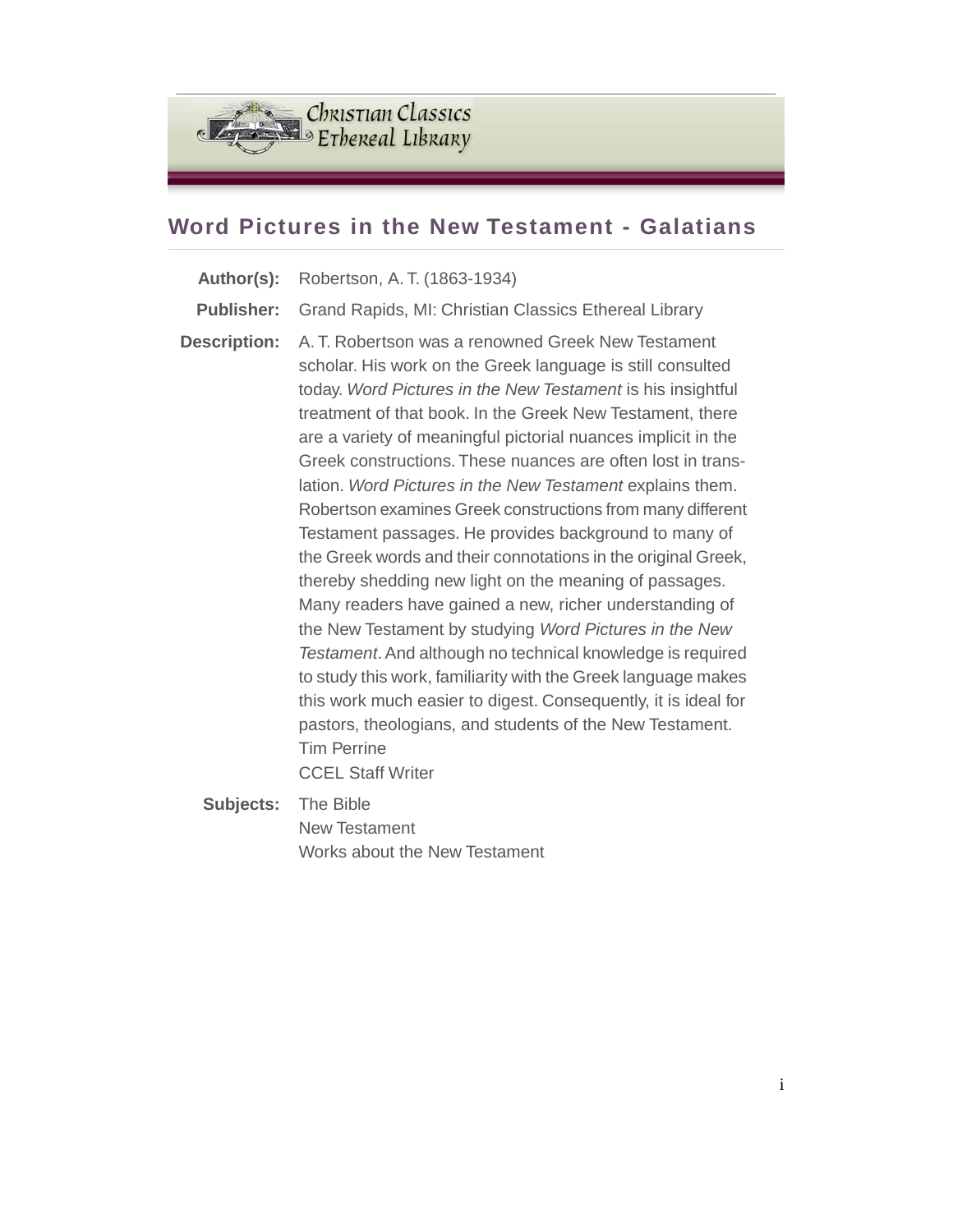## Word Pictures in the New Testament - Galatians

**Author(s):** Robertson, A. T. (1863-1934)

**Publisher:** Grand Rapids, MI: Christian Classics Ethereal Library

**Description:** A. T. Robertson was a renowned Greek New Testament scholar. His work on the Greek language is still consulted today. *Word Pictures in the New Testament* is his insightful treatment of that book. In the Greek New Testament, there are a variety of meaningful pictorial nuances implicit in the Greek constructions. These nuances are often lost in translation. *Word Pictures in the New Testament* explains them. Robertson examines Greek constructions from many different Testament passages. He provides background to many of the Greek words and their connotations in the original Greek, thereby shedding new light on the meaning of passages. Many readers have gained a new, richer understanding of the New Testament by studying *Word Pictures in the New Testament*. And although no technical knowledge is required to study this work, familiarity with the Greek language makes this work much easier to digest. Consequently, it is ideal for pastors, theologians, and students of the New Testament.
Tim Perrine
CCEL Staff Writer

**Subjects:** The Bible
New Testament
Works about the New Testament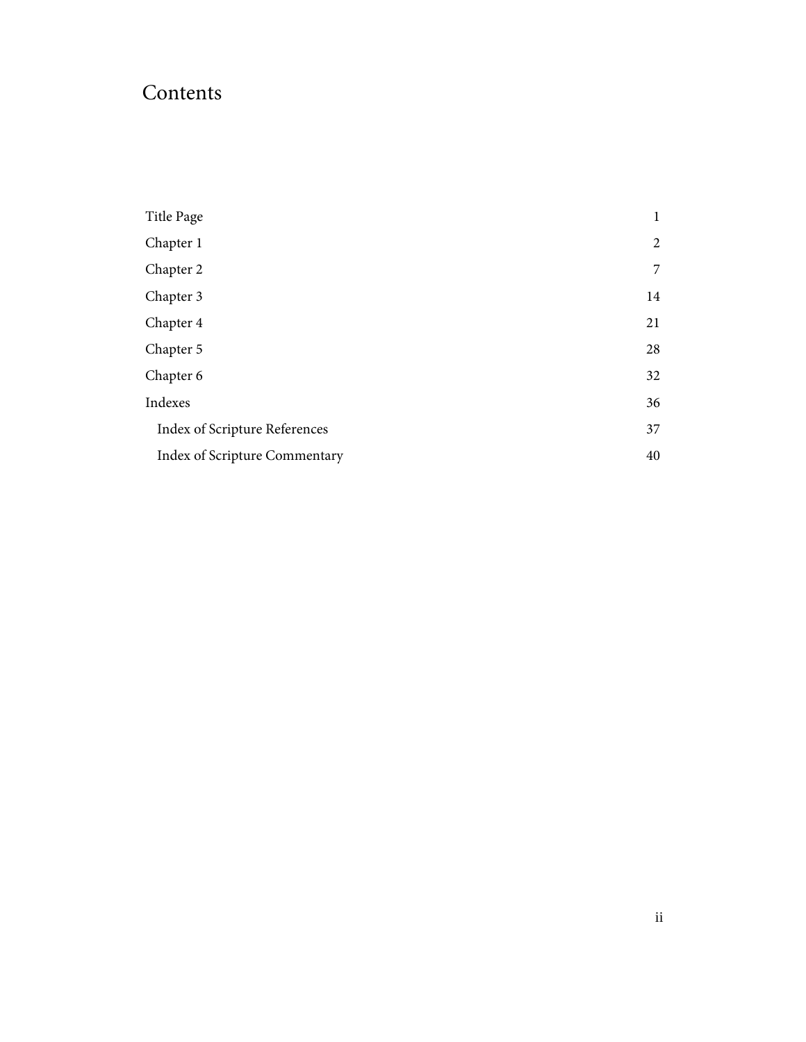# Contents

| | |
|---|---|
| Title Page | 1 |
| Chapter 1 | 2 |
| Chapter 2 | 7 |
| Chapter 3 | 14 |
| Chapter 4 | 21 |
| Chapter 5 | 28 |
| Chapter 6 | 32 |
| Indexes | 36 |
| Index of Scripture References | 37 |
| Index of Scripture Commentary | 40 |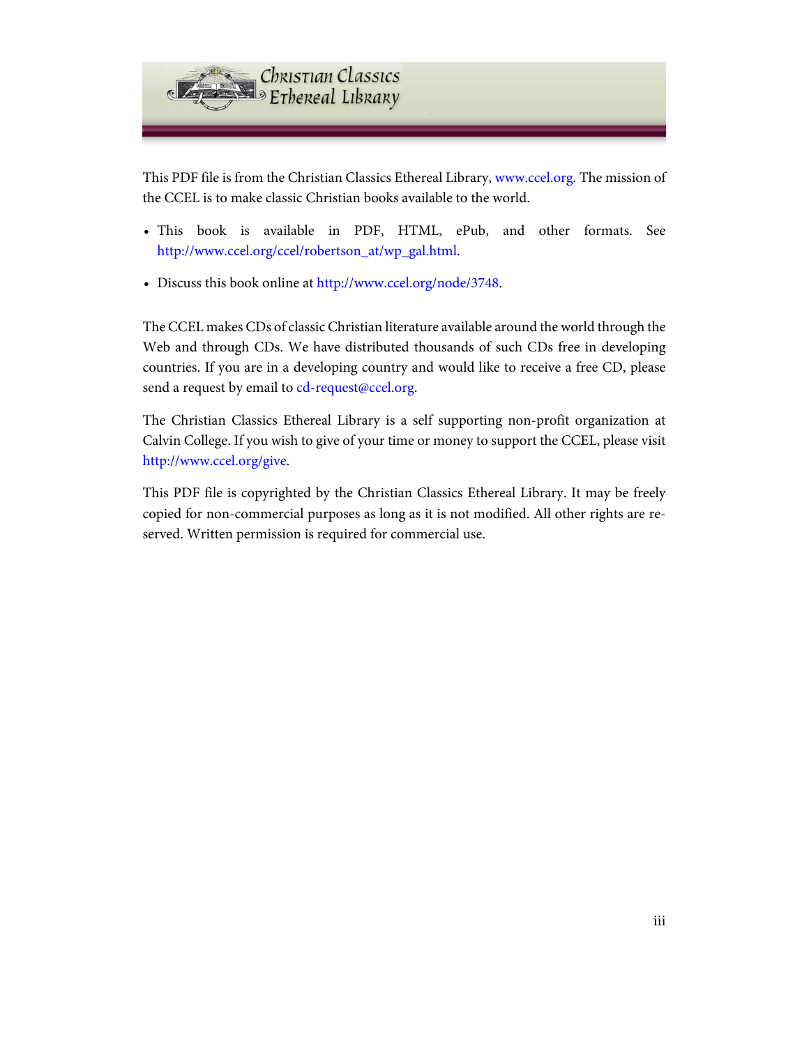This PDF file is from the Christian Classics Ethereal Library, www.ccel.org. The mission of the CCEL is to make classic Christian books available to the world.

- This book is available in PDF, HTML, ePub, and other formats. See http://www.ccel.org/ccel/robertson_at/wp_gal.html.
- Discuss this book online at http://www.ccel.org/node/3748.

The CCEL makes CDs of classic Christian literature available around the world through the Web and through CDs. We have distributed thousands of such CDs free in developing countries. If you are in a developing country and would like to receive a free CD, please send a request by email to cd-request@ccel.org.

The Christian Classics Ethereal Library is a self supporting non-profit organization at Calvin College. If you wish to give of your time or money to support the CCEL, please visit http://www.ccel.org/give.

This PDF file is copyrighted by the Christian Classics Ethereal Library. It may be freely copied for non-commercial purposes as long as it is not modified. All other rights are reserved. Written permission is required for commercial use.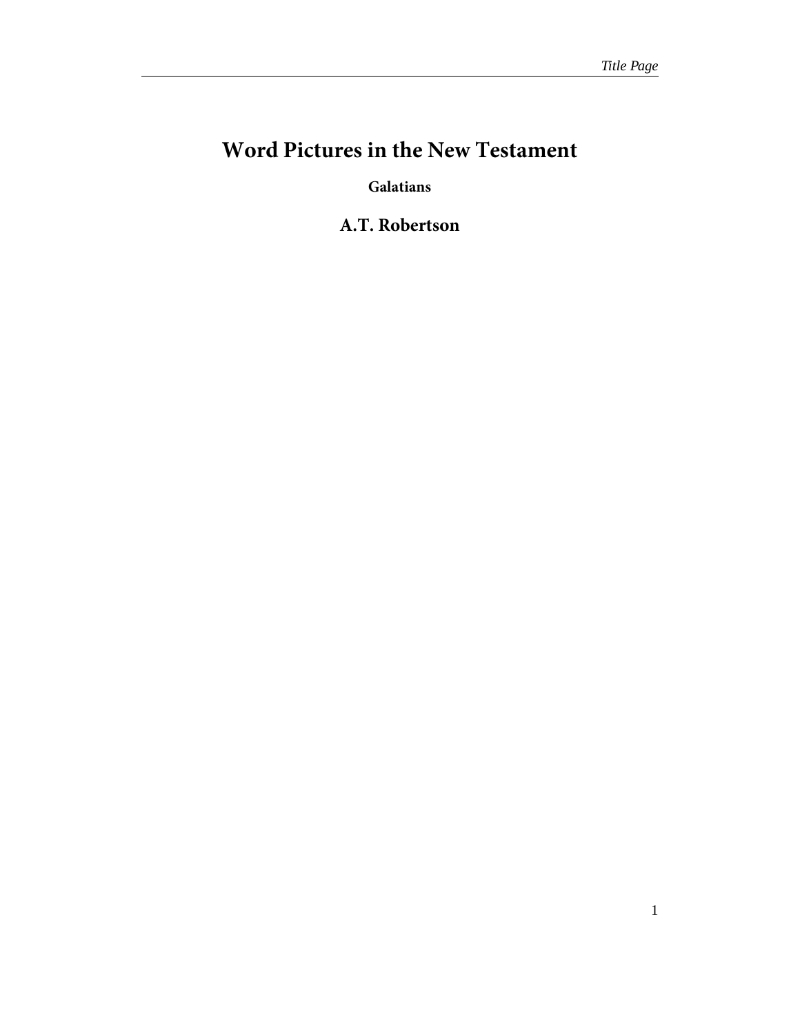# Word Pictures in the New Testament

**Galatians**

## A.T. Robertson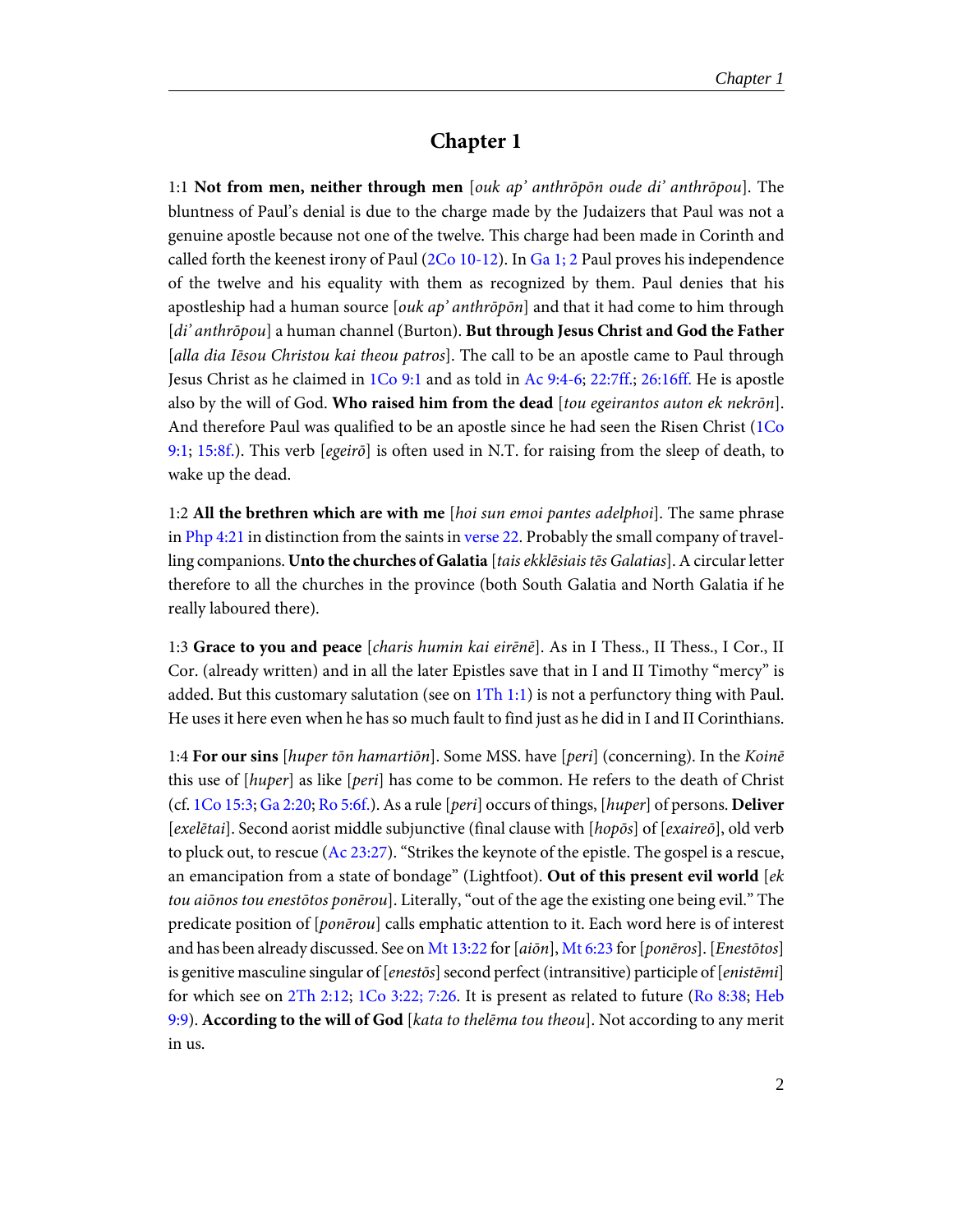# Chapter 1

1:1 **Not from men, neither through men** [*ouk ap' anthrōpōn oude di' anthrōpou*]. The bluntness of Paul's denial is due to the charge made by the Judaizers that Paul was not a genuine apostle because not one of the twelve. This charge had been made in Corinth and called forth the keenest irony of Paul (2Co 10-12). In Ga 1; 2 Paul proves his independence of the twelve and his equality with them as recognized by them. Paul denies that his apostleship had a human source [*ouk ap' anthrōpōn*] and that it had come to him through [*di' anthrōpou*] a human channel (Burton). **But through Jesus Christ and God the Father** [*alla dia Iēsou Christou kai theou patros*]. The call to be an apostle came to Paul through Jesus Christ as he claimed in 1Co 9:1 and as told in Ac 9:4-6; 22:7ff.; 26:16ff. He is apostle also by the will of God. **Who raised him from the dead** [*tou egeirantos auton ek nekrōn*]. And therefore Paul was qualified to be an apostle since he had seen the Risen Christ (1Co 9:1; 15:8f.). This verb [*egeirō*] is often used in N.T. for raising from the sleep of death, to wake up the dead.

1:2 **All the brethren which are with me** [*hoi sun emoi pantes adelphoi*]. The same phrase in Php 4:21 in distinction from the saints in verse 22. Probably the small company of travelling companions. **Unto the churches of Galatia** [*tais ekklēsiais tēs Galatias*]. A circular letter therefore to all the churches in the province (both South Galatia and North Galatia if he really laboured there).

1:3 **Grace to you and peace** [*charis humin kai eirēnē*]. As in I Thess., II Thess., I Cor., II Cor. (already written) and in all the later Epistles save that in I and II Timothy "mercy" is added. But this customary salutation (see on 1Th 1:1) is not a perfunctory thing with Paul. He uses it here even when he has so much fault to find just as he did in I and II Corinthians.

1:4 **For our sins** [*huper tōn hamartiōn*]. Some MSS. have [*peri*] (concerning). In the *Koinē* this use of [*huper*] as like [*peri*] has come to be common. He refers to the death of Christ (cf. 1Co 15:3; Ga 2:20; Ro 5:6f.). As a rule [*peri*] occurs of things, [*huper*] of persons. **Deliver** [*exelētai*]. Second aorist middle subjunctive (final clause with [*hopōs*] of [*exaireō*], old verb to pluck out, to rescue (Ac 23:27). "Strikes the keynote of the epistle. The gospel is a rescue, an emancipation from a state of bondage" (Lightfoot). **Out of this present evil world** [*ek tou aiōnos tou enestōtos ponērou*]. Literally, "out of the age the existing one being evil." The predicate position of [*ponērou*] calls emphatic attention to it. Each word here is of interest and has been already discussed. See on Mt 13:22 for [*aiōn*], Mt 6:23 for [*ponēros*]. [*Enestōtos*] is genitive masculine singular of [*enestōs*] second perfect (intransitive) participle of [*enistēmi*] for which see on 2Th 2:12; 1Co 3:22; 7:26. It is present as related to future (Ro 8:38; Heb 9:9). **According to the will of God** [*kata to thelēma tou theou*]. Not according to any merit in us.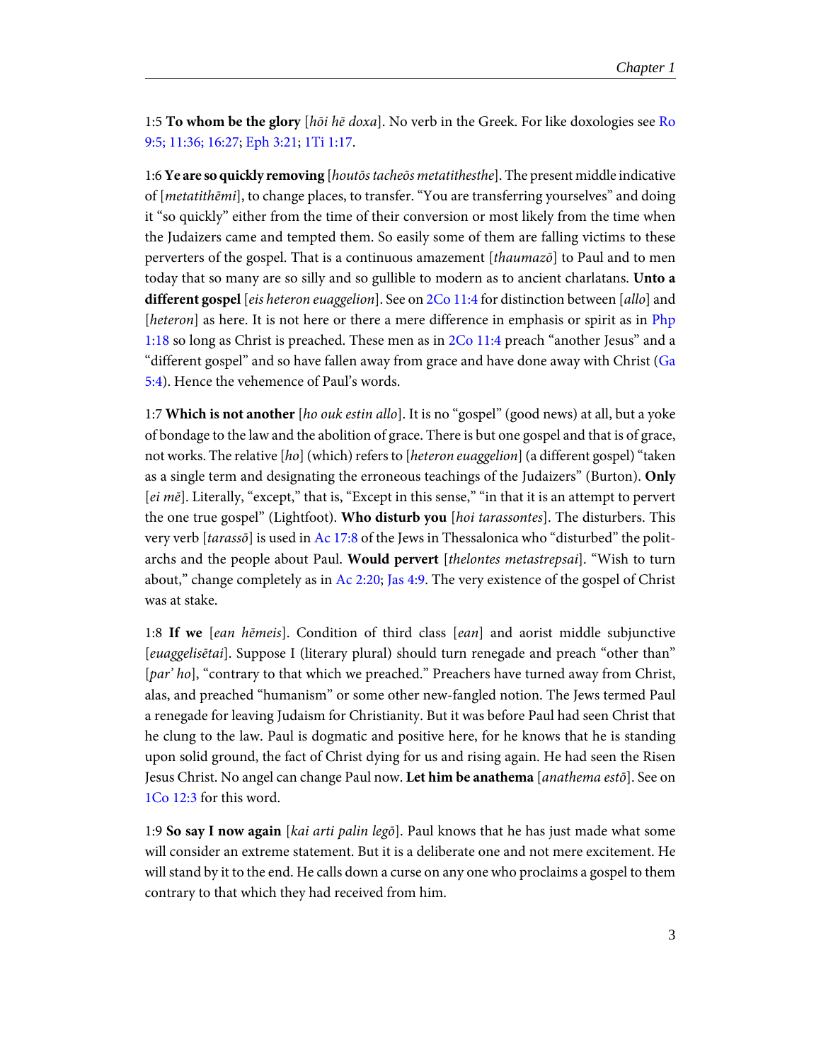1:5 **To whom be the glory** [*hōi hē doxa*]. No verb in the Greek. For like doxologies see Ro 9:5; 11:36; 16:27; Eph 3:21; 1Ti 1:17.

1:6 **Ye are so quickly removing** [*houtōs tacheōs metatithesthe*]. The present middle indicative of [*metatithēmi*], to change places, to transfer. "You are transferring yourselves" and doing it "so quickly" either from the time of their conversion or most likely from the time when the Judaizers came and tempted them. So easily some of them are falling victims to these perverters of the gospel. That is a continuous amazement [*thaumazō*] to Paul and to men today that so many are so silly and so gullible to modern as to ancient charlatans. **Unto a different gospel** [*eis heteron euaggelion*]. See on 2Co 11:4 for distinction between [*allo*] and [*heteron*] as here. It is not here or there a mere difference in emphasis or spirit as in Php 1:18 so long as Christ is preached. These men as in 2Co 11:4 preach "another Jesus" and a "different gospel" and so have fallen away from grace and have done away with Christ (Ga 5:4). Hence the vehemence of Paul's words.

1:7 **Which is not another** [*ho ouk estin allo*]. It is no "gospel" (good news) at all, but a yoke of bondage to the law and the abolition of grace. There is but one gospel and that is of grace, not works. The relative [*ho*] (which) refers to [*heteron euaggelion*] (a different gospel) "taken as a single term and designating the erroneous teachings of the Judaizers" (Burton). **Only** [*ei mē*]. Literally, "except," that is, "Except in this sense," "in that it is an attempt to pervert the one true gospel" (Lightfoot). **Who disturb you** [*hoi tarassontes*]. The disturbers. This very verb [*tarassō*] is used in Ac 17:8 of the Jews in Thessalonica who "disturbed" the politarchs and the people about Paul. **Would pervert** [*thelontes metastrepsai*]. "Wish to turn about," change completely as in Ac 2:20; Jas 4:9. The very existence of the gospel of Christ was at stake.

1:8 **If we** [*ean hēmeis*]. Condition of third class [*ean*] and aorist middle subjunctive [*euaggelisētai*]. Suppose I (literary plural) should turn renegade and preach "other than" [*par' ho*], "contrary to that which we preached." Preachers have turned away from Christ, alas, and preached "humanism" or some other new-fangled notion. The Jews termed Paul a renegade for leaving Judaism for Christianity. But it was before Paul had seen Christ that he clung to the law. Paul is dogmatic and positive here, for he knows that he is standing upon solid ground, the fact of Christ dying for us and rising again. He had seen the Risen Jesus Christ. No angel can change Paul now. **Let him be anathema** [*anathema estō*]. See on 1Co 12:3 for this word.

1:9 **So say I now again** [*kai arti palin legō*]. Paul knows that he has just made what some will consider an extreme statement. But it is a deliberate one and not mere excitement. He will stand by it to the end. He calls down a curse on any one who proclaims a gospel to them contrary to that which they had received from him.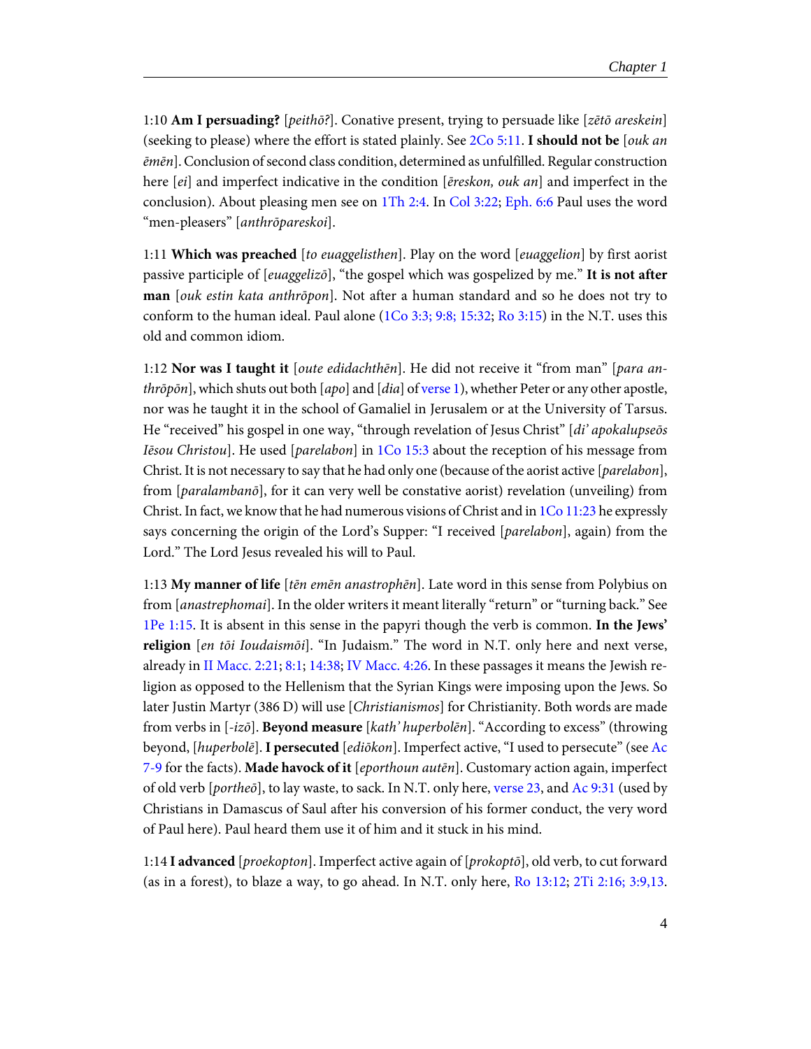1:10 **Am I persuading?** [*peithō?*]. Conative present, trying to persuade like [*zētō areskein*] (seeking to please) where the effort is stated plainly. See 2Co 5:11. **I should not be** [*ouk an ēmēn*]. Conclusion of second class condition, determined as unfulfilled. Regular construction here [*ei*] and imperfect indicative in the condition [*ēreskon, ouk an*] and imperfect in the conclusion). About pleasing men see on 1Th 2:4. In Col 3:22; Eph. 6:6 Paul uses the word "men-pleasers" [*anthrōpareskoi*].

1:11 **Which was preached** [*to euaggelisthen*]. Play on the word [*euaggelion*] by first aorist passive participle of [*euaggelizō*], "the gospel which was gospelized by me." **It is not after man** [*ouk estin kata anthrōpon*]. Not after a human standard and so he does not try to conform to the human ideal. Paul alone (1Co 3:3; 9:8; 15:32; Ro 3:15) in the N.T. uses this old and common idiom.

1:12 **Nor was I taught it** [*oute edidachthēn*]. He did not receive it "from man" [*para anthrōpōn*], which shuts out both [*apo*] and [*dia*] of verse 1), whether Peter or any other apostle, nor was he taught it in the school of Gamaliel in Jerusalem or at the University of Tarsus. He "received" his gospel in one way, "through revelation of Jesus Christ" [*di' apokalupseōs Iēsou Christou*]. He used [*parelabon*] in 1Co 15:3 about the reception of his message from Christ. It is not necessary to say that he had only one (because of the aorist active [*parelabon*], from [*paralambanō*], for it can very well be constative aorist) revelation (unveiling) from Christ. In fact, we know that he had numerous visions of Christ and in 1Co 11:23 he expressly says concerning the origin of the Lord's Supper: "I received [*parelabon*], again) from the Lord." The Lord Jesus revealed his will to Paul.

1:13 **My manner of life** [*tēn emēn anastrophēn*]. Late word in this sense from Polybius on from [*anastrephomai*]. In the older writers it meant literally "return" or "turning back." See 1Pe 1:15. It is absent in this sense in the papyri though the verb is common. **In the Jews' religion** [*en tōi Ioudaismōi*]. "In Judaism." The word in N.T. only here and next verse, already in II Macc. 2:21; 8:1; 14:38; IV Macc. 4:26. In these passages it means the Jewish religion as opposed to the Hellenism that the Syrian Kings were imposing upon the Jews. So later Justin Martyr (386 D) will use [*Christianismos*] for Christianity. Both words are made from verbs in [*-izō*]. **Beyond measure** [*kath' huperbolēn*]. "According to excess" (throwing beyond, [*huperbolē*]. **I persecuted** [*ediōkon*]. Imperfect active, "I used to persecute" (see Ac 7-9 for the facts). **Made havock of it** [*eporthoun autēn*]. Customary action again, imperfect of old verb [*portheō*], to lay waste, to sack. In N.T. only here, verse 23, and Ac 9:31 (used by Christians in Damascus of Saul after his conversion of his former conduct, the very word of Paul here). Paul heard them use it of him and it stuck in his mind.

1:14 **I advanced** [*proekopton*]. Imperfect active again of [*prokoptō*], old verb, to cut forward (as in a forest), to blaze a way, to go ahead. In N.T. only here, Ro 13:12; 2Ti 2:16; 3:9,13.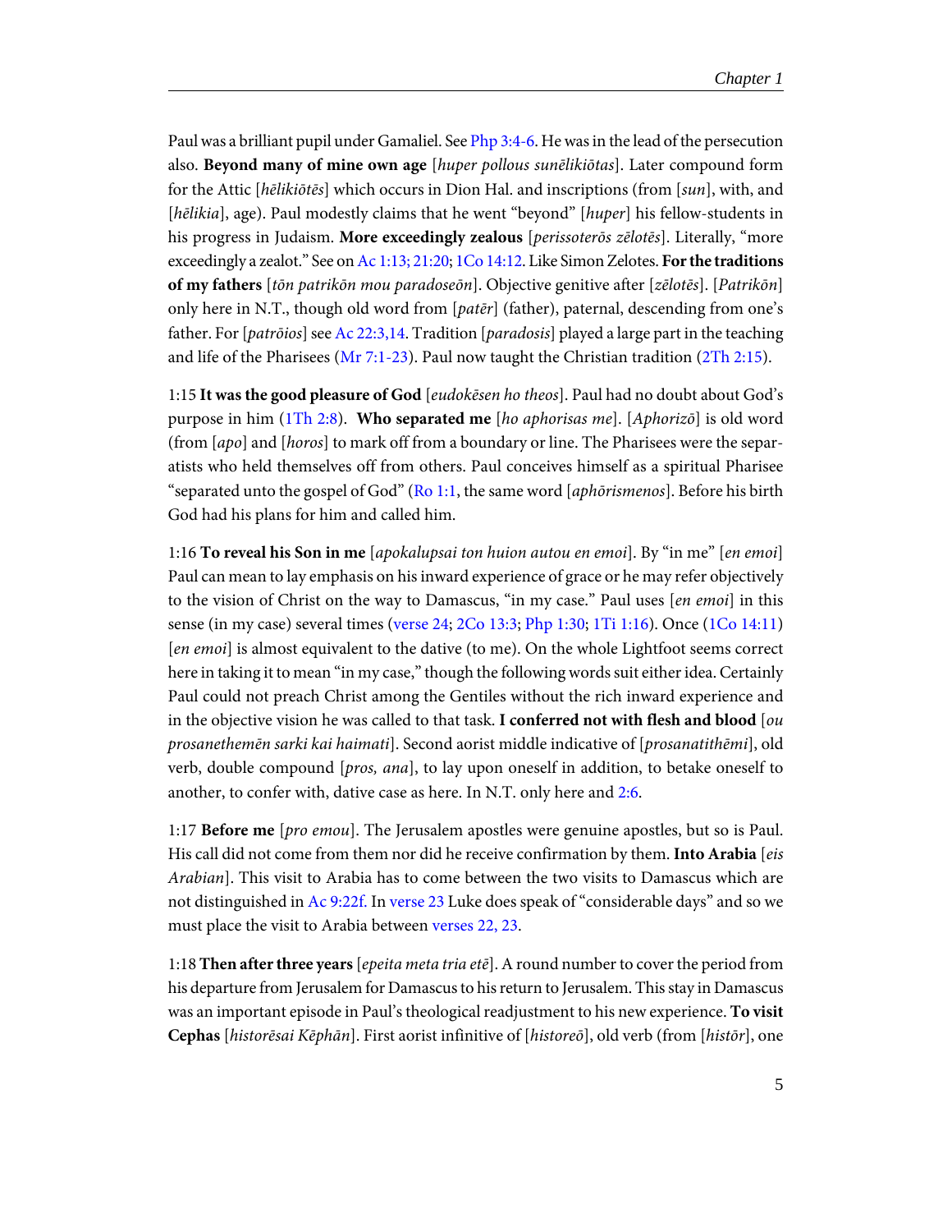Paul was a brilliant pupil under Gamaliel. See Php 3:4-6. He was in the lead of the persecution also. **Beyond many of mine own age** [*huper pollous sunēlikiōtas*]. Later compound form for the Attic [*hēlikiōtēs*] which occurs in Dion Hal. and inscriptions (from [*sun*], with, and [*hēlikia*], age). Paul modestly claims that he went "beyond" [*huper*] his fellow-students in his progress in Judaism. **More exceedingly zealous** [*perissoterōs zēlotēs*]. Literally, "more exceedingly a zealot." See on Ac 1:13; 21:20; 1Co 14:12. Like Simon Zelotes. **For the traditions of my fathers** [*tōn patrikōn mou paradoseōn*]. Objective genitive after [*zēlotēs*]. [*Patrikōn*] only here in N.T., though old word from [*patēr*] (father), paternal, descending from one's father. For [*patrōios*] see Ac 22:3,14. Tradition [*paradosis*] played a large part in the teaching and life of the Pharisees (Mr 7:1-23). Paul now taught the Christian tradition (2Th 2:15).

1:15 **It was the good pleasure of God** [*eudokēsen ho theos*]. Paul had no doubt about God's purpose in him (1Th 2:8). **Who separated me** [*ho aphorisas me*]. [*Aphorizō*] is old word (from [*apo*] and [*horos*] to mark off from a boundary or line. The Pharisees were the separatists who held themselves off from others. Paul conceives himself as a spiritual Pharisee "separated unto the gospel of God" (Ro 1:1, the same word [*aphōrismenos*]. Before his birth God had his plans for him and called him.

1:16 **To reveal his Son in me** [*apokalupsai ton huion autou en emoi*]. By "in me" [*en emoi*] Paul can mean to lay emphasis on his inward experience of grace or he may refer objectively to the vision of Christ on the way to Damascus, "in my case." Paul uses [*en emoi*] in this sense (in my case) several times (verse 24; 2Co 13:3; Php 1:30; 1Ti 1:16). Once (1Co 14:11) [*en emoi*] is almost equivalent to the dative (to me). On the whole Lightfoot seems correct here in taking it to mean "in my case," though the following words suit either idea. Certainly Paul could not preach Christ among the Gentiles without the rich inward experience and in the objective vision he was called to that task. **I conferred not with flesh and blood** [*ou prosanethemēn sarki kai haimati*]. Second aorist middle indicative of [*prosanatithēmi*], old verb, double compound [*pros, ana*], to lay upon oneself in addition, to betake oneself to another, to confer with, dative case as here. In N.T. only here and 2:6.

1:17 **Before me** [*pro emou*]. The Jerusalem apostles were genuine apostles, but so is Paul. His call did not come from them nor did he receive confirmation by them. **Into Arabia** [*eis Arabian*]. This visit to Arabia has to come between the two visits to Damascus which are not distinguished in Ac 9:22f. In verse 23 Luke does speak of "considerable days" and so we must place the visit to Arabia between verses 22, 23.

1:18 **Then after three years** [*epeita meta tria etē*]. A round number to cover the period from his departure from Jerusalem for Damascus to his return to Jerusalem. This stay in Damascus was an important episode in Paul's theological readjustment to his new experience. **To visit Cephas** [*historēsai Kēphān*]. First aorist infinitive of [*historeō*], old verb (from [*histōr*], one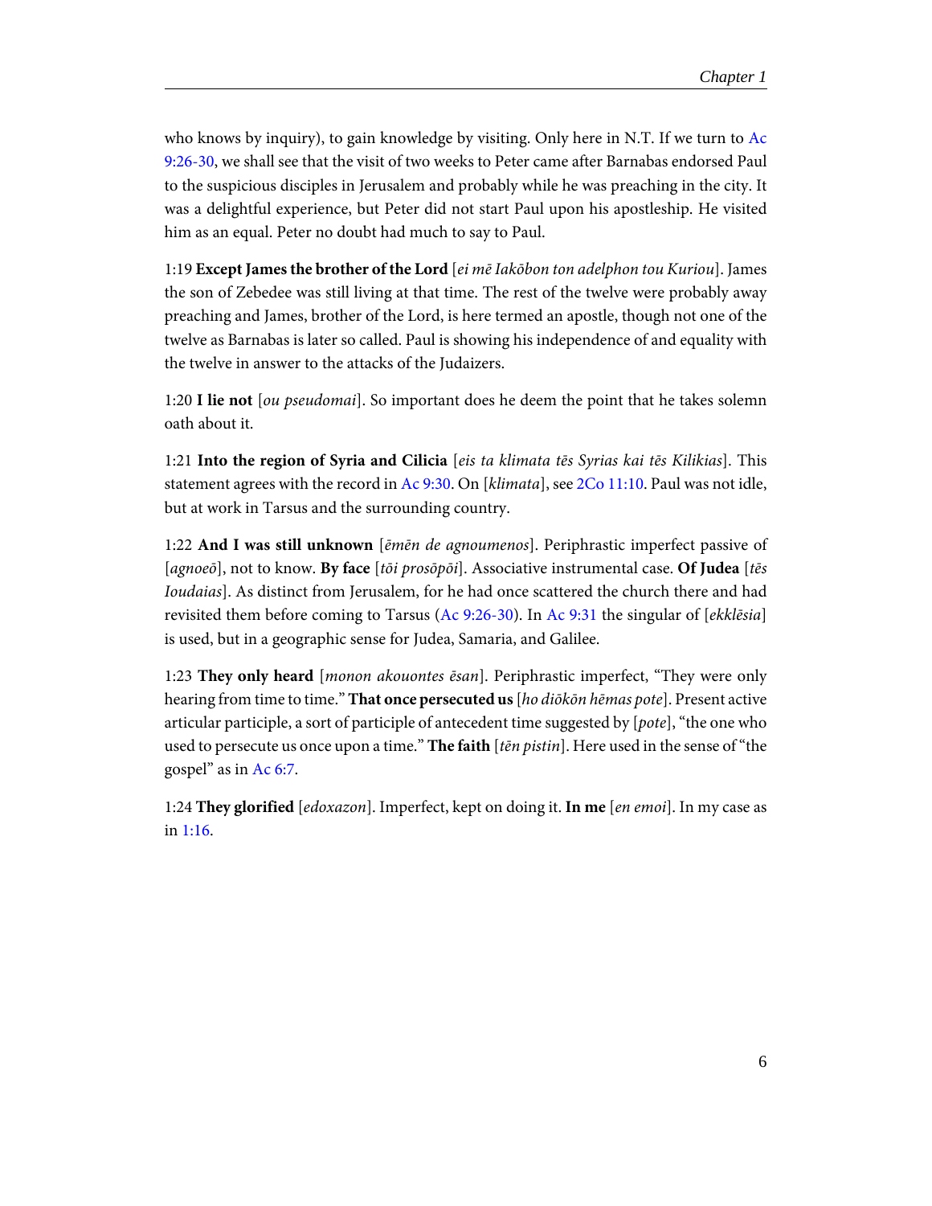who knows by inquiry), to gain knowledge by visiting. Only here in N.T. If we turn to Ac 9:26-30, we shall see that the visit of two weeks to Peter came after Barnabas endorsed Paul to the suspicious disciples in Jerusalem and probably while he was preaching in the city. It was a delightful experience, but Peter did not start Paul upon his apostleship. He visited him as an equal. Peter no doubt had much to say to Paul.

1:19 **Except James the brother of the Lord** [*ei mē Iakōbon ton adelphon tou Kuriou*]. James the son of Zebedee was still living at that time. The rest of the twelve were probably away preaching and James, brother of the Lord, is here termed an apostle, though not one of the twelve as Barnabas is later so called. Paul is showing his independence of and equality with the twelve in answer to the attacks of the Judaizers.

1:20 **I lie not** [*ou pseudomai*]. So important does he deem the point that he takes solemn oath about it.

1:21 **Into the region of Syria and Cilicia** [*eis ta klimata tēs Syrias kai tēs Kilikias*]. This statement agrees with the record in Ac 9:30. On [*klimata*], see 2Co 11:10. Paul was not idle, but at work in Tarsus and the surrounding country.

1:22 **And I was still unknown** [*ēmēn de agnoumenos*]. Periphrastic imperfect passive of [*agnoeō*], not to know. **By face** [*tōi prosōpōi*]. Associative instrumental case. **Of Judea** [*tēs Ioudaias*]. As distinct from Jerusalem, for he had once scattered the church there and had revisited them before coming to Tarsus (Ac 9:26-30). In Ac 9:31 the singular of [*ekklēsia*] is used, but in a geographic sense for Judea, Samaria, and Galilee.

1:23 **They only heard** [*monon akouontes ēsan*]. Periphrastic imperfect, "They were only hearing from time to time." **That once persecuted us** [*ho diōkōn hēmas pote*]. Present active articular participle, a sort of participle of antecedent time suggested by [*pote*], "the one who used to persecute us once upon a time." **The faith** [*tēn pistin*]. Here used in the sense of "the gospel" as in Ac 6:7.

1:24 **They glorified** [*edoxazon*]. Imperfect, kept on doing it. **In me** [*en emoi*]. In my case as in 1:16.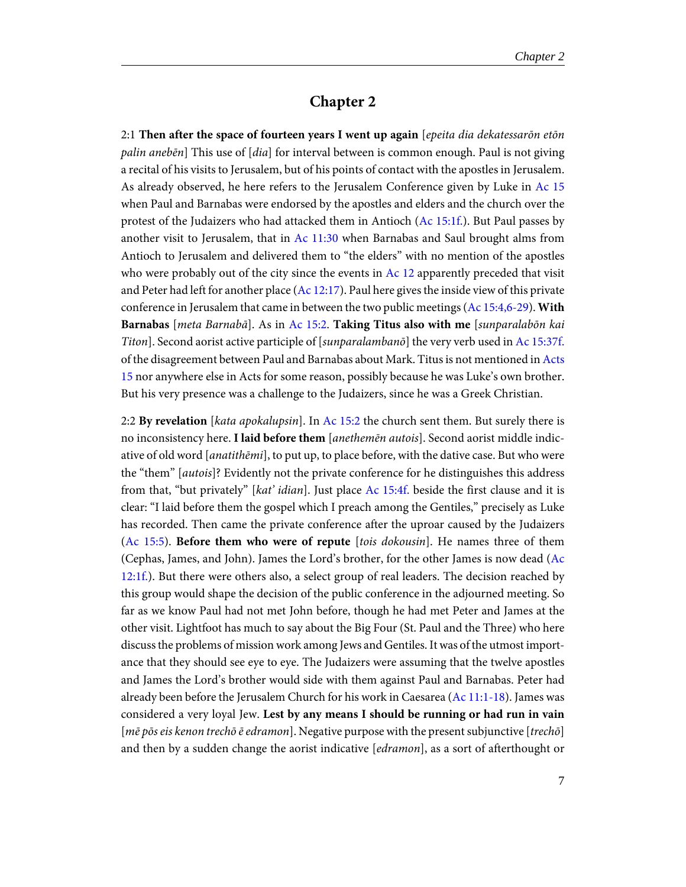## Chapter 2

2:1 **Then after the space of fourteen years I went up again** [*epeita dia dekatessarōn etōn palin anebēn*] This use of [*dia*] for interval between is common enough. Paul is not giving a recital of his visits to Jerusalem, but of his points of contact with the apostles in Jerusalem. As already observed, he here refers to the Jerusalem Conference given by Luke in Ac 15 when Paul and Barnabas were endorsed by the apostles and elders and the church over the protest of the Judaizers who had attacked them in Antioch (Ac 15:1f.). But Paul passes by another visit to Jerusalem, that in Ac 11:30 when Barnabas and Saul brought alms from Antioch to Jerusalem and delivered them to "the elders" with no mention of the apostles who were probably out of the city since the events in Ac 12 apparently preceded that visit and Peter had left for another place (Ac 12:17). Paul here gives the inside view of this private conference in Jerusalem that came in between the two public meetings (Ac 15:4,6-29). **With Barnabas** [*meta Barnabā*]. As in Ac 15:2. **Taking Titus also with me** [*sunparalabōn kai Titon*]. Second aorist active participle of [*sunparalambanō*] the very verb used in Ac 15:37f. of the disagreement between Paul and Barnabas about Mark. Titus is not mentioned in Acts 15 nor anywhere else in Acts for some reason, possibly because he was Luke's own brother. But his very presence was a challenge to the Judaizers, since he was a Greek Christian.

2:2 **By revelation** [*kata apokalupsin*]. In Ac 15:2 the church sent them. But surely there is no inconsistency here. **I laid before them** [*anethemēn autois*]. Second aorist middle indicative of old word [*anatithēmi*], to put up, to place before, with the dative case. But who were the "them" [*autois*]? Evidently not the private conference for he distinguishes this address from that, "but privately" [*kat' idian*]. Just place Ac 15:4f. beside the first clause and it is clear: "I laid before them the gospel which I preach among the Gentiles," precisely as Luke has recorded. Then came the private conference after the uproar caused by the Judaizers (Ac 15:5). **Before them who were of repute** [*tois dokousin*]. He names three of them (Cephas, James, and John). James the Lord's brother, for the other James is now dead (Ac 12:1f.). But there were others also, a select group of real leaders. The decision reached by this group would shape the decision of the public conference in the adjourned meeting. So far as we know Paul had not met John before, though he had met Peter and James at the other visit. Lightfoot has much to say about the Big Four (St. Paul and the Three) who here discuss the problems of mission work among Jews and Gentiles. It was of the utmost importance that they should see eye to eye. The Judaizers were assuming that the twelve apostles and James the Lord's brother would side with them against Paul and Barnabas. Peter had already been before the Jerusalem Church for his work in Caesarea (Ac 11:1-18). James was considered a very loyal Jew. **Lest by any means I should be running or had run in vain** [*mē pōs eis kenon trechō ē edramon*]. Negative purpose with the present subjunctive [*trechō*] and then by a sudden change the aorist indicative [*edramon*], as a sort of afterthought or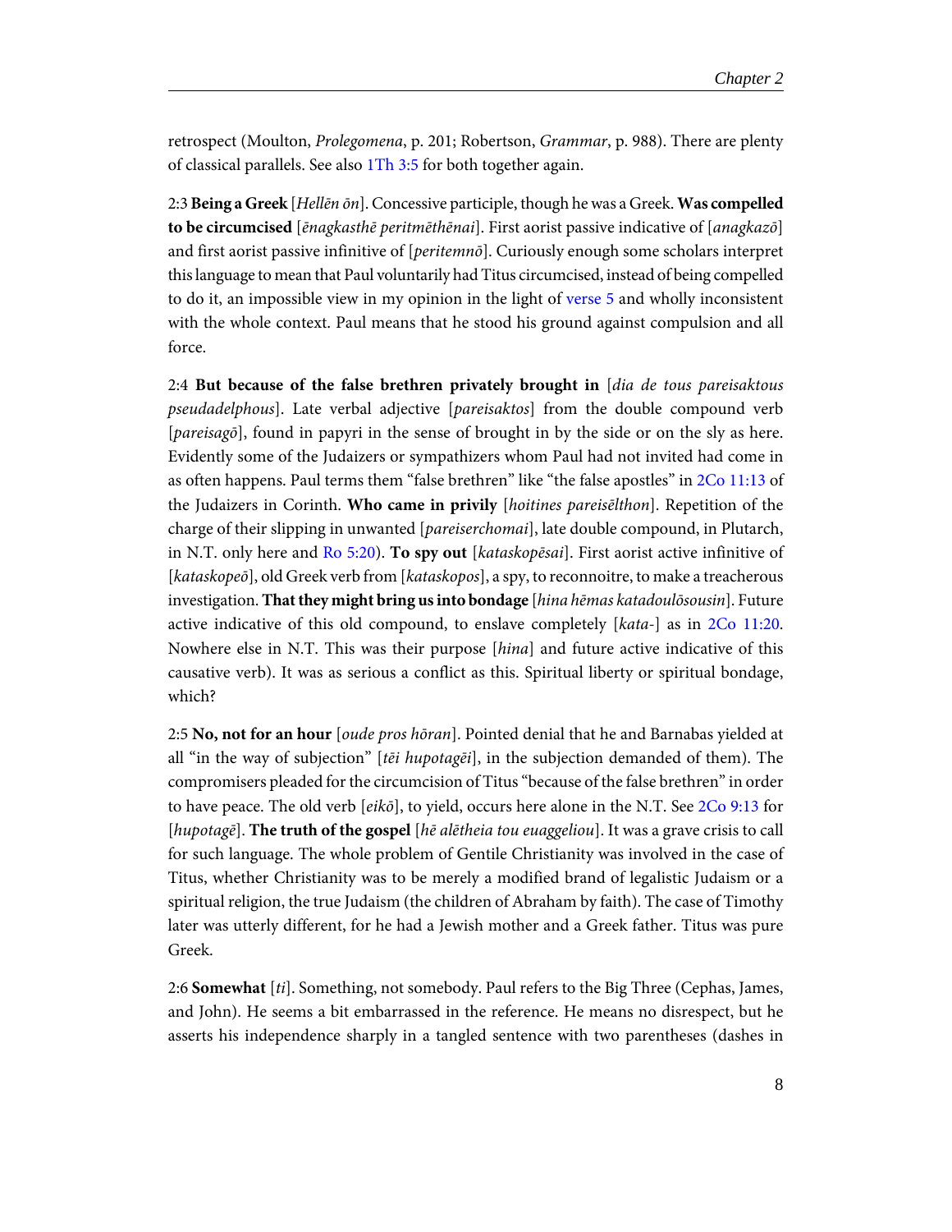retrospect (Moulton, *Prolegomena*, p. 201; Robertson, *Grammar*, p. 988). There are plenty of classical parallels. See also 1Th 3:5 for both together again.

2:3 **Being a Greek** [*Hellēn ōn*]. Concessive participle, though he was a Greek. **Was compelled to be circumcised** [*ēnagkasthē peritmēthēnai*]. First aorist passive indicative of [*anagkazō*] and first aorist passive infinitive of [*peritemnō*]. Curiously enough some scholars interpret this language to mean that Paul voluntarily had Titus circumcised, instead of being compelled to do it, an impossible view in my opinion in the light of verse 5 and wholly inconsistent with the whole context. Paul means that he stood his ground against compulsion and all force.

2:4 **But because of the false brethren privately brought in** [*dia de tous pareisaktous pseudadelphous*]. Late verbal adjective [*pareisaktos*] from the double compound verb [*pareisagō*], found in papyri in the sense of brought in by the side or on the sly as here. Evidently some of the Judaizers or sympathizers whom Paul had not invited had come in as often happens. Paul terms them "false brethren" like "the false apostles" in 2Co 11:13 of the Judaizers in Corinth. **Who came in privily** [*hoitines pareisēlthon*]. Repetition of the charge of their slipping in unwanted [*pareiserchomai*], late double compound, in Plutarch, in N.T. only here and Ro 5:20). **To spy out** [*kataskopēsai*]. First aorist active infinitive of [*kataskopeō*], old Greek verb from [*kataskopos*], a spy, to reconnoitre, to make a treacherous investigation. **That they might bring us into bondage** [*hina hēmas katadoulōsousin*]. Future active indicative of this old compound, to enslave completely [*kata-*] as in 2Co 11:20. Nowhere else in N.T. This was their purpose [*hina*] and future active indicative of this causative verb). It was as serious a conflict as this. Spiritual liberty or spiritual bondage, which?

2:5 **No, not for an hour** [*oude pros hōran*]. Pointed denial that he and Barnabas yielded at all "in the way of subjection" [*tēi hupotagēi*], in the subjection demanded of them). The compromisers pleaded for the circumcision of Titus "because of the false brethren" in order to have peace. The old verb [*eikō*], to yield, occurs here alone in the N.T. See 2Co 9:13 for [*hupotagē*]. **The truth of the gospel** [*hē alētheia tou euaggeliou*]. It was a grave crisis to call for such language. The whole problem of Gentile Christianity was involved in the case of Titus, whether Christianity was to be merely a modified brand of legalistic Judaism or a spiritual religion, the true Judaism (the children of Abraham by faith). The case of Timothy later was utterly different, for he had a Jewish mother and a Greek father. Titus was pure Greek.

2:6 **Somewhat** [*ti*]. Something, not somebody. Paul refers to the Big Three (Cephas, James, and John). He seems a bit embarrassed in the reference. He means no disrespect, but he asserts his independence sharply in a tangled sentence with two parentheses (dashes in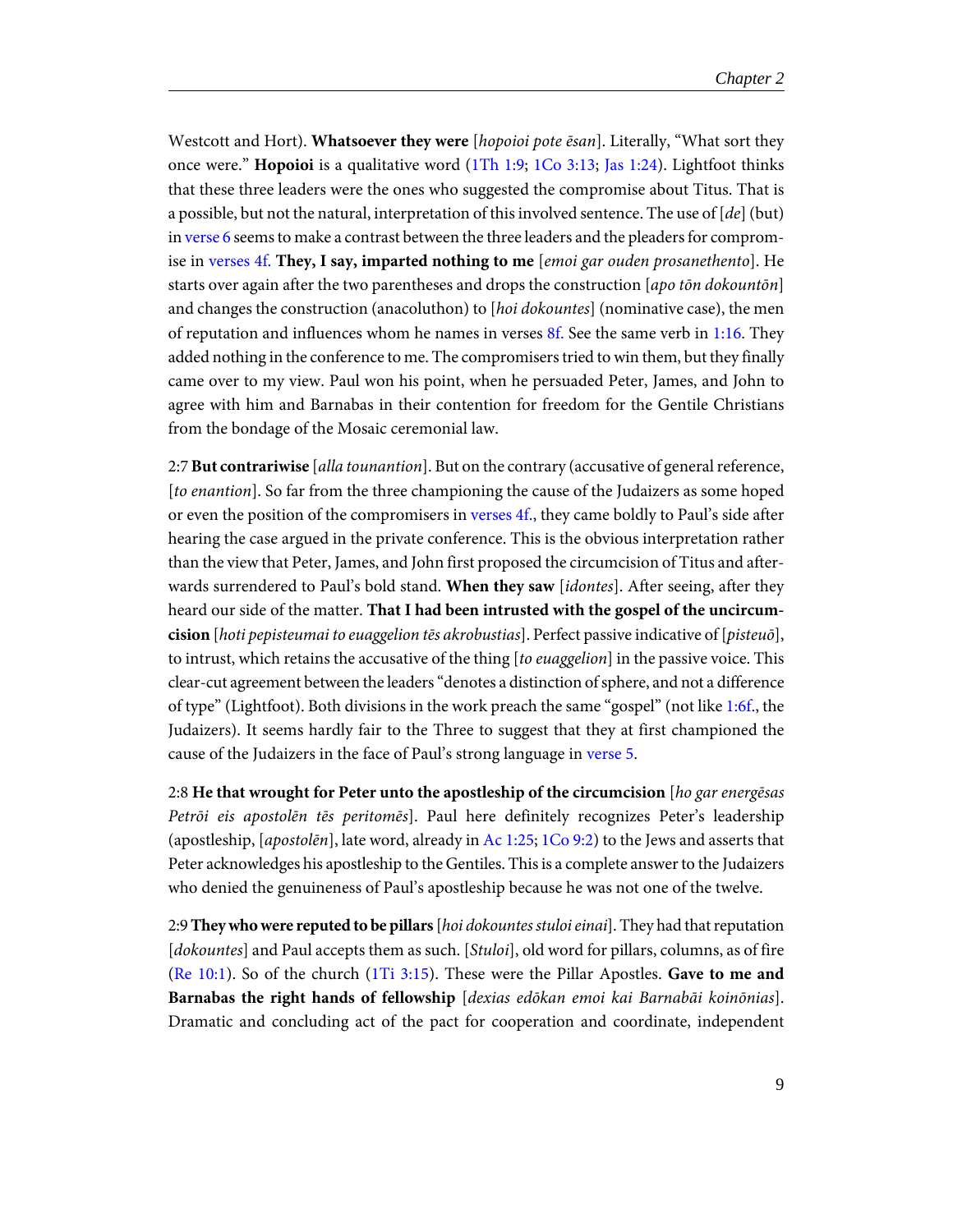Westcott and Hort). **Whatsoever they were** [*hopoioi pote ēsan*]. Literally, "What sort they once were." **Hopoioi** is a qualitative word (1Th 1:9; 1Co 3:13; Jas 1:24). Lightfoot thinks that these three leaders were the ones who suggested the compromise about Titus. That is a possible, but not the natural, interpretation of this involved sentence. The use of [*de*] (but) in verse 6 seems to make a contrast between the three leaders and the pleaders for compromise in verses 4f. **They, I say, imparted nothing to me** [*emoi gar ouden prosanethento*]. He starts over again after the two parentheses and drops the construction [*apo tōn dokountōn*] and changes the construction (anacoluthon) to [*hoi dokountes*] (nominative case), the men of reputation and influences whom he names in verses 8f. See the same verb in 1:16. They added nothing in the conference to me. The compromisers tried to win them, but they finally came over to my view. Paul won his point, when he persuaded Peter, James, and John to agree with him and Barnabas in their contention for freedom for the Gentile Christians from the bondage of the Mosaic ceremonial law.

2:7 **But contrariwise** [*alla tounantion*]. But on the contrary (accusative of general reference, [*to enantion*]. So far from the three championing the cause of the Judaizers as some hoped or even the position of the compromisers in verses 4f., they came boldly to Paul's side after hearing the case argued in the private conference. This is the obvious interpretation rather than the view that Peter, James, and John first proposed the circumcision of Titus and afterwards surrendered to Paul's bold stand. **When they saw** [*idontes*]. After seeing, after they heard our side of the matter. **That I had been intrusted with the gospel of the uncircumcision** [*hoti pepisteumai to euaggelion tēs akrobustias*]. Perfect passive indicative of [*pisteuō*], to intrust, which retains the accusative of the thing [*to euaggelion*] in the passive voice. This clear-cut agreement between the leaders "denotes a distinction of sphere, and not a difference of type" (Lightfoot). Both divisions in the work preach the same "gospel" (not like 1:6f., the Judaizers). It seems hardly fair to the Three to suggest that they at first championed the cause of the Judaizers in the face of Paul's strong language in verse 5.

2:8 **He that wrought for Peter unto the apostleship of the circumcision** [*ho gar energēsas Petrōi eis apostolēn tēs peritomēs*]. Paul here definitely recognizes Peter's leadership (apostleship, [*apostolēn*], late word, already in Ac 1:25; 1Co 9:2) to the Jews and asserts that Peter acknowledges his apostleship to the Gentiles. This is a complete answer to the Judaizers who denied the genuineness of Paul's apostleship because he was not one of the twelve.

2:9 **They who were reputed to be pillars** [*hoi dokountes stuloi einai*]. They had that reputation [*dokountes*] and Paul accepts them as such. [*Stuloi*], old word for pillars, columns, as of fire (Re 10:1). So of the church (1Ti 3:15). These were the Pillar Apostles. **Gave to me and Barnabas the right hands of fellowship** [*dexias edōkan emoi kai Barnabāi koinōnias*]. Dramatic and concluding act of the pact for cooperation and coordinate, independent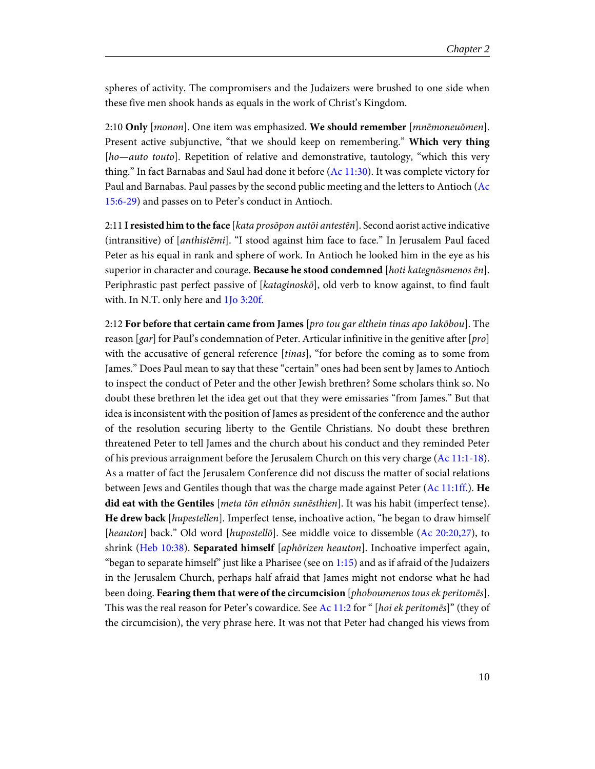spheres of activity. The compromisers and the Judaizers were brushed to one side when these five men shook hands as equals in the work of Christ's Kingdom.

2:10 **Only** [*monon*]. One item was emphasized. **We should remember** [*mnēmoneuōmen*]. Present active subjunctive, "that we should keep on remembering." **Which very thing** [*ho—auto touto*]. Repetition of relative and demonstrative, tautology, "which this very thing." In fact Barnabas and Saul had done it before (Ac 11:30). It was complete victory for Paul and Barnabas. Paul passes by the second public meeting and the letters to Antioch (Ac 15:6-29) and passes on to Peter's conduct in Antioch.

2:11 **I resisted him to the face** [*kata prosōpon autōi antestēn*]. Second aorist active indicative (intransitive) of [*anthistēmi*]. "I stood against him face to face." In Jerusalem Paul faced Peter as his equal in rank and sphere of work. In Antioch he looked him in the eye as his superior in character and courage. **Because he stood condemned** [*hoti kategnōsmenos ēn*]. Periphrastic past perfect passive of [*kataginoskō*], old verb to know against, to find fault with. In N.T. only here and 1Jo 3:20f.

2:12 **For before that certain came from James** [*pro tou gar elthein tinas apo Iakōbou*]. The reason [*gar*] for Paul's condemnation of Peter. Articular infinitive in the genitive after [*pro*] with the accusative of general reference [*tinas*], "for before the coming as to some from James." Does Paul mean to say that these "certain" ones had been sent by James to Antioch to inspect the conduct of Peter and the other Jewish brethren? Some scholars think so. No doubt these brethren let the idea get out that they were emissaries "from James." But that idea is inconsistent with the position of James as president of the conference and the author of the resolution securing liberty to the Gentile Christians. No doubt these brethren threatened Peter to tell James and the church about his conduct and they reminded Peter of his previous arraignment before the Jerusalem Church on this very charge (Ac 11:1-18). As a matter of fact the Jerusalem Conference did not discuss the matter of social relations between Jews and Gentiles though that was the charge made against Peter (Ac 11:1ff.). **He did eat with the Gentiles** [*meta tōn ethnōn sunēsthien*]. It was his habit (imperfect tense). **He drew back** [*hupestellen*]. Imperfect tense, inchoative action, "he began to draw himself [*heauton*] back." Old word [*hupostellō*]. See middle voice to dissemble (Ac 20:20,27), to shrink (Heb 10:38). **Separated himself** [*aphōrizen heauton*]. Inchoative imperfect again, "began to separate himself" just like a Pharisee (see on 1:15) and as if afraid of the Judaizers in the Jerusalem Church, perhaps half afraid that James might not endorse what he had been doing. **Fearing them that were of the circumcision** [*phoboumenos tous ek peritomēs*]. This was the real reason for Peter's cowardice. See Ac 11:2 for " [*hoi ek peritomēs*]" (they of the circumcision), the very phrase here. It was not that Peter had changed his views from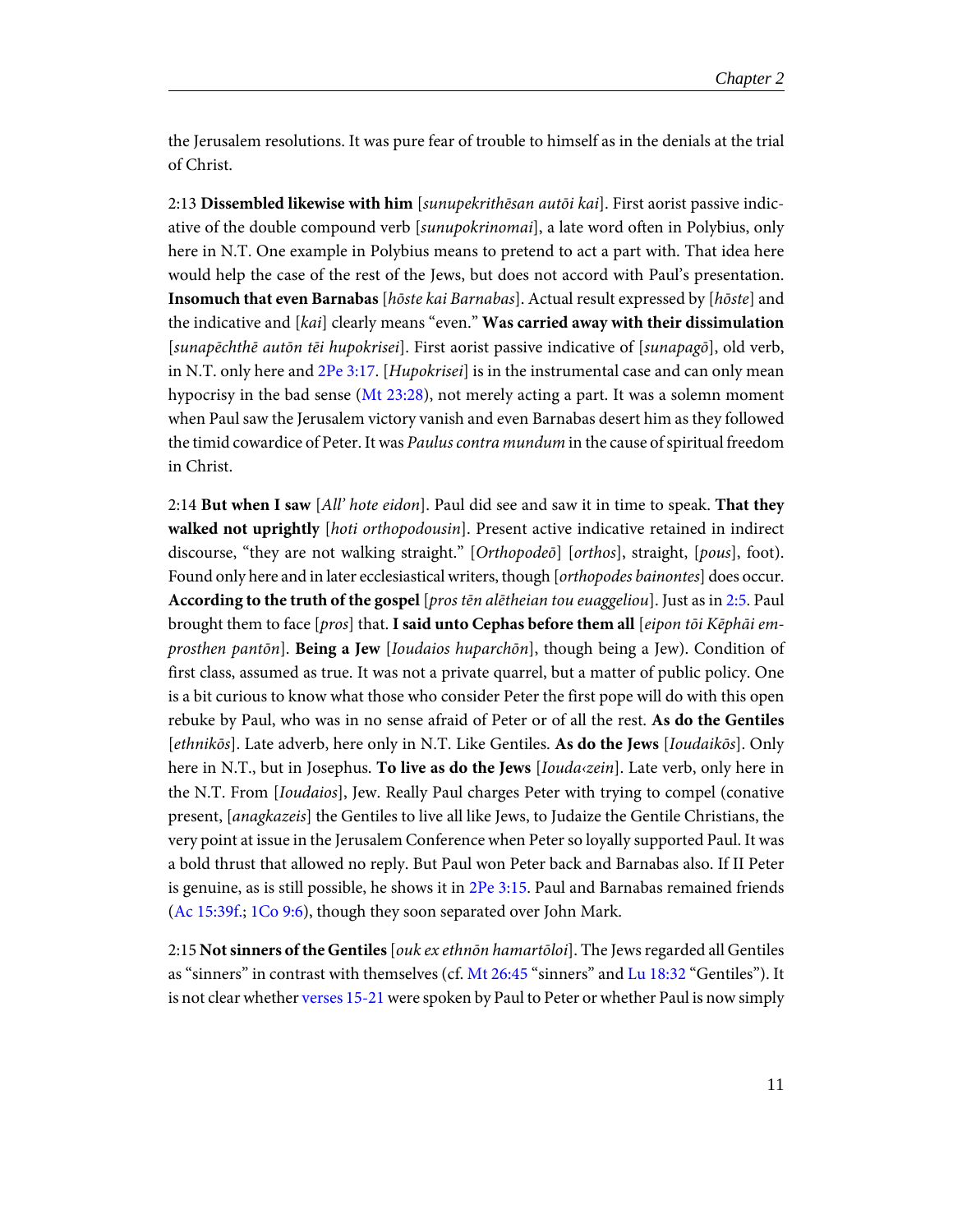the Jerusalem resolutions. It was pure fear of trouble to himself as in the denials at the trial of Christ.

2:13 **Dissembled likewise with him** [*sunupekrithēsan autōi kai*]. First aorist passive indicative of the double compound verb [*sunupokrinomai*], a late word often in Polybius, only here in N.T. One example in Polybius means to pretend to act a part with. That idea here would help the case of the rest of the Jews, but does not accord with Paul's presentation. **Insomuch that even Barnabas** [*hōste kai Barnabas*]. Actual result expressed by [*hōste*] and the indicative and [*kai*] clearly means "even." **Was carried away with their dissimulation** [*sunapēchthē autōn tēi hupokrisei*]. First aorist passive indicative of [*sunapagō*], old verb, in N.T. only here and 2Pe 3:17. [*Hupokrisei*] is in the instrumental case and can only mean hypocrisy in the bad sense (Mt 23:28), not merely acting a part. It was a solemn moment when Paul saw the Jerusalem victory vanish and even Barnabas desert him as they followed the timid cowardice of Peter. It was *Paulus contra mundum* in the cause of spiritual freedom in Christ.

2:14 **But when I saw** [*All' hote eidon*]. Paul did see and saw it in time to speak. **That they walked not uprightly** [*hoti orthopodousin*]. Present active indicative retained in indirect discourse, "they are not walking straight." [*Orthopodeō*] [*orthos*], straight, [*pous*], foot). Found only here and in later ecclesiastical writers, though [*orthopodes bainontes*] does occur. **According to the truth of the gospel** [*pros tēn alētheian tou euaggeliou*]. Just as in 2:5. Paul brought them to face [*pros*] that. **I said unto Cephas before them all** [*eipon tōi Kēphāi emprosthen pantōn*]. **Being a Jew** [*Ioudaios huparchōn*], though being a Jew). Condition of first class, assumed as true. It was not a private quarrel, but a matter of public policy. One is a bit curious to know what those who consider Peter the first pope will do with this open rebuke by Paul, who was in no sense afraid of Peter or of all the rest. **As do the Gentiles** [*ethnikōs*]. Late adverb, here only in N.T. Like Gentiles. **As do the Jews** [*Ioudaikōs*]. Only here in N.T., but in Josephus. **To live as do the Jews** [*Iouda‹zein*]. Late verb, only here in the N.T. From [*Ioudaios*], Jew. Really Paul charges Peter with trying to compel (conative present, [*anagkazeis*] the Gentiles to live all like Jews, to Judaize the Gentile Christians, the very point at issue in the Jerusalem Conference when Peter so loyally supported Paul. It was a bold thrust that allowed no reply. But Paul won Peter back and Barnabas also. If II Peter is genuine, as is still possible, he shows it in 2Pe 3:15. Paul and Barnabas remained friends (Ac 15:39f.; 1Co 9:6), though they soon separated over John Mark.

2:15 **Not sinners of the Gentiles** [*ouk ex ethnōn hamartōloi*]. The Jews regarded all Gentiles as "sinners" in contrast with themselves (cf. Mt 26:45 "sinners" and Lu 18:32 "Gentiles"). It is not clear whether verses 15-21 were spoken by Paul to Peter or whether Paul is now simply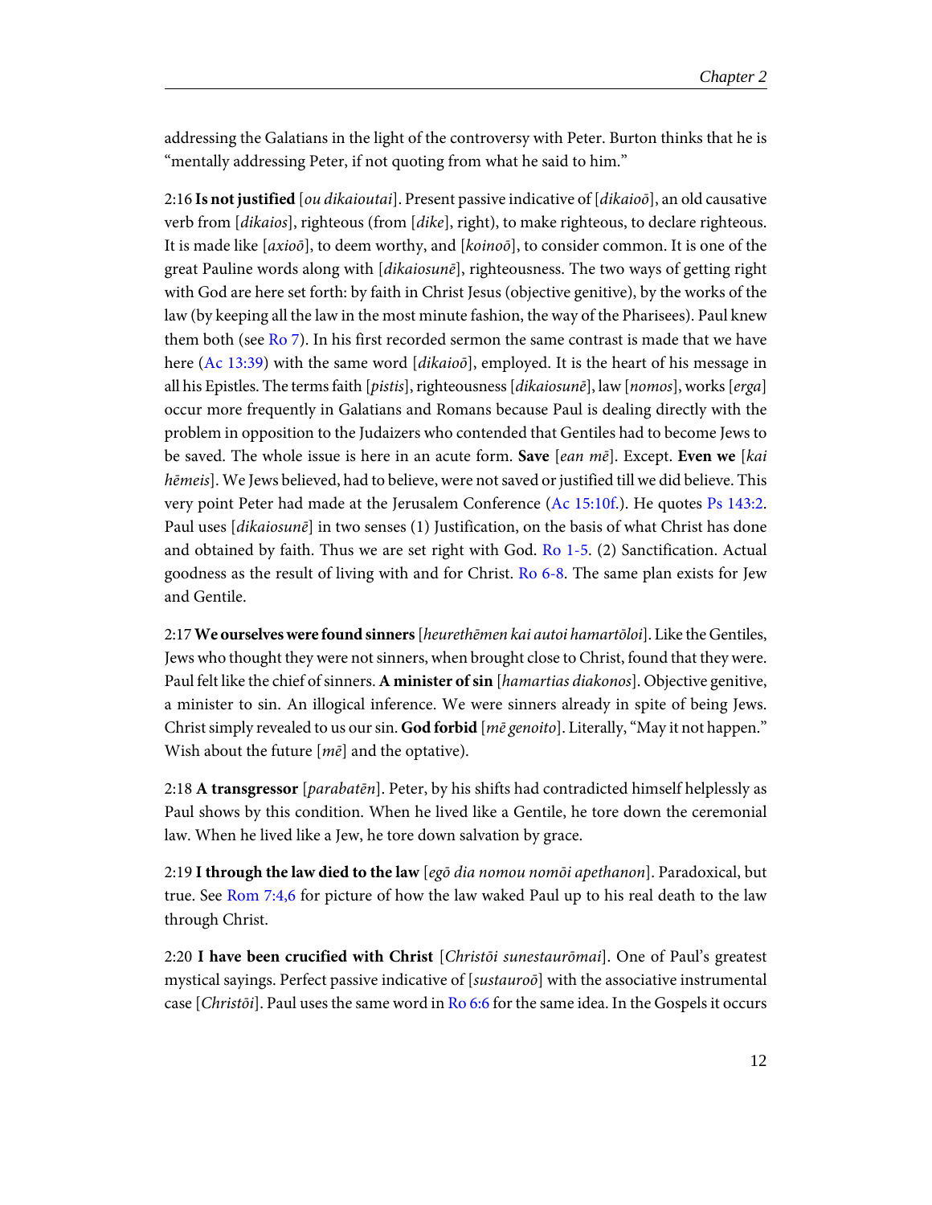addressing the Galatians in the light of the controversy with Peter. Burton thinks that he is "mentally addressing Peter, if not quoting from what he said to him."

2:16 **Is not justified** [*ou dikaioutai*]. Present passive indicative of [*dikaioō*], an old causative verb from [*dikaios*], righteous (from [*dike*], right), to make righteous, to declare righteous. It is made like [*axioō*], to deem worthy, and [*koinoō*], to consider common. It is one of the great Pauline words along with [*dikaiosunē*], righteousness. The two ways of getting right with God are here set forth: by faith in Christ Jesus (objective genitive), by the works of the law (by keeping all the law in the most minute fashion, the way of the Pharisees). Paul knew them both (see Ro 7). In his first recorded sermon the same contrast is made that we have here (Ac 13:39) with the same word [*dikaioō*], employed. It is the heart of his message in all his Epistles. The terms faith [*pistis*], righteousness [*dikaiosunē*], law [*nomos*], works [*erga*] occur more frequently in Galatians and Romans because Paul is dealing directly with the problem in opposition to the Judaizers who contended that Gentiles had to become Jews to be saved. The whole issue is here in an acute form. **Save** [*ean mē*]. Except. **Even we** [*kai hēmeis*]. We Jews believed, had to believe, were not saved or justified till we did believe. This very point Peter had made at the Jerusalem Conference (Ac 15:10f.). He quotes Ps 143:2. Paul uses [*dikaiosunē*] in two senses (1) Justification, on the basis of what Christ has done and obtained by faith. Thus we are set right with God. Ro 1-5. (2) Sanctification. Actual goodness as the result of living with and for Christ. Ro 6-8. The same plan exists for Jew and Gentile.

2:17 **We ourselves were found sinners** [*heurethēmen kai autoi hamartōloi*]. Like the Gentiles, Jews who thought they were not sinners, when brought close to Christ, found that they were. Paul felt like the chief of sinners. **A minister of sin** [*hamartias diakonos*]. Objective genitive, a minister to sin. An illogical inference. We were sinners already in spite of being Jews. Christ simply revealed to us our sin. **God forbid** [*mē genoito*]. Literally, "May it not happen." Wish about the future [*mē*] and the optative).

2:18 **A transgressor** [*parabatēn*]. Peter, by his shifts had contradicted himself helplessly as Paul shows by this condition. When he lived like a Gentile, he tore down the ceremonial law. When he lived like a Jew, he tore down salvation by grace.

2:19 **I through the law died to the law** [*egō dia nomou nomōi apethanon*]. Paradoxical, but true. See Rom 7:4,6 for picture of how the law waked Paul up to his real death to the law through Christ.

2:20 **I have been crucified with Christ** [*Christōi sunestaurōmai*]. One of Paul's greatest mystical sayings. Perfect passive indicative of [*sustauroō*] with the associative instrumental case [*Christōi*]. Paul uses the same word in Ro 6:6 for the same idea. In the Gospels it occurs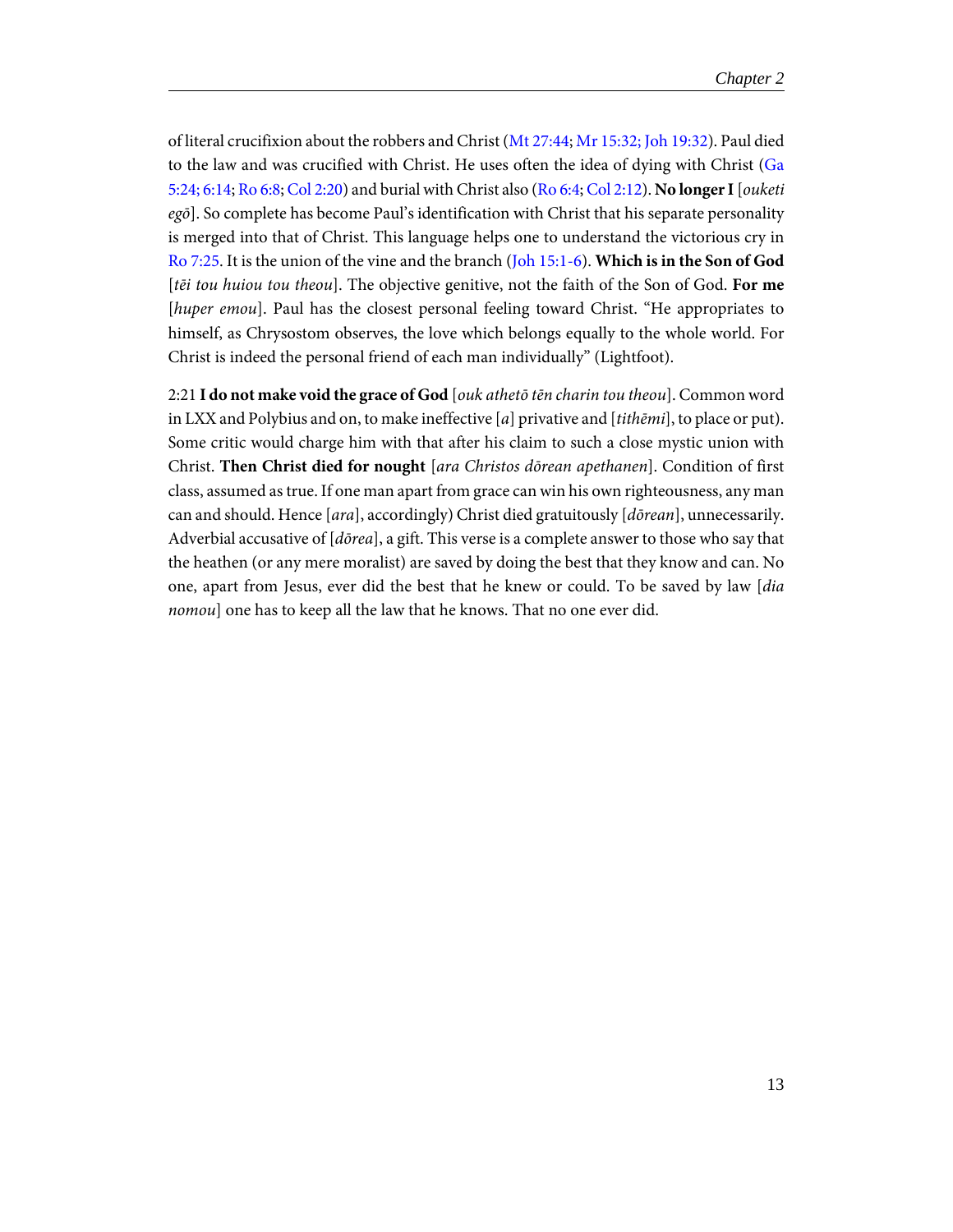of literal crucifixion about the robbers and Christ (Mt 27:44; Mr 15:32; Joh 19:32). Paul died to the law and was crucified with Christ. He uses often the idea of dying with Christ (Ga 5:24; 6:14; Ro 6:8; Col 2:20) and burial with Christ also (Ro 6:4; Col 2:12). **No longer I** [*ouketi egō*]. So complete has become Paul's identification with Christ that his separate personality is merged into that of Christ. This language helps one to understand the victorious cry in Ro 7:25. It is the union of the vine and the branch (Joh 15:1-6). **Which is in the Son of God** [*tēi tou huiou tou theou*]. The objective genitive, not the faith of the Son of God. **For me** [*huper emou*]. Paul has the closest personal feeling toward Christ. "He appropriates to himself, as Chrysostom observes, the love which belongs equally to the whole world. For Christ is indeed the personal friend of each man individually" (Lightfoot).

2:21 **I do not make void the grace of God** [*ouk athetō tēn charin tou theou*]. Common word in LXX and Polybius and on, to make ineffective [*a*] privative and [*tithēmi*], to place or put). Some critic would charge him with that after his claim to such a close mystic union with Christ. **Then Christ died for nought** [*ara Christos dōrean apethanen*]. Condition of first class, assumed as true. If one man apart from grace can win his own righteousness, any man can and should. Hence [*ara*], accordingly) Christ died gratuitously [*dōrean*], unnecessarily. Adverbial accusative of [*dōrea*], a gift. This verse is a complete answer to those who say that the heathen (or any mere moralist) are saved by doing the best that they know and can. No one, apart from Jesus, ever did the best that he knew or could. To be saved by law [*dia nomou*] one has to keep all the law that he knows. That no one ever did.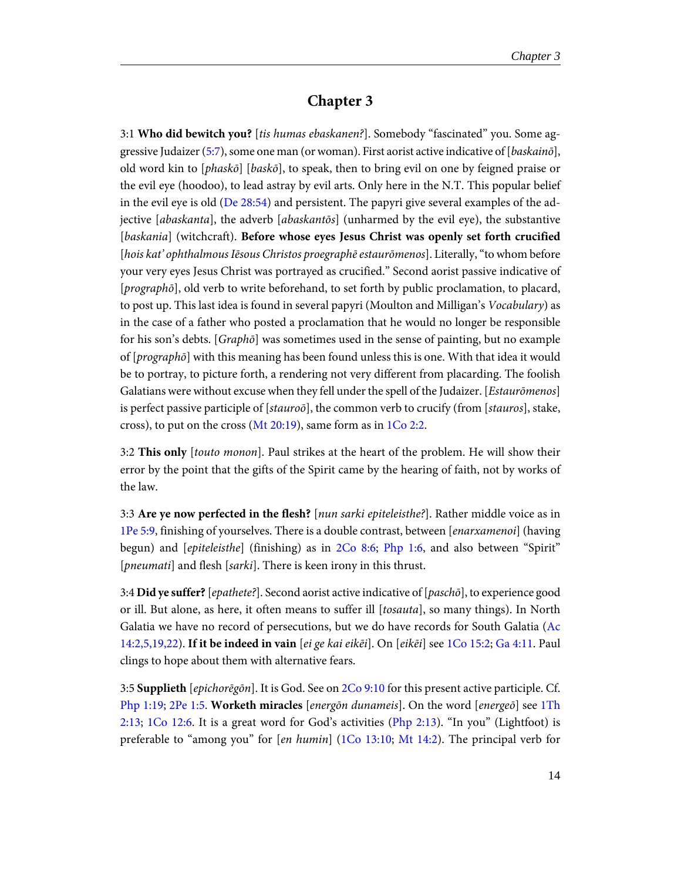## Chapter 3

3:1 **Who did bewitch you?** [*tis humas ebaskanen?*]. Somebody "fascinated" you. Some aggressive Judaizer (5:7), some one man (or woman). First aorist active indicative of [*baskainō*], old word kin to [*phaskō*] [*baskō*], to speak, then to bring evil on one by feigned praise or the evil eye (hoodoo), to lead astray by evil arts. Only here in the N.T. This popular belief in the evil eye is old (De 28:54) and persistent. The papyri give several examples of the adjective [*abaskanta*], the adverb [*abaskantōs*] (unharmed by the evil eye), the substantive [*baskania*] (witchcraft). **Before whose eyes Jesus Christ was openly set forth crucified** [*hois kat' ophthalmous Iēsous Christos proegraphē estaurōmenos*]. Literally, "to whom before your very eyes Jesus Christ was portrayed as crucified." Second aorist passive indicative of [*prographō*], old verb to write beforehand, to set forth by public proclamation, to placard, to post up. This last idea is found in several papyri (Moulton and Milligan's *Vocabulary*) as in the case of a father who posted a proclamation that he would no longer be responsible for his son's debts. [*Graphō*] was sometimes used in the sense of painting, but no example of [*prographō*] with this meaning has been found unless this is one. With that idea it would be to portray, to picture forth, a rendering not very different from placarding. The foolish Galatians were without excuse when they fell under the spell of the Judaizer. [*Estaurōmenos*] is perfect passive participle of [*stauroō*], the common verb to crucify (from [*stauros*], stake, cross), to put on the cross (Mt 20:19), same form as in 1Co 2:2.

3:2 **This only** [*touto monon*]. Paul strikes at the heart of the problem. He will show their error by the point that the gifts of the Spirit came by the hearing of faith, not by works of the law.

3:3 **Are ye now perfected in the flesh?** [*nun sarki epiteleisthe?*]. Rather middle voice as in 1Pe 5:9, finishing of yourselves. There is a double contrast, between [*enarxamenoi*] (having begun) and [*epiteleisthe*] (finishing) as in 2Co 8:6; Php 1:6, and also between "Spirit" [*pneumati*] and flesh [*sarki*]. There is keen irony in this thrust.

3:4 **Did ye suffer?** [*epathete?*]. Second aorist active indicative of [*paschō*], to experience good or ill. But alone, as here, it often means to suffer ill [*tosauta*], so many things). In North Galatia we have no record of persecutions, but we do have records for South Galatia (Ac 14:2,5,19,22). **If it be indeed in vain** [*ei ge kai eikēi*]. On [*eikēi*] see 1Co 15:2; Ga 4:11. Paul clings to hope about them with alternative fears.

3:5 **Supplieth** [*epichorēgōn*]. It is God. See on 2Co 9:10 for this present active participle. Cf. Php 1:19; 2Pe 1:5. **Worketh miracles** [*energōn dunameis*]. On the word [*energeō*] see 1Th 2:13; 1Co 12:6. It is a great word for God's activities (Php 2:13). "In you" (Lightfoot) is preferable to "among you" for [*en humin*] (1Co 13:10; Mt 14:2). The principal verb for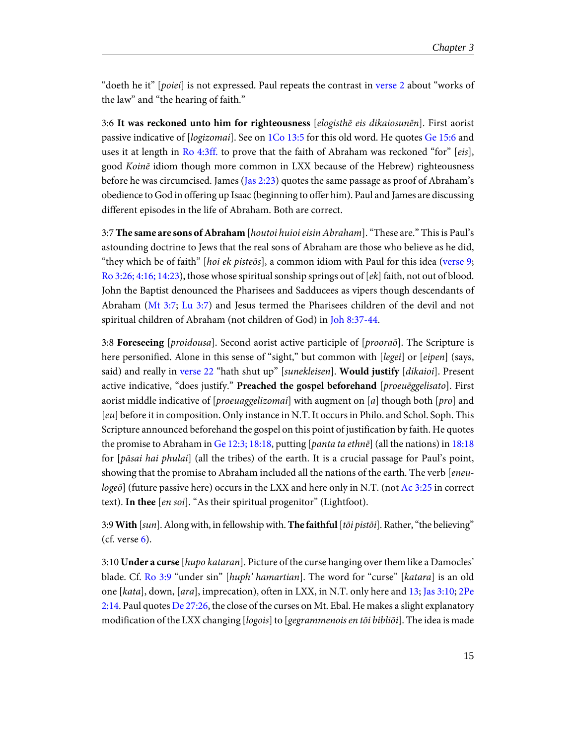"doeth he it" [*poiei*] is not expressed. Paul repeats the contrast in verse 2 about "works of the law" and "the hearing of faith."

3:6 **It was reckoned unto him for righteousness** [*elogisthē eis dikaiosunēn*]. First aorist passive indicative of [*logizomai*]. See on 1Co 13:5 for this old word. He quotes Ge 15:6 and uses it at length in Ro 4:3ff. to prove that the faith of Abraham was reckoned "for" [*eis*], good *Koinē* idiom though more common in LXX because of the Hebrew) righteousness before he was circumcised. James (Jas 2:23) quotes the same passage as proof of Abraham's obedience to God in offering up Isaac (beginning to offer him). Paul and James are discussing different episodes in the life of Abraham. Both are correct.

3:7 **The same are sons of Abraham** [*houtoi huioi eisin Abraham*]. "These are." This is Paul's astounding doctrine to Jews that the real sons of Abraham are those who believe as he did, "they which be of faith" [*hoi ek pisteōs*], a common idiom with Paul for this idea (verse 9; Ro 3:26; 4:16; 14:23), those whose spiritual sonship springs out of [*ek*] faith, not out of blood. John the Baptist denounced the Pharisees and Sadducees as vipers though descendants of Abraham (Mt 3:7; Lu 3:7) and Jesus termed the Pharisees children of the devil and not spiritual children of Abraham (not children of God) in Joh 8:37-44.

3:8 **Foreseeing** [*proidousa*]. Second aorist active participle of [*prooraō*]. The Scripture is here personified. Alone in this sense of "sight," but common with [*legei*] or [*eipen*] (says, said) and really in verse 22 "hath shut up" [*sunekleisen*]. **Would justify** [*dikaioi*]. Present active indicative, "does justify." **Preached the gospel beforehand** [*proeuēggelisato*]. First aorist middle indicative of [*proeuaggelizomai*] with augment on [*a*] though both [*pro*] and [*eu*] before it in composition. Only instance in N.T. It occurs in Philo. and Schol. Soph. This Scripture announced beforehand the gospel on this point of justification by faith. He quotes the promise to Abraham in Ge 12:3; 18:18, putting [*panta ta ethnē*] (all the nations) in 18:18 for [*pāsai hai phulai*] (all the tribes) of the earth. It is a crucial passage for Paul's point, showing that the promise to Abraham included all the nations of the earth. The verb [*eneulogeō*] (future passive here) occurs in the LXX and here only in N.T. (not Ac 3:25 in correct text). **In thee** [*en soi*]. "As their spiritual progenitor" (Lightfoot).

3:9 **With** [*sun*]. Along with, in fellowship with. **The faithful** [*tōi pistōi*]. Rather, "the believing" (cf. verse 6).

3:10 **Under a curse** [*hupo kataran*]. Picture of the curse hanging over them like a Damocles' blade. Cf. Ro 3:9 "under sin" [*huph' hamartian*]. The word for "curse" [*katara*] is an old one [*kata*], down, [*ara*], imprecation), often in LXX, in N.T. only here and 13; Jas 3:10; 2Pe 2:14. Paul quotes De 27:26, the close of the curses on Mt. Ebal. He makes a slight explanatory modification of the LXX changing [*logois*] to [*gegrammenois en tōi bibliōi*]. The idea is made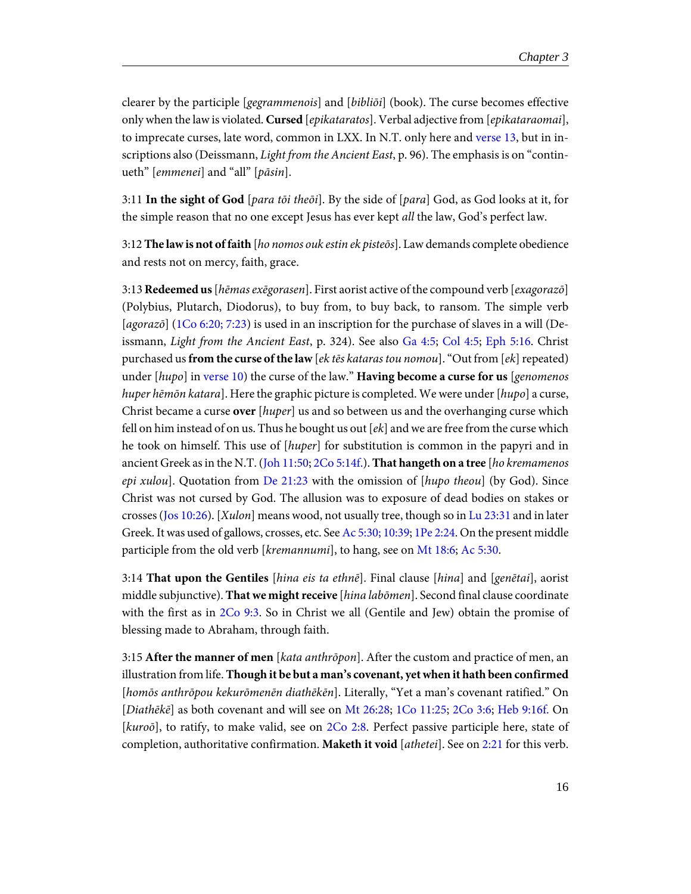clearer by the participle [*gegrammenois*] and [*bibliōi*] (book). The curse becomes effective only when the law is violated. **Cursed** [*epikataratos*]. Verbal adjective from [*epikataraomai*], to imprecate curses, late word, common in LXX. In N.T. only here and verse 13, but in inscriptions also (Deissmann, *Light from the Ancient East*, p. 96). The emphasis is on "continueth" [*emmenei*] and "all" [*pāsin*].

3:11 **In the sight of God** [*para tōi theōi*]. By the side of [*para*] God, as God looks at it, for the simple reason that no one except Jesus has ever kept *all* the law, God's perfect law.

3:12 **The law is not of faith** [*ho nomos ouk estin ek pisteōs*]. Law demands complete obedience and rests not on mercy, faith, grace.

3:13 **Redeemed us** [*hēmas exēgorasen*]. First aorist active of the compound verb [*exagorazō*] (Polybius, Plutarch, Diodorus), to buy from, to buy back, to ransom. The simple verb [*agorazō*] (1Co 6:20; 7:23) is used in an inscription for the purchase of slaves in a will (Deissmann, *Light from the Ancient East*, p. 324). See also Ga 4:5; Col 4:5; Eph 5:16. Christ purchased us **from the curse of the law** [*ek tēs kataras tou nomou*]. "Out from [*ek*] repeated) under [*hupo*] in verse 10) the curse of the law." **Having become a curse for us** [*genomenos huper hēmōn katara*]. Here the graphic picture is completed. We were under [*hupo*] a curse, Christ became a curse **over** [*huper*] us and so between us and the overhanging curse which fell on him instead of on us. Thus he bought us out [*ek*] and we are free from the curse which he took on himself. This use of [*huper*] for substitution is common in the papyri and in ancient Greek as in the N.T. (Joh 11:50; 2Co 5:14f.). **That hangeth on a tree** [*ho kremamenos epi xulou*]. Quotation from De 21:23 with the omission of [*hupo theou*] (by God). Since Christ was not cursed by God. The allusion was to exposure of dead bodies on stakes or crosses (Jos 10:26). [*Xulon*] means wood, not usually tree, though so in Lu 23:31 and in later Greek. It was used of gallows, crosses, etc. See Ac 5:30; 10:39; 1Pe 2:24. On the present middle participle from the old verb [*kremannumi*], to hang, see on Mt 18:6; Ac 5:30.

3:14 **That upon the Gentiles** [*hina eis ta ethnē*]. Final clause [*hina*] and [*genētai*], aorist middle subjunctive). **That we might receive** [*hina labōmen*]. Second final clause coordinate with the first as in 2Co 9:3. So in Christ we all (Gentile and Jew) obtain the promise of blessing made to Abraham, through faith.

3:15 **After the manner of men** [*kata anthrōpon*]. After the custom and practice of men, an illustration from life. **Though it be but a man's covenant, yet when it hath been confirmed** [*homōs anthrōpou kekurōmenēn diathēkēn*]. Literally, "Yet a man's covenant ratified." On [*Diathēkē*] as both covenant and will see on Mt 26:28; 1Co 11:25; 2Co 3:6; Heb 9:16f. On [*kuroō*], to ratify, to make valid, see on 2Co 2:8. Perfect passive participle here, state of completion, authoritative confirmation. **Maketh it void** [*athetei*]. See on 2:21 for this verb.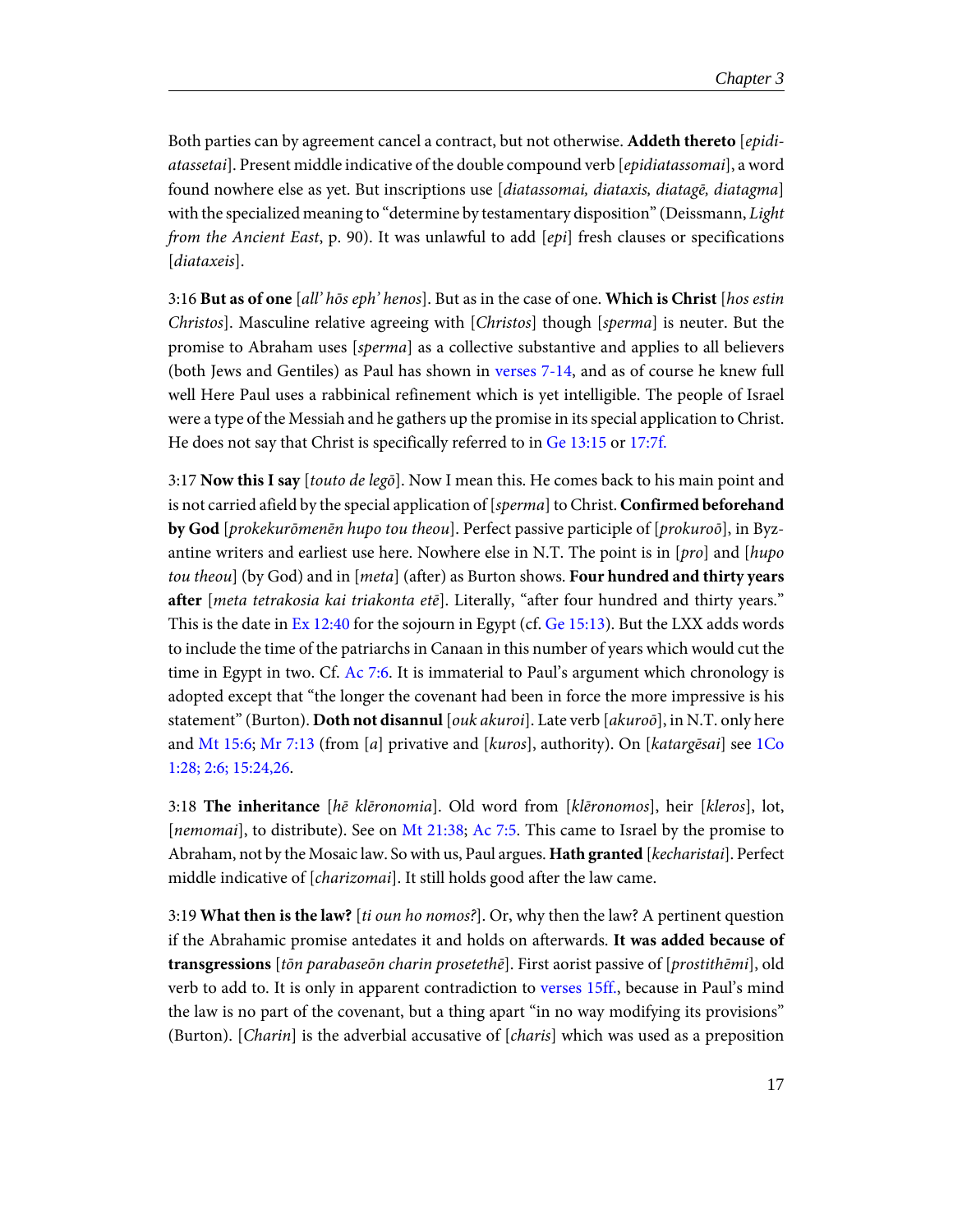Both parties can by agreement cancel a contract, but not otherwise. **Addeth thereto** [*epidiatassetai*]. Present middle indicative of the double compound verb [*epidiatassomai*], a word found nowhere else as yet. But inscriptions use [*diatassomai, diataxis, diatagē, diatagma*] with the specialized meaning to "determine by testamentary disposition" (Deissmann, *Light from the Ancient East*, p. 90). It was unlawful to add [*epi*] fresh clauses or specifications [*diataxeis*].

3:16 **But as of one** [*all' hōs eph' henos*]. But as in the case of one. **Which is Christ** [*hos estin Christos*]. Masculine relative agreeing with [*Christos*] though [*sperma*] is neuter. But the promise to Abraham uses [*sperma*] as a collective substantive and applies to all believers (both Jews and Gentiles) as Paul has shown in verses 7-14, and as of course he knew full well Here Paul uses a rabbinical refinement which is yet intelligible. The people of Israel were a type of the Messiah and he gathers up the promise in its special application to Christ. He does not say that Christ is specifically referred to in Ge 13:15 or 17:7f.

3:17 **Now this I say** [*touto de legō*]. Now I mean this. He comes back to his main point and is not carried afield by the special application of [*sperma*] to Christ. **Confirmed beforehand by God** [*prokekurōmenēn hupo tou theou*]. Perfect passive participle of [*prokuroō*], in Byzantine writers and earliest use here. Nowhere else in N.T. The point is in [*pro*] and [*hupo tou theou*] (by God) and in [*meta*] (after) as Burton shows. **Four hundred and thirty years after** [*meta tetrakosia kai triakonta etē*]. Literally, "after four hundred and thirty years." This is the date in Ex 12:40 for the sojourn in Egypt (cf. Ge 15:13). But the LXX adds words to include the time of the patriarchs in Canaan in this number of years which would cut the time in Egypt in two. Cf. Ac 7:6. It is immaterial to Paul's argument which chronology is adopted except that "the longer the covenant had been in force the more impressive is his statement" (Burton). **Doth not disannul** [*ouk akuroi*]. Late verb [*akuroō*], in N.T. only here and Mt 15:6; Mr 7:13 (from [*a*] privative and [*kuros*], authority). On [*katargēsai*] see 1Co 1:28; 2:6; 15:24,26.

3:18 **The inheritance** [*hē klēronomia*]. Old word from [*klēronomos*], heir [*kleros*], lot, [*nemomai*], to distribute). See on Mt 21:38; Ac 7:5. This came to Israel by the promise to Abraham, not by the Mosaic law. So with us, Paul argues. **Hath granted** [*kecharistai*]. Perfect middle indicative of [*charizomai*]. It still holds good after the law came.

3:19 **What then is the law?** [*ti oun ho nomos?*]. Or, why then the law? A pertinent question if the Abrahamic promise antedates it and holds on afterwards. **It was added because of transgressions** [*tōn parabaseōn charin prosetethē*]. First aorist passive of [*prostithēmi*], old verb to add to. It is only in apparent contradiction to verses 15ff., because in Paul's mind the law is no part of the covenant, but a thing apart "in no way modifying its provisions" (Burton). [*Charin*] is the adverbial accusative of [*charis*] which was used as a preposition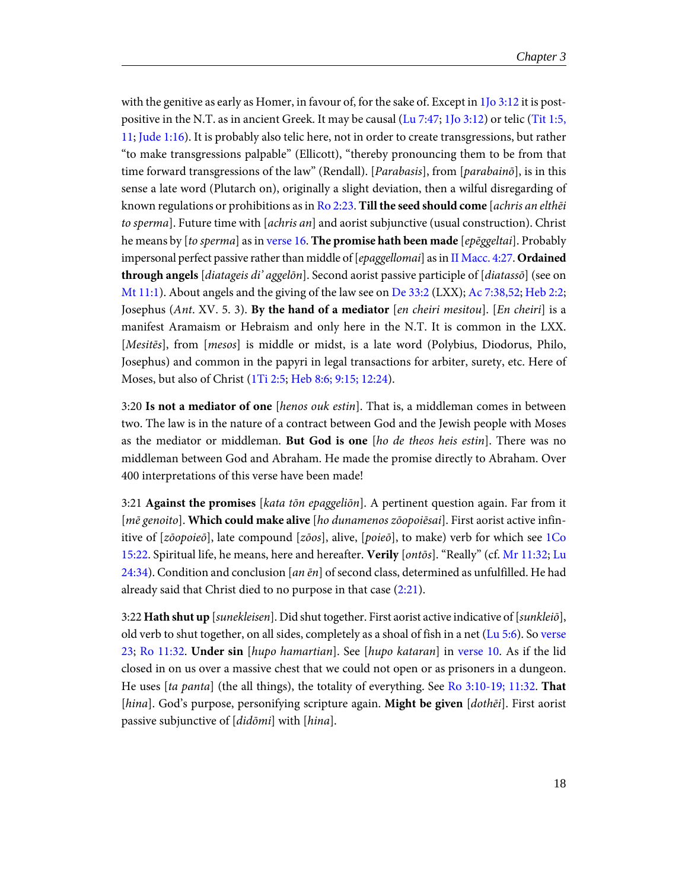with the genitive as early as Homer, in favour of, for the sake of. Except in 1Jo 3:12 it is post-positive in the N.T. as in ancient Greek. It may be causal (Lu 7:47; 1Jo 3:12) or telic (Tit 1:5, 11; Jude 1:16). It is probably also telic here, not in order to create transgressions, but rather "to make transgressions palpable" (Ellicott), "thereby pronouncing them to be from that time forward transgressions of the law" (Rendall). [*Parabasis*], from [*parabainō*], is in this sense a late word (Plutarch on), originally a slight deviation, then a wilful disregarding of known regulations or prohibitions as in Ro 2:23. **Till the seed should come** [*achris an elthēi to sperma*]. Future time with [*achris an*] and aorist subjunctive (usual construction). Christ he means by [*to sperma*] as in verse 16. **The promise hath been made** [*epēggeltai*]. Probably impersonal perfect passive rather than middle of [*epaggellomai*] as in II Macc. 4:27. **Ordained through angels** [*diatageis di' aggelōn*]. Second aorist passive participle of [*diatassō*] (see on Mt 11:1). About angels and the giving of the law see on De 33:2 (LXX); Ac 7:38,52; Heb 2:2; Josephus (*Ant*. XV. 5. 3). **By the hand of a mediator** [*en cheiri mesitou*]. [*En cheiri*] is a manifest Aramaism or Hebraism and only here in the N.T. It is common in the LXX. [*Mesitēs*], from [*mesos*] is middle or midst, is a late word (Polybius, Diodorus, Philo, Josephus) and common in the papyri in legal transactions for arbiter, surety, etc. Here of Moses, but also of Christ (1Ti 2:5; Heb 8:6; 9:15; 12:24).

3:20 **Is not a mediator of one** [*henos ouk estin*]. That is, a middleman comes in between two. The law is in the nature of a contract between God and the Jewish people with Moses as the mediator or middleman. **But God is one** [*ho de theos heis estin*]. There was no middleman between God and Abraham. He made the promise directly to Abraham. Over 400 interpretations of this verse have been made!

3:21 **Against the promises** [*kata tōn epaggeliōn*]. A pertinent question again. Far from it [*mē genoito*]. **Which could make alive** [*ho dunamenos zōopoiēsai*]. First aorist active infinitive of [*zōopoieō*], late compound [*zōos*], alive, [*poieō*], to make) verb for which see 1Co 15:22. Spiritual life, he means, here and hereafter. **Verily** [*ontōs*]. "Really" (cf. Mr 11:32; Lu 24:34). Condition and conclusion [*an ēn*] of second class, determined as unfulfilled. He had already said that Christ died to no purpose in that case (2:21).

3:22 **Hath shut up** [*sunekleisen*]. Did shut together. First aorist active indicative of [*sunkleiō*], old verb to shut together, on all sides, completely as a shoal of fish in a net (Lu 5:6). So verse 23; Ro 11:32. **Under sin** [*hupo hamartian*]. See [*hupo kataran*] in verse 10. As if the lid closed in on us over a massive chest that we could not open or as prisoners in a dungeon. He uses [*ta panta*] (the all things), the totality of everything. See Ro 3:10-19; 11:32. **That** [*hina*]. God's purpose, personifying scripture again. **Might be given** [*dothēi*]. First aorist passive subjunctive of [*didōmi*] with [*hina*].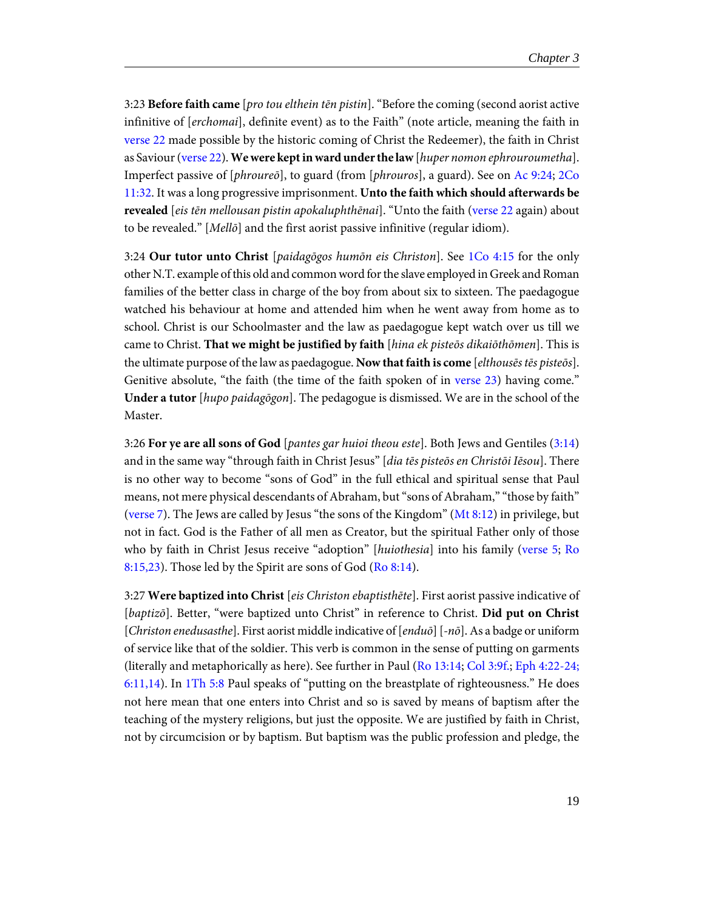3:23 **Before faith came** [*pro tou elthein tēn pistin*]. "Before the coming (second aorist active infinitive of [*erchomai*], definite event) as to the Faith" (note article, meaning the faith in verse 22 made possible by the historic coming of Christ the Redeemer), the faith in Christ as Saviour (verse 22). **We were kept in ward under the law** [*huper nomon ephrouroumetha*]. Imperfect passive of [*phroureō*], to guard (from [*phrouros*], a guard). See on Ac 9:24; 2Co 11:32. It was a long progressive imprisonment. **Unto the faith which should afterwards be revealed** [*eis tēn mellousan pistin apokaluphthēnai*]. "Unto the faith (verse 22 again) about to be revealed." [*Mellō*] and the first aorist passive infinitive (regular idiom).

3:24 **Our tutor unto Christ** [*paidagōgos humōn eis Christon*]. See 1Co 4:15 for the only other N.T. example of this old and common word for the slave employed in Greek and Roman families of the better class in charge of the boy from about six to sixteen. The paedagogue watched his behaviour at home and attended him when he went away from home as to school. Christ is our Schoolmaster and the law as paedagogue kept watch over us till we came to Christ. **That we might be justified by faith** [*hina ek pisteōs dikaiōthōmen*]. This is the ultimate purpose of the law as paedagogue. **Now that faith is come** [*elthousēs tēs pisteōs*]. Genitive absolute, "the faith (the time of the faith spoken of in verse 23) having come." **Under a tutor** [*hupo paidagōgon*]. The pedagogue is dismissed. We are in the school of the Master.

3:26 **For ye are all sons of God** [*pantes gar huioi theou este*]. Both Jews and Gentiles (3:14) and in the same way "through faith in Christ Jesus" [*dia tēs pisteōs en Christōi Iēsou*]. There is no other way to become "sons of God" in the full ethical and spiritual sense that Paul means, not mere physical descendants of Abraham, but "sons of Abraham," "those by faith" (verse 7). The Jews are called by Jesus "the sons of the Kingdom" (Mt 8:12) in privilege, but not in fact. God is the Father of all men as Creator, but the spiritual Father only of those who by faith in Christ Jesus receive "adoption" [*huiothesia*] into his family (verse 5; Ro 8:15,23). Those led by the Spirit are sons of God (Ro 8:14).

3:27 **Were baptized into Christ** [*eis Christon ebaptisthēte*]. First aorist passive indicative of [*baptizō*]. Better, "were baptized unto Christ" in reference to Christ. **Did put on Christ** [*Christon enedusasthe*]. First aorist middle indicative of [*enduō*] [*-nō*]. As a badge or uniform of service like that of the soldier. This verb is common in the sense of putting on garments (literally and metaphorically as here). See further in Paul (Ro 13:14; Col 3:9f.; Eph 4:22-24; 6:11,14). In 1Th 5:8 Paul speaks of "putting on the breastplate of righteousness." He does not here mean that one enters into Christ and so is saved by means of baptism after the teaching of the mystery religions, but just the opposite. We are justified by faith in Christ, not by circumcision or by baptism. But baptism was the public profession and pledge, the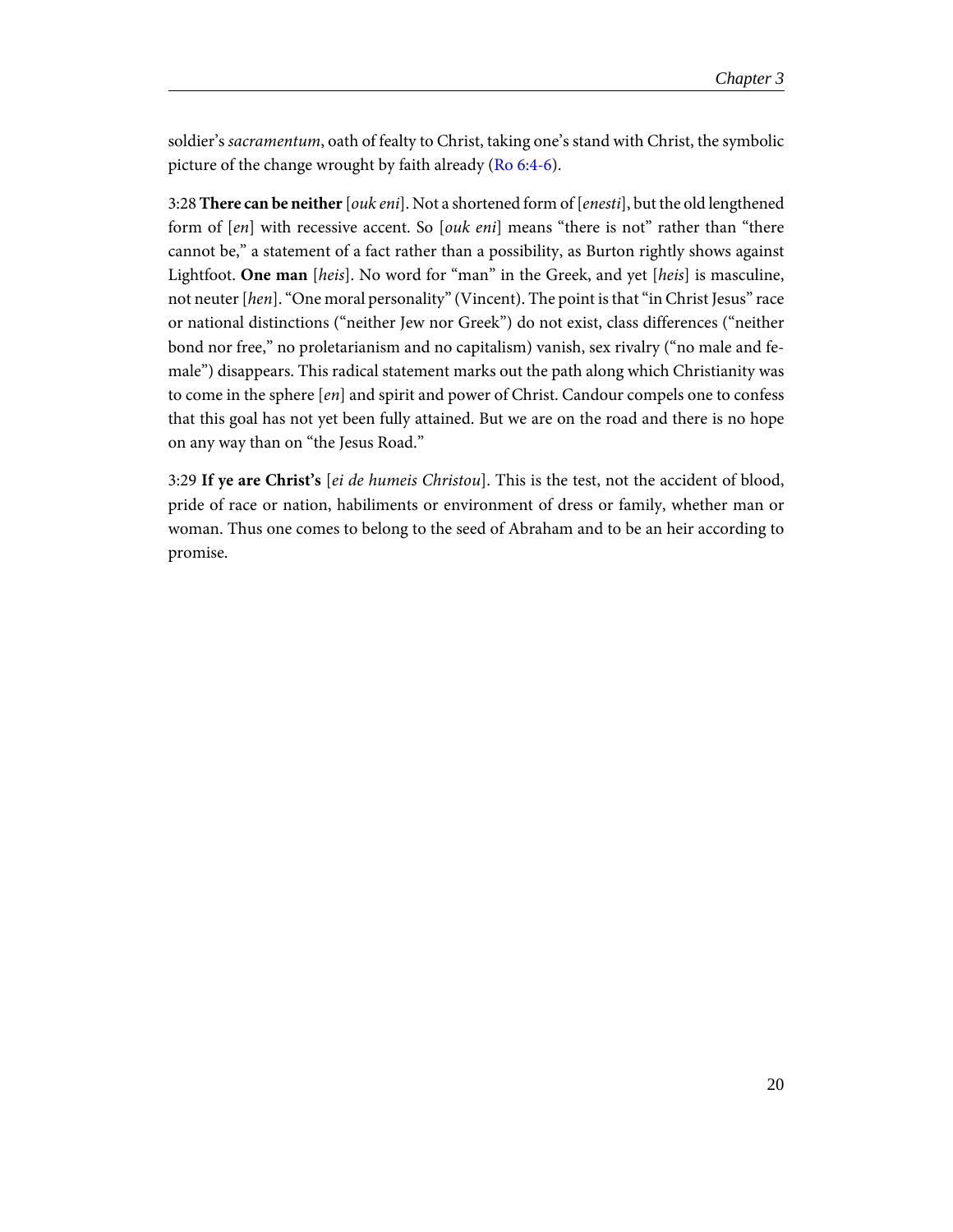soldier's *sacramentum*, oath of fealty to Christ, taking one's stand with Christ, the symbolic picture of the change wrought by faith already (Ro 6:4-6).

3:28 **There can be neither** [*ouk eni*]. Not a shortened form of [*enesti*], but the old lengthened form of [*en*] with recessive accent. So [*ouk eni*] means "there is not" rather than "there cannot be," a statement of a fact rather than a possibility, as Burton rightly shows against Lightfoot. **One man** [*heis*]. No word for "man" in the Greek, and yet [*heis*] is masculine, not neuter [*hen*]. "One moral personality" (Vincent). The point is that "in Christ Jesus" race or national distinctions ("neither Jew nor Greek") do not exist, class differences ("neither bond nor free," no proletarianism and no capitalism) vanish, sex rivalry ("no male and female") disappears. This radical statement marks out the path along which Christianity was to come in the sphere [*en*] and spirit and power of Christ. Candour compels one to confess that this goal has not yet been fully attained. But we are on the road and there is no hope on any way than on "the Jesus Road."

3:29 **If ye are Christ's** [*ei de humeis Christou*]. This is the test, not the accident of blood, pride of race or nation, habiliments or environment of dress or family, whether man or woman. Thus one comes to belong to the seed of Abraham and to be an heir according to promise.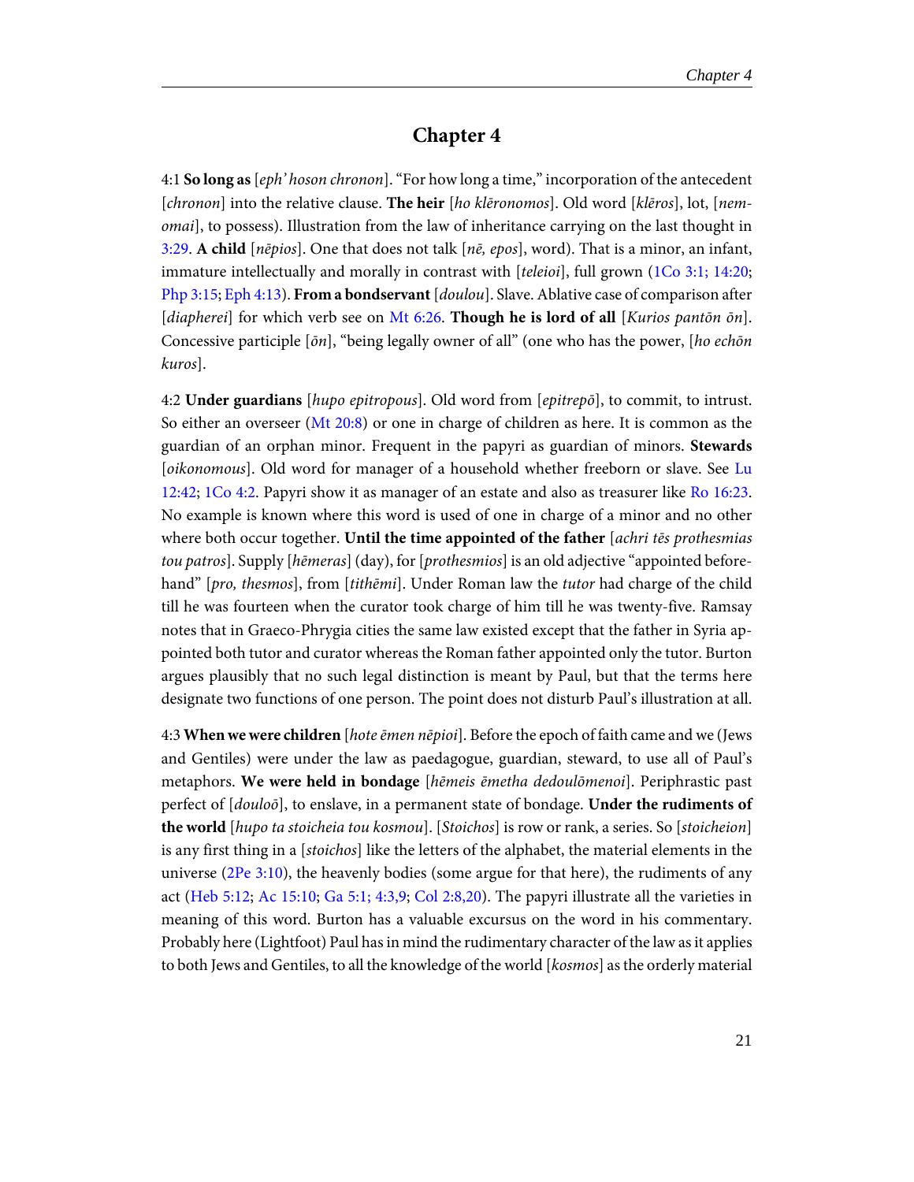# Chapter 4

4:1 **So long as** [*eph' hoson chronon*]. "For how long a time," incorporation of the antecedent [*chronon*] into the relative clause. **The heir** [*ho klēronomos*]. Old word [*klēros*], lot, [*nemomai*], to possess). Illustration from the law of inheritance carrying on the last thought in 3:29. **A child** [*nēpios*]. One that does not talk [*nē, epos*], word). That is a minor, an infant, immature intellectually and morally in contrast with [*teleioi*], full grown (1Co 3:1; 14:20; Php 3:15; Eph 4:13). **From a bondservant** [*doulou*]. Slave. Ablative case of comparison after [*diapherei*] for which verb see on Mt 6:26. **Though he is lord of all** [*Kurios pantōn ōn*]. Concessive participle [*ōn*], "being legally owner of all" (one who has the power, [*ho echōn kuros*].

4:2 **Under guardians** [*hupo epitropous*]. Old word from [*epitrepō*], to commit, to intrust. So either an overseer (Mt 20:8) or one in charge of children as here. It is common as the guardian of an orphan minor. Frequent in the papyri as guardian of minors. **Stewards** [*oikonomous*]. Old word for manager of a household whether freeborn or slave. See Lu 12:42; 1Co 4:2. Papyri show it as manager of an estate and also as treasurer like Ro 16:23. No example is known where this word is used of one in charge of a minor and no other where both occur together. **Until the time appointed of the father** [*achri tēs prothesmias tou patros*]. Supply [*hēmeras*] (day), for [*prothesmios*] is an old adjective "appointed beforehand" [*pro, thesmos*], from [*tithēmi*]. Under Roman law the *tutor* had charge of the child till he was fourteen when the curator took charge of him till he was twenty-five. Ramsay notes that in Graeco-Phrygia cities the same law existed except that the father in Syria appointed both tutor and curator whereas the Roman father appointed only the tutor. Burton argues plausibly that no such legal distinction is meant by Paul, but that the terms here designate two functions of one person. The point does not disturb Paul's illustration at all.

4:3 **When we were children** [*hote ēmen nēpioi*]. Before the epoch of faith came and we (Jews and Gentiles) were under the law as paedagogue, guardian, steward, to use all of Paul's metaphors. **We were held in bondage** [*hēmeis ēmetha dedoulōmenoi*]. Periphrastic past perfect of [*douloō*], to enslave, in a permanent state of bondage. **Under the rudiments of the world** [*hupo ta stoicheia tou kosmou*]. [*Stoichos*] is row or rank, a series. So [*stoicheion*] is any first thing in a [*stoichos*] like the letters of the alphabet, the material elements in the universe (2Pe 3:10), the heavenly bodies (some argue for that here), the rudiments of any act (Heb 5:12; Ac 15:10; Ga 5:1; 4:3,9; Col 2:8,20). The papyri illustrate all the varieties in meaning of this word. Burton has a valuable excursus on the word in his commentary. Probably here (Lightfoot) Paul has in mind the rudimentary character of the law as it applies to both Jews and Gentiles, to all the knowledge of the world [*kosmos*] as the orderly material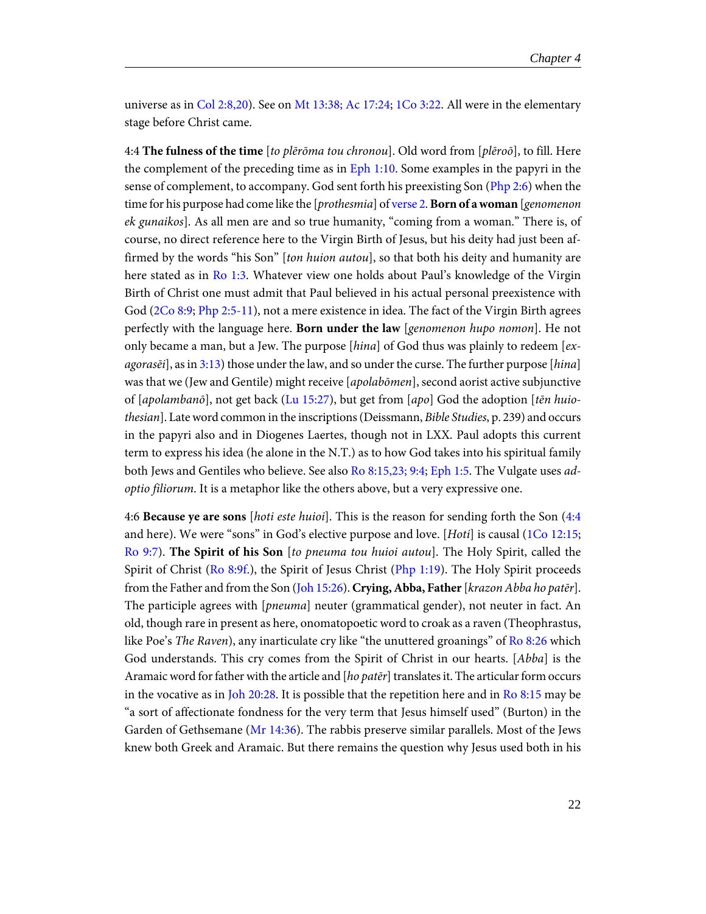universe as in Col 2:8,20). See on Mt 13:38; Ac 17:24; 1Co 3:22. All were in the elementary stage before Christ came.

4:4 **The fulness of the time** [*to plērōma tou chronou*]. Old word from [*plēroō*], to fill. Here the complement of the preceding time as in Eph 1:10. Some examples in the papyri in the sense of complement, to accompany. God sent forth his preexisting Son (Php 2:6) when the time for his purpose had come like the [*prothesmia*] of verse 2. **Born of a woman** [*genomenon ek gunaikos*]. As all men are and so true humanity, "coming from a woman." There is, of course, no direct reference here to the Virgin Birth of Jesus, but his deity had just been affirmed by the words "his Son" [*ton huion autou*], so that both his deity and humanity are here stated as in Ro 1:3. Whatever view one holds about Paul's knowledge of the Virgin Birth of Christ one must admit that Paul believed in his actual personal preexistence with God (2Co 8:9; Php 2:5-11), not a mere existence in idea. The fact of the Virgin Birth agrees perfectly with the language here. **Born under the law** [*genomenon hupo nomon*]. He not only became a man, but a Jew. The purpose [*hina*] of God thus was plainly to redeem [*exagorasēi*], as in 3:13) those under the law, and so under the curse. The further purpose [*hina*] was that we (Jew and Gentile) might receive [*apolabōmen*], second aorist active subjunctive of [*apolambanō*], not get back (Lu 15:27), but get from [*apo*] God the adoption [*tēn huiothesian*]. Late word common in the inscriptions (Deissmann, *Bible Studies*, p. 239) and occurs in the papyri also and in Diogenes Laertes, though not in LXX. Paul adopts this current term to express his idea (he alone in the N.T.) as to how God takes into his spiritual family both Jews and Gentiles who believe. See also Ro 8:15,23; 9:4; Eph 1:5. The Vulgate uses *adoptio filiorum*. It is a metaphor like the others above, but a very expressive one.

4:6 **Because ye are sons** [*hoti este huioi*]. This is the reason for sending forth the Son (4:4 and here). We were "sons" in God's elective purpose and love. [*Hoti*] is causal (1Co 12:15; Ro 9:7). **The Spirit of his Son** [*to pneuma tou huioi autou*]. The Holy Spirit, called the Spirit of Christ (Ro 8:9f.), the Spirit of Jesus Christ (Php 1:19). The Holy Spirit proceeds from the Father and from the Son (Joh 15:26). **Crying, Abba, Father** [*krazon Abba ho patēr*]. The participle agrees with [*pneuma*] neuter (grammatical gender), not neuter in fact. An old, though rare in present as here, onomatopoetic word to croak as a raven (Theophrastus, like Poe's *The Raven*), any inarticulate cry like "the unuttered groanings" of Ro 8:26 which God understands. This cry comes from the Spirit of Christ in our hearts. [*Abba*] is the Aramaic word for father with the article and [*ho patēr*] translates it. The articular form occurs in the vocative as in Joh 20:28. It is possible that the repetition here and in Ro 8:15 may be "a sort of affectionate fondness for the very term that Jesus himself used" (Burton) in the Garden of Gethsemane (Mr 14:36). The rabbis preserve similar parallels. Most of the Jews knew both Greek and Aramaic. But there remains the question why Jesus used both in his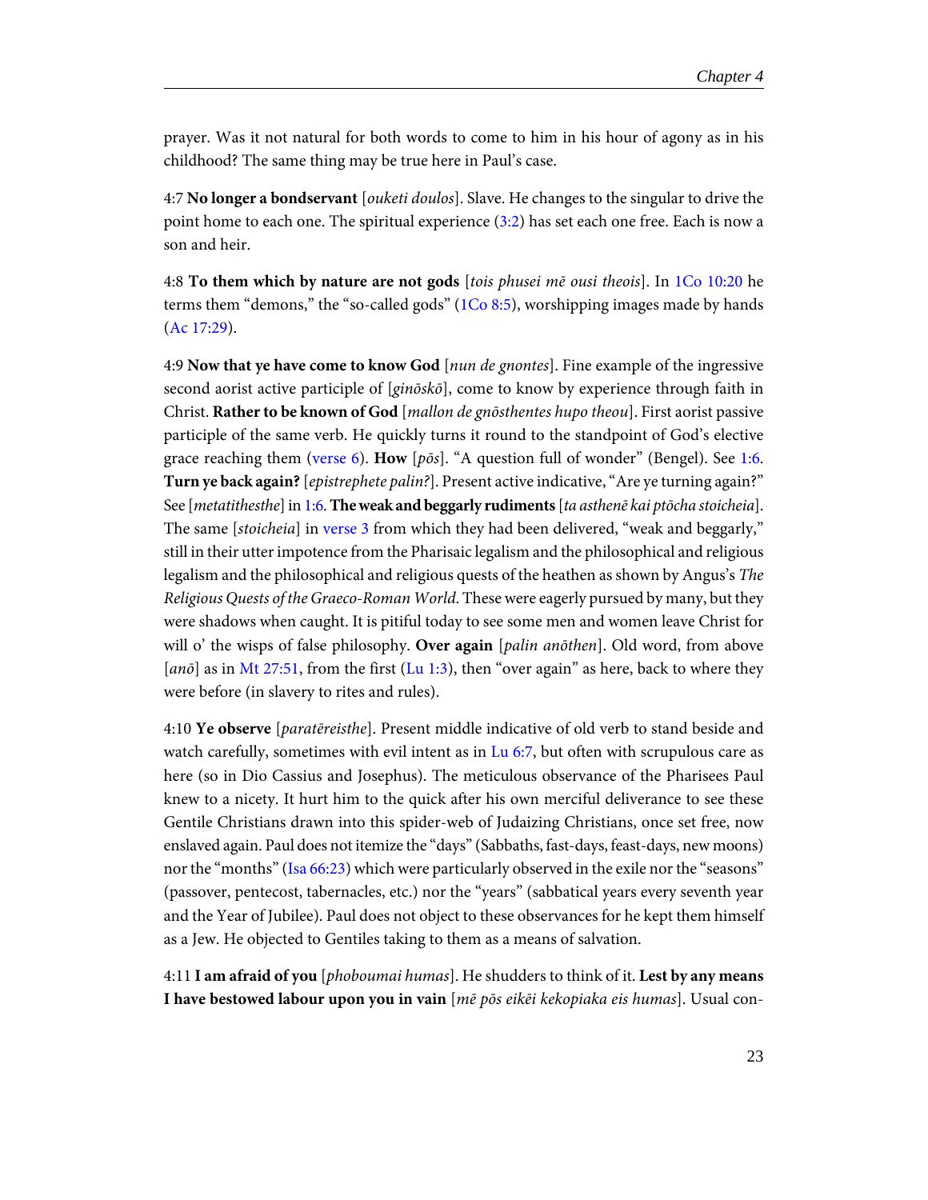prayer. Was it not natural for both words to come to him in his hour of agony as in his childhood? The same thing may be true here in Paul's case.

4:7 **No longer a bondservant** [*ouketi doulos*]. Slave. He changes to the singular to drive the point home to each one. The spiritual experience (3:2) has set each one free. Each is now a son and heir.

4:8 **To them which by nature are not gods** [*tois phusei mē ousi theois*]. In 1Co 10:20 he terms them "demons," the "so-called gods" (1Co 8:5), worshipping images made by hands (Ac 17:29).

4:9 **Now that ye have come to know God** [*nun de gnontes*]. Fine example of the ingressive second aorist active participle of [*ginōskō*], come to know by experience through faith in Christ. **Rather to be known of God** [*mallon de gnōsthentes hupo theou*]. First aorist passive participle of the same verb. He quickly turns it round to the standpoint of God's elective grace reaching them (verse 6). **How** [*pōs*]. "A question full of wonder" (Bengel). See 1:6. **Turn ye back again?** [*epistrephete palin?*]. Present active indicative, "Are ye turning again?" See [*metatithesthe*] in 1:6. **The weak and beggarly rudiments** [*ta asthenē kai ptōcha stoicheia*]. The same [*stoicheia*] in verse 3 from which they had been delivered, "weak and beggarly," still in their utter impotence from the Pharisaic legalism and the philosophical and religious legalism and the philosophical and religious quests of the heathen as shown by Angus's *The Religious Quests of the Graeco-Roman World*. These were eagerly pursued by many, but they were shadows when caught. It is pitiful today to see some men and women leave Christ for will o' the wisps of false philosophy. **Over again** [*palin anōthen*]. Old word, from above [*anō*] as in Mt 27:51, from the first (Lu 1:3), then "over again" as here, back to where they were before (in slavery to rites and rules).

4:10 **Ye observe** [*paratēreisthe*]. Present middle indicative of old verb to stand beside and watch carefully, sometimes with evil intent as in Lu 6:7, but often with scrupulous care as here (so in Dio Cassius and Josephus). The meticulous observance of the Pharisees Paul knew to a nicety. It hurt him to the quick after his own merciful deliverance to see these Gentile Christians drawn into this spider-web of Judaizing Christians, once set free, now enslaved again. Paul does not itemize the "days" (Sabbaths, fast-days, feast-days, new moons) nor the "months" (Isa 66:23) which were particularly observed in the exile nor the "seasons" (passover, pentecost, tabernacles, etc.) nor the "years" (sabbatical years every seventh year and the Year of Jubilee). Paul does not object to these observances for he kept them himself as a Jew. He objected to Gentiles taking to them as a means of salvation.

4:11 **I am afraid of you** [*phoboumai humas*]. He shudders to think of it. **Lest by any means I have bestowed labour upon you in vain** [*mē pōs eikēi kekopiaka eis humas*]. Usual con-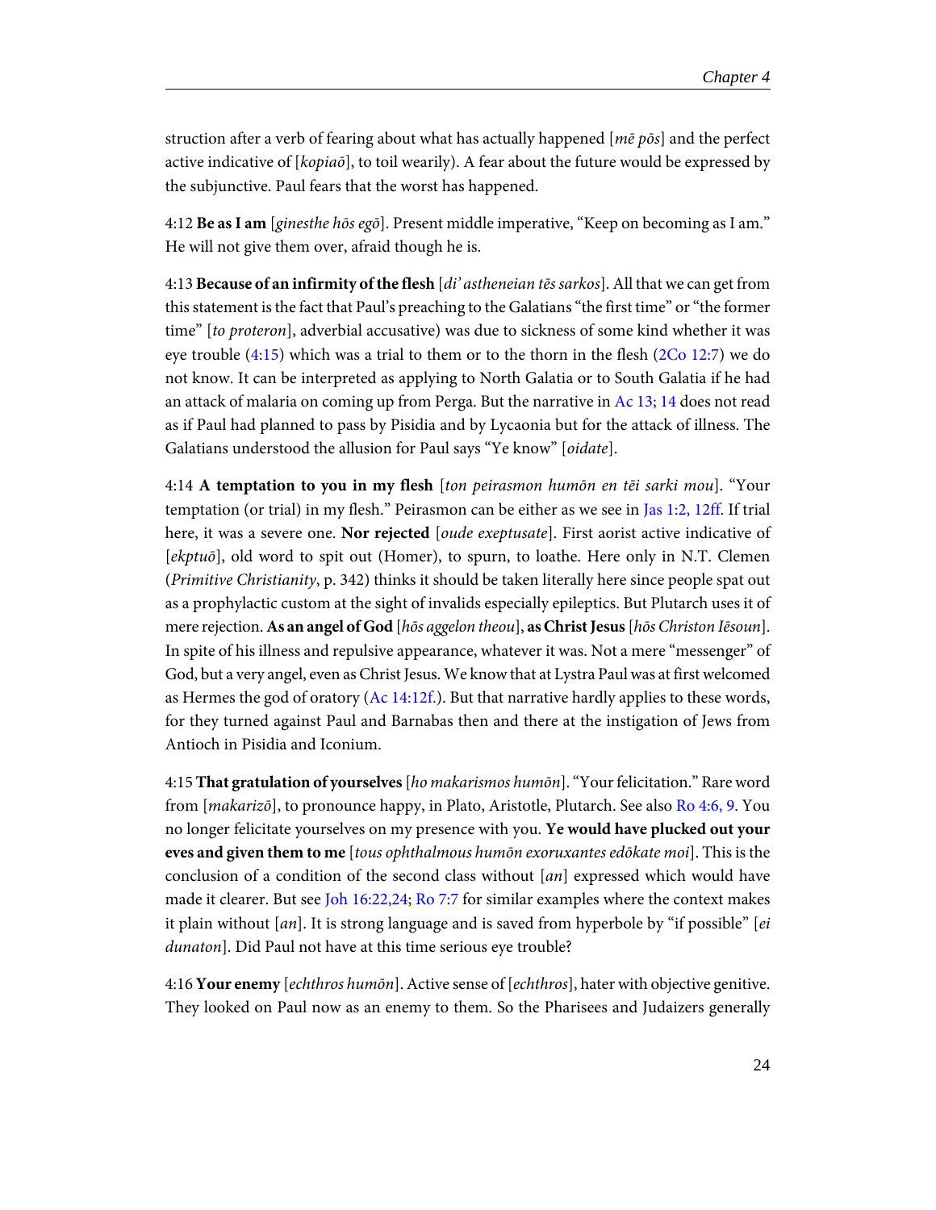struction after a verb of fearing about what has actually happened [*mē pōs*] and the perfect active indicative of [*kopiaō*], to toil wearily). A fear about the future would be expressed by the subjunctive. Paul fears that the worst has happened.

4:12 **Be as I am** [*ginesthe hōs egō*]. Present middle imperative, "Keep on becoming as I am." He will not give them over, afraid though he is.

4:13 **Because of an infirmity of the flesh** [*di' astheneian tēs sarkos*]. All that we can get from this statement is the fact that Paul's preaching to the Galatians "the first time" or "the former time" [*to proteron*], adverbial accusative) was due to sickness of some kind whether it was eye trouble (4:15) which was a trial to them or to the thorn in the flesh (2Co 12:7) we do not know. It can be interpreted as applying to North Galatia or to South Galatia if he had an attack of malaria on coming up from Perga. But the narrative in Ac 13; 14 does not read as if Paul had planned to pass by Pisidia and by Lycaonia but for the attack of illness. The Galatians understood the allusion for Paul says "Ye know" [*oidate*].

4:14 **A temptation to you in my flesh** [*ton peirasmon humōn en tēi sarki mou*]. "Your temptation (or trial) in my flesh." Peirasmon can be either as we see in Jas 1:2, 12ff. If trial here, it was a severe one. **Nor rejected** [*oude exeptusate*]. First aorist active indicative of [*ekptuō*], old word to spit out (Homer), to spurn, to loathe. Here only in N.T. Clemen (*Primitive Christianity*, p. 342) thinks it should be taken literally here since people spat out as a prophylactic custom at the sight of invalids especially epileptics. But Plutarch uses it of mere rejection. **As an angel of God** [*hōs aggelon theou*], **as Christ Jesus** [*hōs Christon Iēsoun*]. In spite of his illness and repulsive appearance, whatever it was. Not a mere "messenger" of God, but a very angel, even as Christ Jesus. We know that at Lystra Paul was at first welcomed as Hermes the god of oratory (Ac 14:12f.). But that narrative hardly applies to these words, for they turned against Paul and Barnabas then and there at the instigation of Jews from Antioch in Pisidia and Iconium.

4:15 **That gratulation of yourselves** [*ho makarismos humōn*]. "Your felicitation." Rare word from [*makarizō*], to pronounce happy, in Plato, Aristotle, Plutarch. See also Ro 4:6, 9. You no longer felicitate yourselves on my presence with you. **Ye would have plucked out your eves and given them to me** [*tous ophthalmous humōn exoruxantes edōkate moi*]. This is the conclusion of a condition of the second class without [*an*] expressed which would have made it clearer. But see Joh 16:22,24; Ro 7:7 for similar examples where the context makes it plain without [*an*]. It is strong language and is saved from hyperbole by "if possible" [*ei dunaton*]. Did Paul not have at this time serious eye trouble?

4:16 **Your enemy** [*echthros humōn*]. Active sense of [*echthros*], hater with objective genitive. They looked on Paul now as an enemy to them. So the Pharisees and Judaizers generally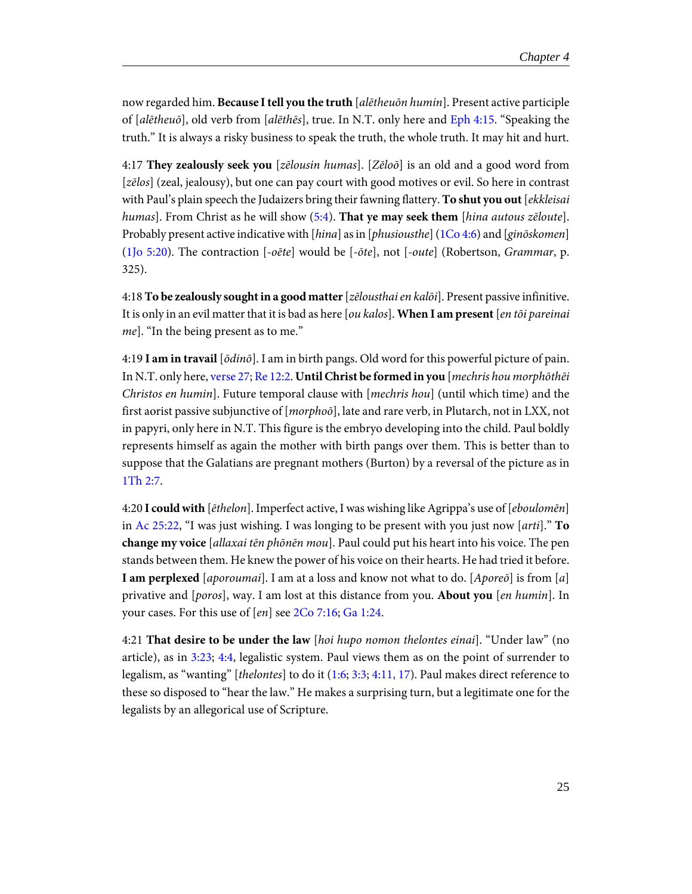now regarded him. **Because I tell you the truth** [*alētheuōn humin*]. Present active participle of [*alētheuō*], old verb from [*alēthēs*], true. In N.T. only here and Eph 4:15. "Speaking the truth." It is always a risky business to speak the truth, the whole truth. It may hit and hurt.

4:17 **They zealously seek you** [*zēlousin humas*]. [*Zēloō*] is an old and a good word from [*zēlos*] (zeal, jealousy), but one can pay court with good motives or evil. So here in contrast with Paul's plain speech the Judaizers bring their fawning flattery. **To shut you out** [*ekkleisai humas*]. From Christ as he will show (5:4). **That ye may seek them** [*hina autous zēloute*]. Probably present active indicative with [*hina*] as in [*phusiousthe*] (1Co 4:6) and [*ginōskomen*] (1Jo 5:20). The contraction [*-oēte*] would be [*-ōte*], not [*-oute*] (Robertson, *Grammar*, p. 325).

4:18 **To be zealously sought in a good matter** [*zēlousthai en kalōi*]. Present passive infinitive. It is only in an evil matter that it is bad as here [*ou kalos*]. **When I am present** [*en tōi pareinai me*]. "In the being present as to me."

4:19 **I am in travail** [*ōdinō*]. I am in birth pangs. Old word for this powerful picture of pain. In N.T. only here, verse 27; Re 12:2. **Until Christ be formed in you** [*mechris hou morphōthēi Christos en humin*]. Future temporal clause with [*mechris hou*] (until which time) and the first aorist passive subjunctive of [*morphoō*], late and rare verb, in Plutarch, not in LXX, not in papyri, only here in N.T. This figure is the embryo developing into the child. Paul boldly represents himself as again the mother with birth pangs over them. This is better than to suppose that the Galatians are pregnant mothers (Burton) by a reversal of the picture as in 1Th 2:7.

4:20 **I could with** [*ēthelon*]. Imperfect active, I was wishing like Agrippa's use of [*eboulomēn*] in Ac 25:22, "I was just wishing. I was longing to be present with you just now [*arti*]." **To change my voice** [*allaxai tēn phōnēn mou*]. Paul could put his heart into his voice. The pen stands between them. He knew the power of his voice on their hearts. He had tried it before. **I am perplexed** [*aporoumai*]. I am at a loss and know not what to do. [*Aporeō*] is from [*a*] privative and [*poros*], way. I am lost at this distance from you. **About you** [*en humin*]. In your cases. For this use of [*en*] see 2Co 7:16; Ga 1:24.

4:21 **That desire to be under the law** [*hoi hupo nomon thelontes einai*]. "Under law" (no article), as in 3:23; 4:4, legalistic system. Paul views them as on the point of surrender to legalism, as "wanting" [*thelontes*] to do it (1:6; 3:3; 4:11, 17). Paul makes direct reference to these so disposed to "hear the law." He makes a surprising turn, but a legitimate one for the legalists by an allegorical use of Scripture.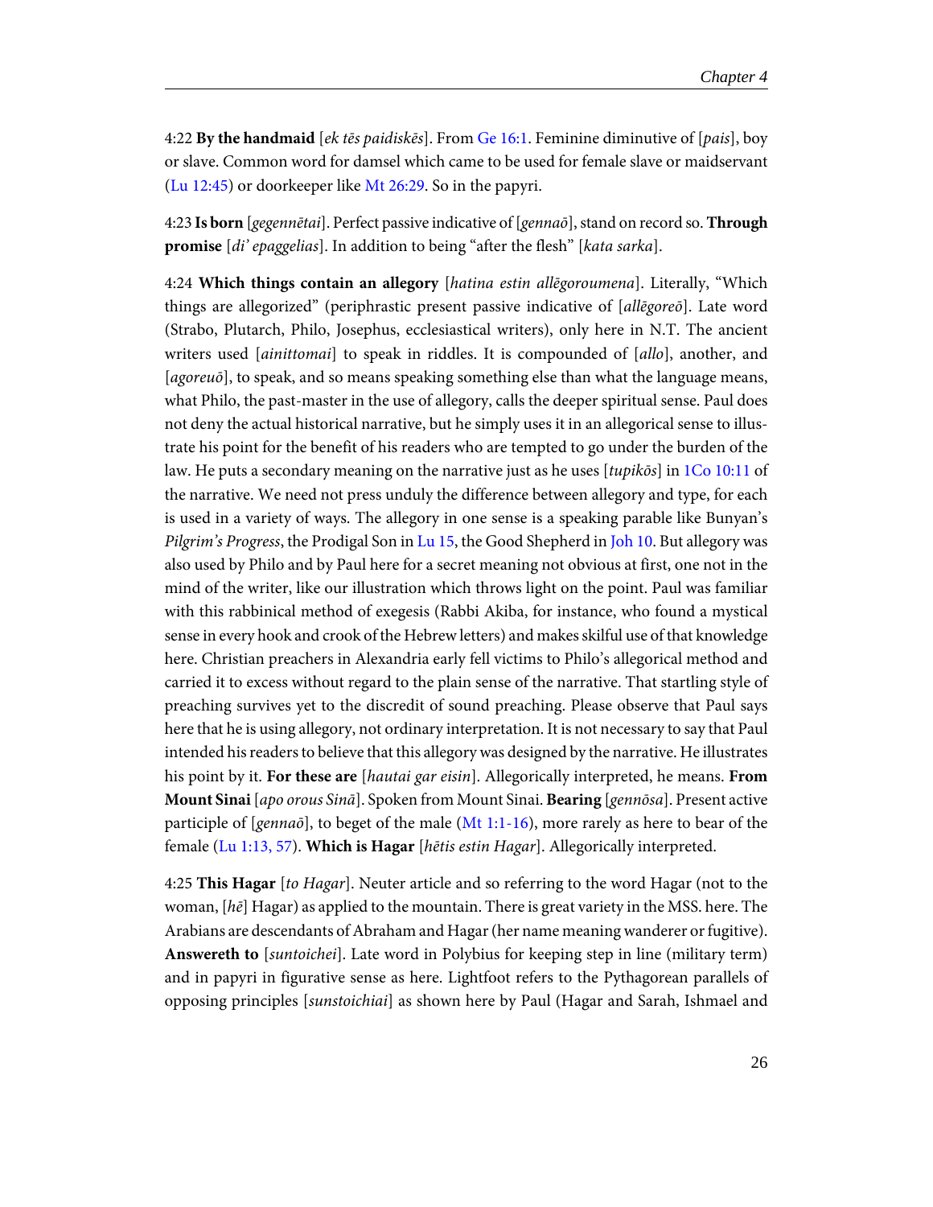4:22 **By the handmaid** [*ek tēs paidiskēs*]. From Ge 16:1. Feminine diminutive of [*pais*], boy or slave. Common word for damsel which came to be used for female slave or maidservant (Lu 12:45) or doorkeeper like Mt 26:29. So in the papyri.

4:23 **Is born** [*gegennētai*]. Perfect passive indicative of [*gennaō*], stand on record so. **Through promise** [*di' epaggelias*]. In addition to being "after the flesh" [*kata sarka*].

4:24 **Which things contain an allegory** [*hatina estin allēgoroumena*]. Literally, "Which things are allegorized" (periphrastic present passive indicative of [*allēgoreō*]. Late word (Strabo, Plutarch, Philo, Josephus, ecclesiastical writers), only here in N.T. The ancient writers used [*ainittomai*] to speak in riddles. It is compounded of [*allo*], another, and [*agoreuō*], to speak, and so means speaking something else than what the language means, what Philo, the past-master in the use of allegory, calls the deeper spiritual sense. Paul does not deny the actual historical narrative, but he simply uses it in an allegorical sense to illustrate his point for the benefit of his readers who are tempted to go under the burden of the law. He puts a secondary meaning on the narrative just as he uses [*tupikōs*] in 1Co 10:11 of the narrative. We need not press unduly the difference between allegory and type, for each is used in a variety of ways. The allegory in one sense is a speaking parable like Bunyan's *Pilgrim's Progress*, the Prodigal Son in Lu 15, the Good Shepherd in Joh 10. But allegory was also used by Philo and by Paul here for a secret meaning not obvious at first, one not in the mind of the writer, like our illustration which throws light on the point. Paul was familiar with this rabbinical method of exegesis (Rabbi Akiba, for instance, who found a mystical sense in every hook and crook of the Hebrew letters) and makes skilful use of that knowledge here. Christian preachers in Alexandria early fell victims to Philo's allegorical method and carried it to excess without regard to the plain sense of the narrative. That startling style of preaching survives yet to the discredit of sound preaching. Please observe that Paul says here that he is using allegory, not ordinary interpretation. It is not necessary to say that Paul intended his readers to believe that this allegory was designed by the narrative. He illustrates his point by it. **For these are** [*hautai gar eisin*]. Allegorically interpreted, he means. **From Mount Sinai** [*apo orous Sinā*]. Spoken from Mount Sinai. **Bearing** [*gennōsa*]. Present active participle of [*gennaō*], to beget of the male (Mt 1:1-16), more rarely as here to bear of the female (Lu 1:13, 57). **Which is Hagar** [*hētis estin Hagar*]. Allegorically interpreted.

4:25 **This Hagar** [*to Hagar*]. Neuter article and so referring to the word Hagar (not to the woman, [*hē*] Hagar) as applied to the mountain. There is great variety in the MSS. here. The Arabians are descendants of Abraham and Hagar (her name meaning wanderer or fugitive). **Answereth to** [*suntoichei*]. Late word in Polybius for keeping step in line (military term) and in papyri in figurative sense as here. Lightfoot refers to the Pythagorean parallels of opposing principles [*sunstoichiai*] as shown here by Paul (Hagar and Sarah, Ishmael and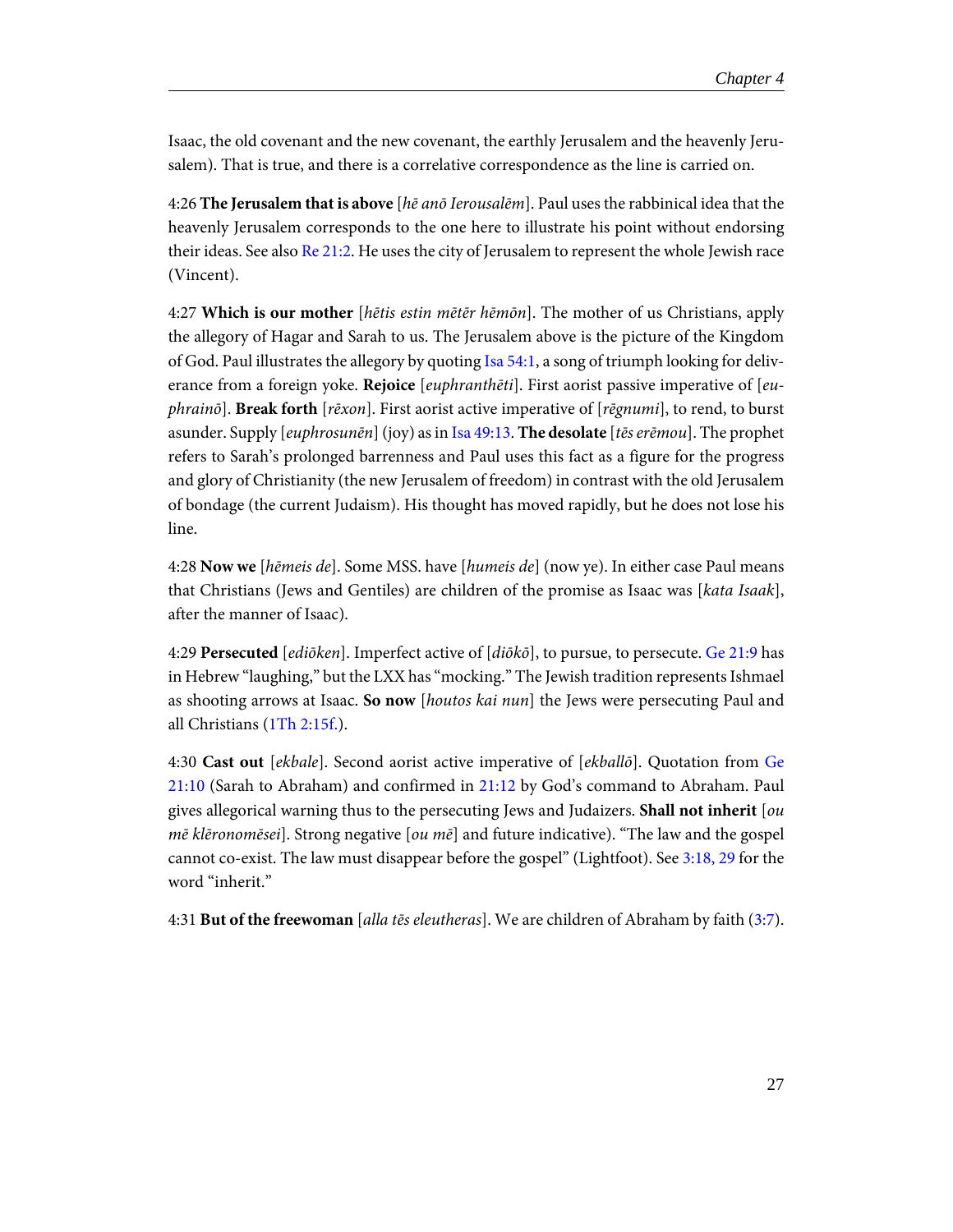Isaac, the old covenant and the new covenant, the earthly Jerusalem and the heavenly Jerusalem). That is true, and there is a correlative correspondence as the line is carried on.

4:26 **The Jerusalem that is above** [*hē anō Ierousalēm*]. Paul uses the rabbinical idea that the heavenly Jerusalem corresponds to the one here to illustrate his point without endorsing their ideas. See also Re 21:2. He uses the city of Jerusalem to represent the whole Jewish race (Vincent).

4:27 **Which is our mother** [*hētis estin mētēr hēmōn*]. The mother of us Christians, apply the allegory of Hagar and Sarah to us. The Jerusalem above is the picture of the Kingdom of God. Paul illustrates the allegory by quoting Isa 54:1, a song of triumph looking for deliverance from a foreign yoke. **Rejoice** [*euphranthēti*]. First aorist passive imperative of [*euphrainō*]. **Break forth** [*rēxon*]. First aorist active imperative of [*rēgnumi*], to rend, to burst asunder. Supply [*euphrosunēn*] (joy) as in Isa 49:13. **The desolate** [*tēs erēmou*]. The prophet refers to Sarah's prolonged barrenness and Paul uses this fact as a figure for the progress and glory of Christianity (the new Jerusalem of freedom) in contrast with the old Jerusalem of bondage (the current Judaism). His thought has moved rapidly, but he does not lose his line.

4:28 **Now we** [*hēmeis de*]. Some MSS. have [*humeis de*] (now ye). In either case Paul means that Christians (Jews and Gentiles) are children of the promise as Isaac was [*kata Isaak*], after the manner of Isaac).

4:29 **Persecuted** [*ediōken*]. Imperfect active of [*diōkō*], to pursue, to persecute. Ge 21:9 has in Hebrew "laughing," but the LXX has "mocking." The Jewish tradition represents Ishmael as shooting arrows at Isaac. **So now** [*houtos kai nun*] the Jews were persecuting Paul and all Christians (1Th 2:15f.).

4:30 **Cast out** [*ekbale*]. Second aorist active imperative of [*ekballō*]. Quotation from Ge 21:10 (Sarah to Abraham) and confirmed in 21:12 by God's command to Abraham. Paul gives allegorical warning thus to the persecuting Jews and Judaizers. **Shall not inherit** [*ou mē klēronomēsei*]. Strong negative [*ou mē*] and future indicative). "The law and the gospel cannot co-exist. The law must disappear before the gospel" (Lightfoot). See 3:18, 29 for the word "inherit."

4:31 **But of the freewoman** [*alla tēs eleutheras*]. We are children of Abraham by faith (3:7).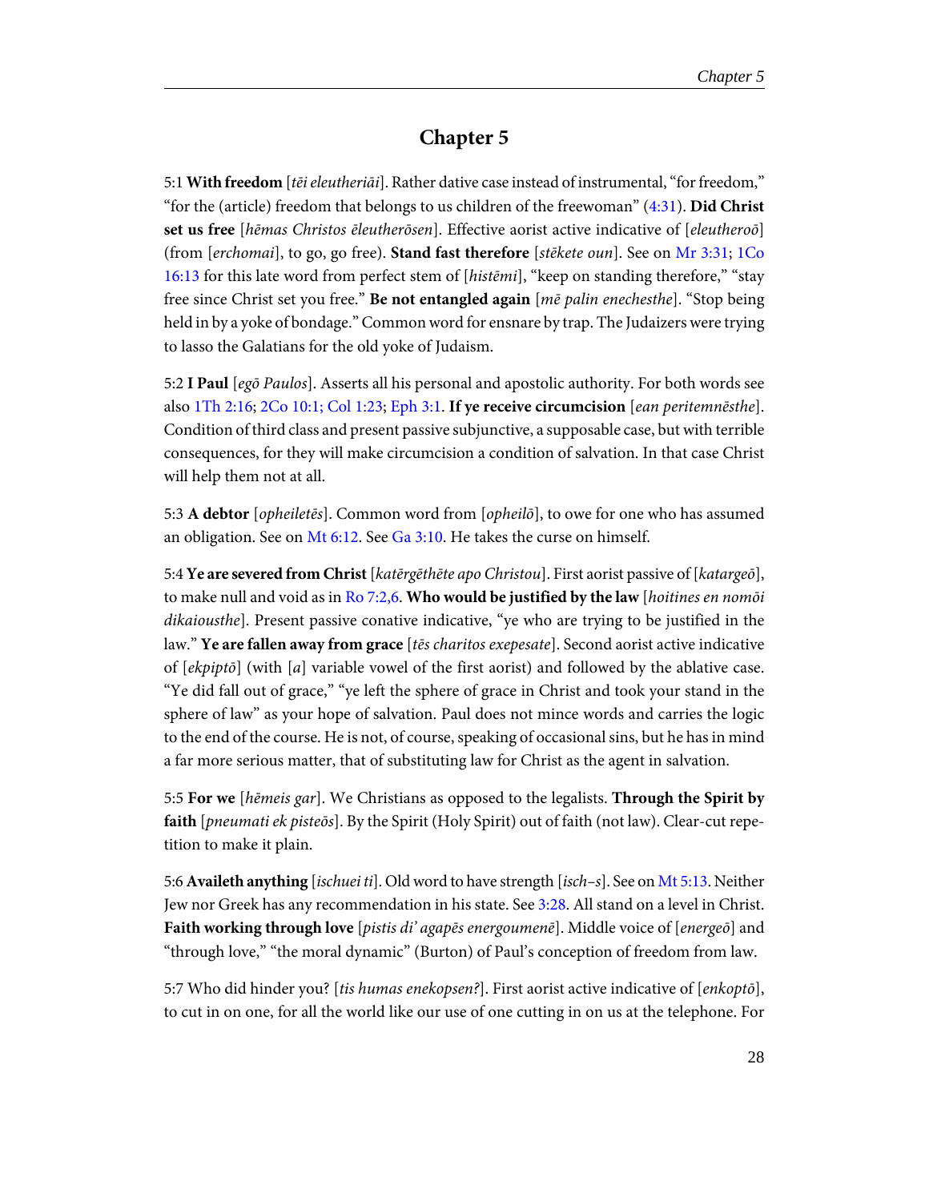# Chapter 5

5:1 **With freedom** [*tēi eleutheriāi*]. Rather dative case instead of instrumental, "for freedom," "for the (article) freedom that belongs to us children of the freewoman" (4:31). **Did Christ set us free** [*hēmas Christos ēleutherōsen*]. Effective aorist active indicative of [*eleutheroō*] (from [*erchomai*], to go, go free). **Stand fast therefore** [*stēkete oun*]. See on Mr 3:31; 1Co 16:13 for this late word from perfect stem of [*histēmi*], "keep on standing therefore," "stay free since Christ set you free." **Be not entangled again** [*mē palin enechesthe*]. "Stop being held in by a yoke of bondage." Common word for ensnare by trap. The Judaizers were trying to lasso the Galatians for the old yoke of Judaism.

5:2 **I Paul** [*egō Paulos*]. Asserts all his personal and apostolic authority. For both words see also 1Th 2:16; 2Co 10:1; Col 1:23; Eph 3:1. **If ye receive circumcision** [*ean peritemnēsthe*]. Condition of third class and present passive subjunctive, a supposable case, but with terrible consequences, for they will make circumcision a condition of salvation. In that case Christ will help them not at all.

5:3 **A debtor** [*opheiletēs*]. Common word from [*opheilō*], to owe for one who has assumed an obligation. See on Mt 6:12. See Ga 3:10. He takes the curse on himself.

5:4 **Ye are severed from Christ** [*katērgēthēte apo Christou*]. First aorist passive of [*katargeō*], to make null and void as in Ro 7:2,6. **Who would be justified by the law** [*hoitines en nomōi dikaiousthe*]. Present passive conative indicative, "ye who are trying to be justified in the law." **Ye are fallen away from grace** [*tēs charitos exepesate*]. Second aorist active indicative of [*ekpiptō*] (with [*a*] variable vowel of the first aorist) and followed by the ablative case. "Ye did fall out of grace," "ye left the sphere of grace in Christ and took your stand in the sphere of law" as your hope of salvation. Paul does not mince words and carries the logic to the end of the course. He is not, of course, speaking of occasional sins, but he has in mind a far more serious matter, that of substituting law for Christ as the agent in salvation.

5:5 **For we** [*hēmeis gar*]. We Christians as opposed to the legalists. **Through the Spirit by faith** [*pneumati ek pisteōs*]. By the Spirit (Holy Spirit) out of faith (not law). Clear-cut repetition to make it plain.

5:6 **Availeth anything** [*ischuei ti*]. Old word to have strength [*isch–s*]. See on Mt 5:13. Neither Jew nor Greek has any recommendation in his state. See 3:28. All stand on a level in Christ. **Faith working through love** [*pistis di' agapēs energoumenē*]. Middle voice of [*energeō*] and "through love," "the moral dynamic" (Burton) of Paul's conception of freedom from law.

5:7 Who did hinder you? [*tis humas enekopsen?*]. First aorist active indicative of [*enkoptō*], to cut in on one, for all the world like our use of one cutting in on us at the telephone. For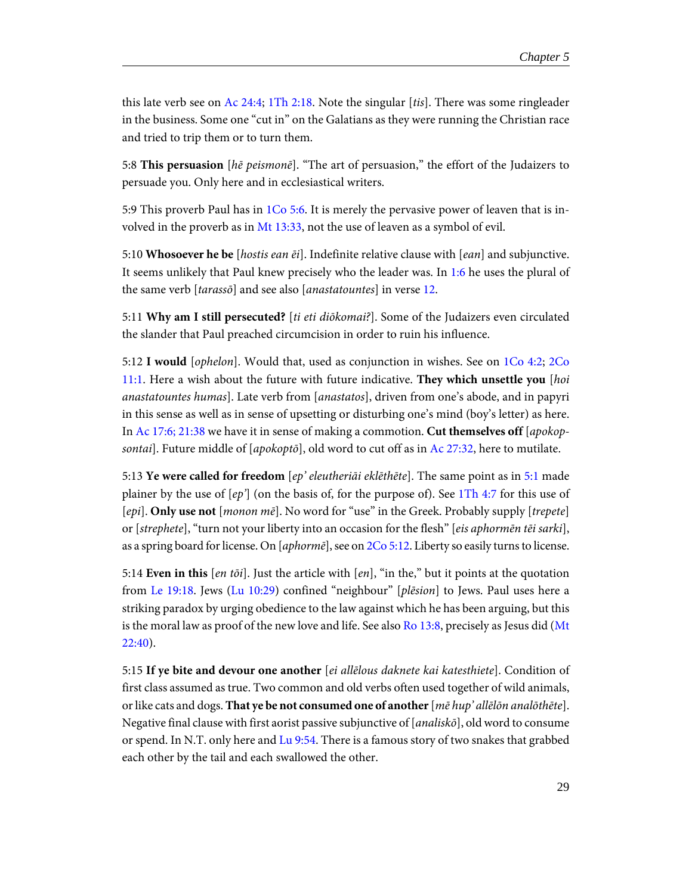this late verb see on Ac 24:4; 1Th 2:18. Note the singular [*tis*]. There was some ringleader in the business. Some one "cut in" on the Galatians as they were running the Christian race and tried to trip them or to turn them.

5:8 **This persuasion** [*hē peismonē*]. "The art of persuasion," the effort of the Judaizers to persuade you. Only here and in ecclesiastical writers.

5:9 This proverb Paul has in 1Co 5:6. It is merely the pervasive power of leaven that is involved in the proverb as in Mt 13:33, not the use of leaven as a symbol of evil.

5:10 **Whosoever he be** [*hostis ean ēi*]. Indefinite relative clause with [*ean*] and subjunctive. It seems unlikely that Paul knew precisely who the leader was. In 1:6 he uses the plural of the same verb [*tarassō*] and see also [*anastatountes*] in verse 12.

5:11 **Why am I still persecuted?** [*ti eti diōkomai?*]. Some of the Judaizers even circulated the slander that Paul preached circumcision in order to ruin his influence.

5:12 **I would** [*ophelon*]. Would that, used as conjunction in wishes. See on 1Co 4:2; 2Co 11:1. Here a wish about the future with future indicative. **They which unsettle you** [*hoi anastatountes humas*]. Late verb from [*anastatos*], driven from one's abode, and in papyri in this sense as well as in sense of upsetting or disturbing one's mind (boy's letter) as here. In Ac 17:6; 21:38 we have it in sense of making a commotion. **Cut themselves off** [*apokopsontai*]. Future middle of [*apokoptō*], old word to cut off as in Ac 27:32, here to mutilate.

5:13 **Ye were called for freedom** [*ep' eleutheriāi eklēthēte*]. The same point as in 5:1 made plainer by the use of [*ep'*] (on the basis of, for the purpose of). See 1Th 4:7 for this use of [*epi*]. **Only use not** [*monon mē*]. No word for "use" in the Greek. Probably supply [*trepete*] or [*strephete*], "turn not your liberty into an occasion for the flesh" [*eis aphormēn tēi sarki*], as a spring board for license. On [*aphormē*], see on 2Co 5:12. Liberty so easily turns to license.

5:14 **Even in this** [*en tōi*]. Just the article with [*en*], "in the," but it points at the quotation from Le 19:18. Jews (Lu 10:29) confined "neighbour" [*plēsion*] to Jews. Paul uses here a striking paradox by urging obedience to the law against which he has been arguing, but this is the moral law as proof of the new love and life. See also Ro 13:8, precisely as Jesus did (Mt 22:40).

5:15 **If ye bite and devour one another** [*ei allēlous daknete kai katesthiete*]. Condition of first class assumed as true. Two common and old verbs often used together of wild animals, or like cats and dogs. **That ye be not consumed one of another** [*mē hup' allēlōn analōthēte*]. Negative final clause with first aorist passive subjunctive of [*analiskō*], old word to consume or spend. In N.T. only here and Lu 9:54. There is a famous story of two snakes that grabbed each other by the tail and each swallowed the other.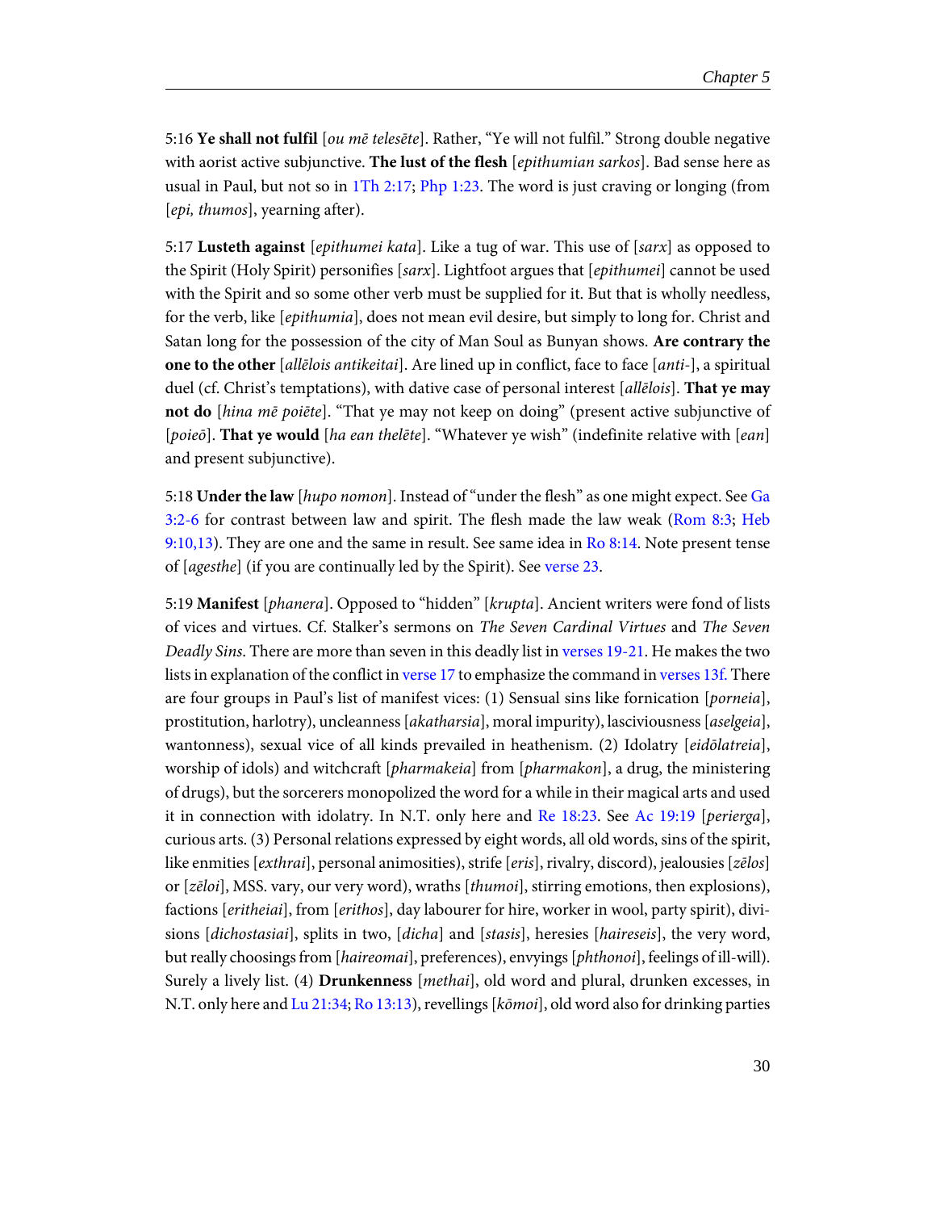5:16 **Ye shall not fulfil** [*ou mē telesēte*]. Rather, "Ye will not fulfil." Strong double negative with aorist active subjunctive. **The lust of the flesh** [*epithumian sarkos*]. Bad sense here as usual in Paul, but not so in 1Th 2:17; Php 1:23. The word is just craving or longing (from [*epi, thumos*], yearning after).

5:17 **Lusteth against** [*epithumei kata*]. Like a tug of war. This use of [*sarx*] as opposed to the Spirit (Holy Spirit) personifies [*sarx*]. Lightfoot argues that [*epithumei*] cannot be used with the Spirit and so some other verb must be supplied for it. But that is wholly needless, for the verb, like [*epithumia*], does not mean evil desire, but simply to long for. Christ and Satan long for the possession of the city of Man Soul as Bunyan shows. **Are contrary the one to the other** [*allēlois antikeitai*]. Are lined up in conflict, face to face [*anti-*], a spiritual duel (cf. Christ's temptations), with dative case of personal interest [*allēlois*]. **That ye may not do** [*hina mē poiēte*]. "That ye may not keep on doing" (present active subjunctive of [*poieō*]. **That ye would** [*ha ean thelēte*]. "Whatever ye wish" (indefinite relative with [*ean*] and present subjunctive).

5:18 **Under the law** [*hupo nomon*]. Instead of "under the flesh" as one might expect. See Ga 3:2-6 for contrast between law and spirit. The flesh made the law weak (Rom 8:3; Heb 9:10,13). They are one and the same in result. See same idea in Ro 8:14. Note present tense of [*agesthe*] (if you are continually led by the Spirit). See verse 23.

5:19 **Manifest** [*phanera*]. Opposed to "hidden" [*krupta*]. Ancient writers were fond of lists of vices and virtues. Cf. Stalker's sermons on *The Seven Cardinal Virtues* and *The Seven Deadly Sins*. There are more than seven in this deadly list in verses 19-21. He makes the two lists in explanation of the conflict in verse 17 to emphasize the command in verses 13f. There are four groups in Paul's list of manifest vices: (1) Sensual sins like fornication [*porneia*], prostitution, harlotry), uncleanness [*akatharsia*], moral impurity), lasciviousness [*aselgeia*], wantonness), sexual vice of all kinds prevailed in heathenism. (2) Idolatry [*eidōlatreia*], worship of idols) and witchcraft [*pharmakeia*] from [*pharmakon*], a drug, the ministering of drugs), but the sorcerers monopolized the word for a while in their magical arts and used it in connection with idolatry. In N.T. only here and Re 18:23. See Ac 19:19 [*perierga*], curious arts. (3) Personal relations expressed by eight words, all old words, sins of the spirit, like enmities [*exthrai*], personal animosities), strife [*eris*], rivalry, discord), jealousies [*zēlos*] or [*zēloi*], MSS. vary, our very word), wraths [*thumoi*], stirring emotions, then explosions), factions [*eritheiai*], from [*erithos*], day labourer for hire, worker in wool, party spirit), divisions [*dichostasiai*], splits in two, [*dicha*] and [*stasis*], heresies [*haireseis*], the very word, but really choosings from [*haireomai*], preferences), envyings [*phthonoi*], feelings of ill-will). Surely a lively list. (4) **Drunkenness** [*methai*], old word and plural, drunken excesses, in N.T. only here and Lu 21:34; Ro 13:13), revellings [*kōmoi*], old word also for drinking parties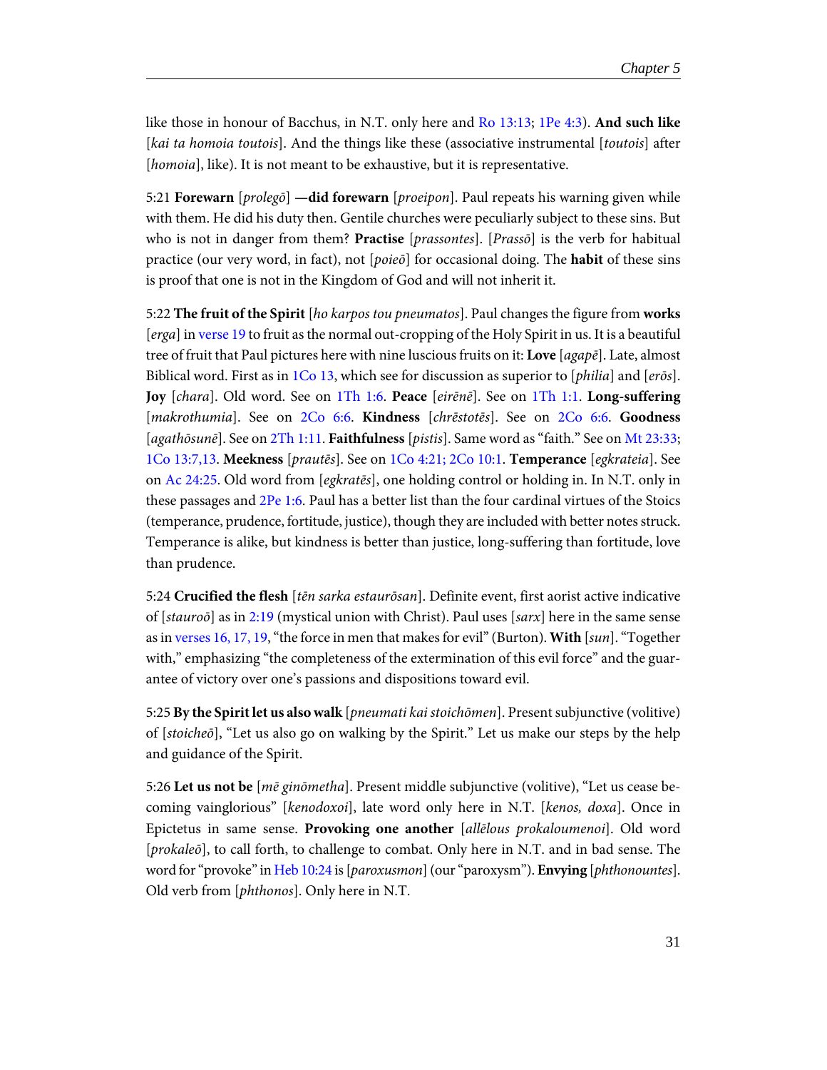like those in honour of Bacchus, in N.T. only here and Ro 13:13; 1Pe 4:3). **And such like** [*kai ta homoia toutois*]. And the things like these (associative instrumental [*toutois*] after [*homoia*], like). It is not meant to be exhaustive, but it is representative.

5:21 **Forewarn** [*prolegō*] **—did forewarn** [*proeipon*]. Paul repeats his warning given while with them. He did his duty then. Gentile churches were peculiarly subject to these sins. But who is not in danger from them? **Practise** [*prassontes*]. [*Prassō*] is the verb for habitual practice (our very word, in fact), not [*poieō*] for occasional doing. The **habit** of these sins is proof that one is not in the Kingdom of God and will not inherit it.

5:22 **The fruit of the Spirit** [*ho karpos tou pneumatos*]. Paul changes the figure from **works** [*erga*] in verse 19 to fruit as the normal out-cropping of the Holy Spirit in us. It is a beautiful tree of fruit that Paul pictures here with nine luscious fruits on it: **Love** [*agapē*]. Late, almost Biblical word. First as in 1Co 13, which see for discussion as superior to [*philia*] and [*erōs*]. **Joy** [*chara*]. Old word. See on 1Th 1:6. **Peace** [*eirēnē*]. See on 1Th 1:1. **Long-suffering** [*makrothumia*]. See on 2Co 6:6. **Kindness** [*chrēstotēs*]. See on 2Co 6:6. **Goodness** [*agathōsunē*]. See on 2Th 1:11. **Faithfulness** [*pistis*]. Same word as "faith." See on Mt 23:33; 1Co 13:7,13. **Meekness** [*prautēs*]. See on 1Co 4:21; 2Co 10:1. **Temperance** [*egkrateia*]. See on Ac 24:25. Old word from [*egkratēs*], one holding control or holding in. In N.T. only in these passages and 2Pe 1:6. Paul has a better list than the four cardinal virtues of the Stoics (temperance, prudence, fortitude, justice), though they are included with better notes struck. Temperance is alike, but kindness is better than justice, long-suffering than fortitude, love than prudence.

5:24 **Crucified the flesh** [*tēn sarka estaurōsan*]. Definite event, first aorist active indicative of [*stauroō*] as in 2:19 (mystical union with Christ). Paul uses [*sarx*] here in the same sense as in verses 16, 17, 19, "the force in men that makes for evil" (Burton). **With** [*sun*]. "Together with," emphasizing "the completeness of the extermination of this evil force" and the guarantee of victory over one's passions and dispositions toward evil.

5:25 **By the Spirit let us also walk** [*pneumati kai stoichōmen*]. Present subjunctive (volitive) of [*stoicheō*], "Let us also go on walking by the Spirit." Let us make our steps by the help and guidance of the Spirit.

5:26 **Let us not be** [*mē ginōmetha*]. Present middle subjunctive (volitive), "Let us cease becoming vainglorious" [*kenodoxoi*], late word only here in N.T. [*kenos, doxa*]. Once in Epictetus in same sense. **Provoking one another** [*allēlous prokaloumenoi*]. Old word [*prokaleō*], to call forth, to challenge to combat. Only here in N.T. and in bad sense. The word for "provoke" in Heb 10:24 is [*paroxusmon*] (our "paroxysm"). **Envying** [*phthonountes*]. Old verb from [*phthonos*]. Only here in N.T.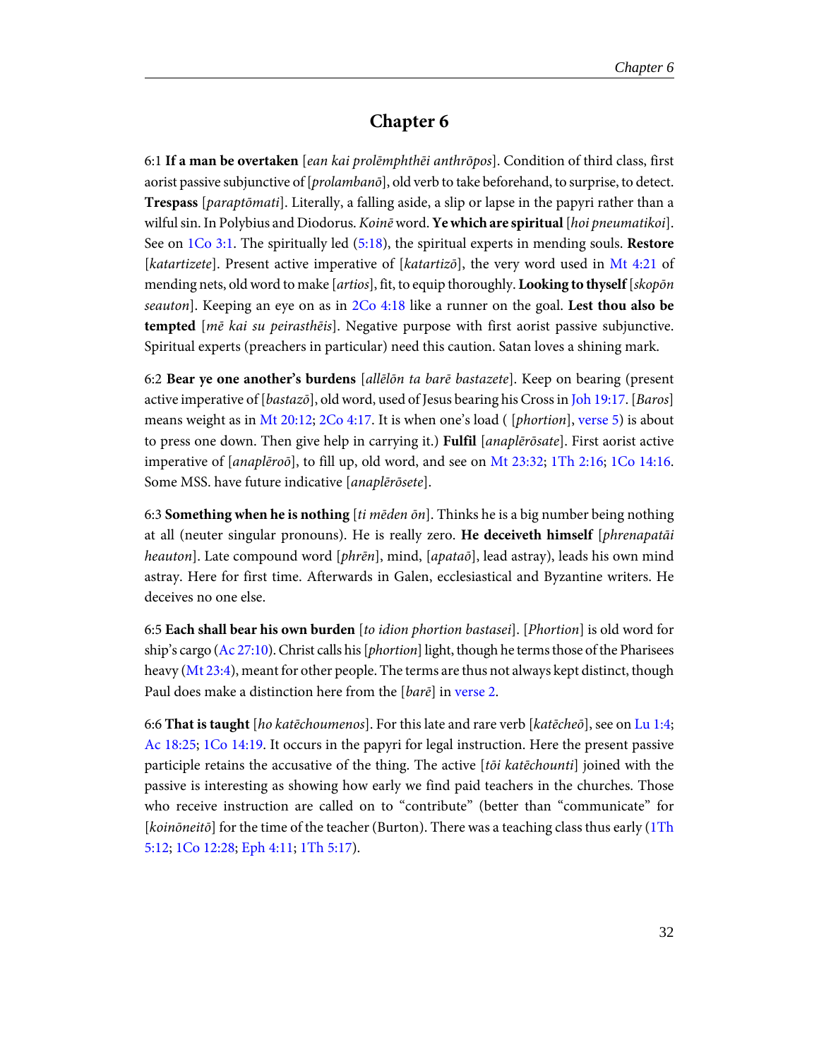# Chapter 6

6:1 **If a man be overtaken** [*ean kai prolēmphthēi anthrōpos*]. Condition of third class, first aorist passive subjunctive of [*prolambanō*], old verb to take beforehand, to surprise, to detect. **Trespass** [*paraptōmati*]. Literally, a falling aside, a slip or lapse in the papyri rather than a wilful sin. In Polybius and Diodorus. *Koinē* word. **Ye which are spiritual** [*hoi pneumatikoi*]. See on 1Co 3:1. The spiritually led (5:18), the spiritual experts in mending souls. **Restore** [*katartizete*]. Present active imperative of [*katartizō*], the very word used in Mt 4:21 of mending nets, old word to make [*artios*], fit, to equip thoroughly. **Looking to thyself** [*skopōn seauton*]. Keeping an eye on as in 2Co 4:18 like a runner on the goal. **Lest thou also be tempted** [*mē kai su peirasthēis*]. Negative purpose with first aorist passive subjunctive. Spiritual experts (preachers in particular) need this caution. Satan loves a shining mark.

6:2 **Bear ye one another's burdens** [*allēlōn ta barē bastazete*]. Keep on bearing (present active imperative of [*bastazō*], old word, used of Jesus bearing his Cross in Joh 19:17. [*Baros*] means weight as in Mt 20:12; 2Co 4:17. It is when one's load ( [*phortion*], verse 5) is about to press one down. Then give help in carrying it.) **Fulfil** [*anaplērōsate*]. First aorist active imperative of [*anaplēroō*], to fill up, old word, and see on Mt 23:32; 1Th 2:16; 1Co 14:16. Some MSS. have future indicative [*anaplērōsete*].

6:3 **Something when he is nothing** [*ti mēden ōn*]. Thinks he is a big number being nothing at all (neuter singular pronouns). He is really zero. **He deceiveth himself** [*phrenapatāi heauton*]. Late compound word [*phrēn*], mind, [*apataō*], lead astray), leads his own mind astray. Here for first time. Afterwards in Galen, ecclesiastical and Byzantine writers. He deceives no one else.

6:5 **Each shall bear his own burden** [*to idion phortion bastasei*]. [*Phortion*] is old word for ship's cargo (Ac 27:10). Christ calls his [*phortion*] light, though he terms those of the Pharisees heavy (Mt 23:4), meant for other people. The terms are thus not always kept distinct, though Paul does make a distinction here from the [*barē*] in verse 2.

6:6 **That is taught** [*ho katēchoumenos*]. For this late and rare verb [*katēcheō*], see on Lu 1:4; Ac 18:25; 1Co 14:19. It occurs in the papyri for legal instruction. Here the present passive participle retains the accusative of the thing. The active [*tōi katēchounti*] joined with the passive is interesting as showing how early we find paid teachers in the churches. Those who receive instruction are called on to "contribute" (better than "communicate" for [*koinōneitō*] for the time of the teacher (Burton). There was a teaching class thus early (1Th 5:12; 1Co 12:28; Eph 4:11; 1Th 5:17).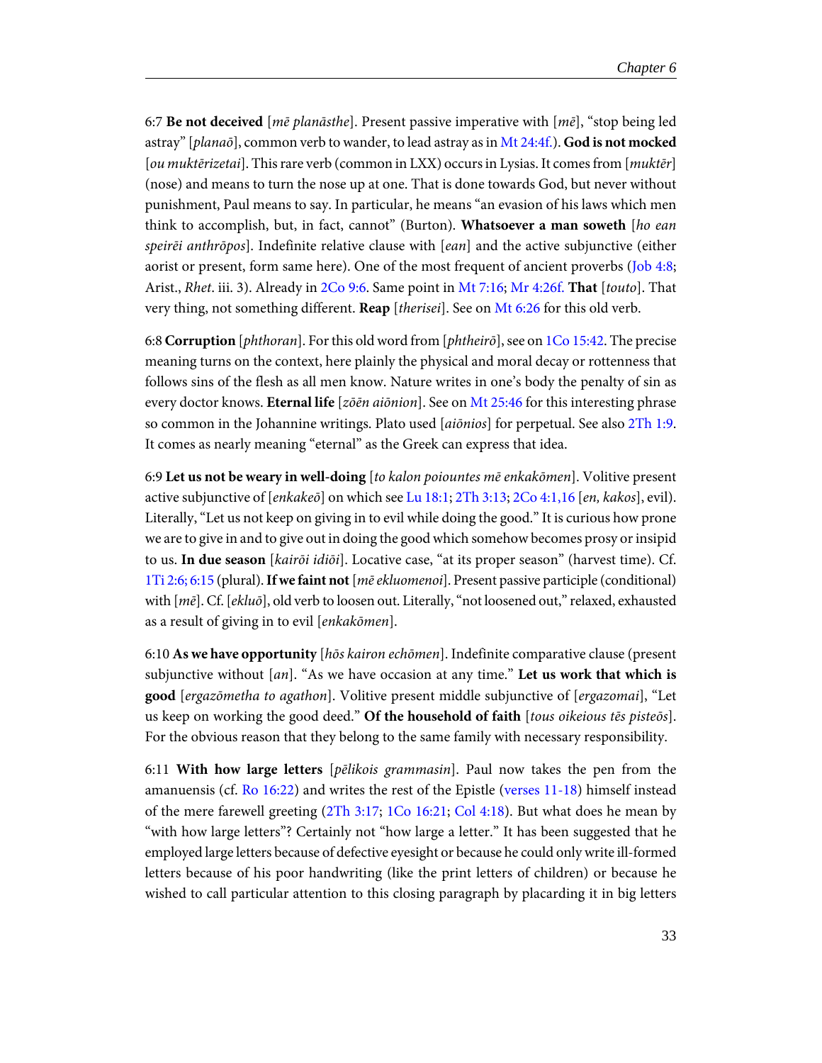6:7 **Be not deceived** [*mē planāsthe*]. Present passive imperative with [*mē*], "stop being led astray" [*planaō*], common verb to wander, to lead astray as in Mt 24:4f.). **God is not mocked** [*ou muktērizetai*]. This rare verb (common in LXX) occurs in Lysias. It comes from [*muktēr*] (nose) and means to turn the nose up at one. That is done towards God, but never without punishment, Paul means to say. In particular, he means "an evasion of his laws which men think to accomplish, but, in fact, cannot" (Burton). **Whatsoever a man soweth** [*ho ean speirēi anthrōpos*]. Indefinite relative clause with [*ean*] and the active subjunctive (either aorist or present, form same here). One of the most frequent of ancient proverbs (Job 4:8; Arist., *Rhet*. iii. 3). Already in 2Co 9:6. Same point in Mt 7:16; Mr 4:26f. **That** [*touto*]. That very thing, not something different. **Reap** [*therisei*]. See on Mt 6:26 for this old verb.

6:8 **Corruption** [*phthoran*]. For this old word from [*phtheirō*], see on 1Co 15:42. The precise meaning turns on the context, here plainly the physical and moral decay or rottenness that follows sins of the flesh as all men know. Nature writes in one's body the penalty of sin as every doctor knows. **Eternal life** [*zōēn aiōnion*]. See on Mt 25:46 for this interesting phrase so common in the Johannine writings. Plato used [*aiōnios*] for perpetual. See also 2Th 1:9. It comes as nearly meaning "eternal" as the Greek can express that idea.

6:9 **Let us not be weary in well-doing** [*to kalon poiountes mē enkakōmen*]. Volitive present active subjunctive of [*enkakeō*] on which see Lu 18:1; 2Th 3:13; 2Co 4:1,16 [*en, kakos*], evil). Literally, "Let us not keep on giving in to evil while doing the good." It is curious how prone we are to give in and to give out in doing the good which somehow becomes prosy or insipid to us. **In due season** [*kairōi idiōi*]. Locative case, "at its proper season" (harvest time). Cf. 1Ti 2:6; 6:15 (plural). **If we faint not** [*mē ekluomenoi*]. Present passive participle (conditional) with [*mē*]. Cf. [*ekluō*], old verb to loosen out. Literally, "not loosened out," relaxed, exhausted as a result of giving in to evil [*enkakōmen*].

6:10 **As we have opportunity** [*hōs kairon echōmen*]. Indefinite comparative clause (present subjunctive without [*an*]. "As we have occasion at any time." **Let us work that which is good** [*ergazōmetha to agathon*]. Volitive present middle subjunctive of [*ergazomai*], "Let us keep on working the good deed." **Of the household of faith** [*tous oikeious tēs pisteōs*]. For the obvious reason that they belong to the same family with necessary responsibility.

6:11 **With how large letters** [*pēlikois grammasin*]. Paul now takes the pen from the amanuensis (cf. Ro 16:22) and writes the rest of the Epistle (verses 11-18) himself instead of the mere farewell greeting (2Th 3:17; 1Co 16:21; Col 4:18). But what does he mean by "with how large letters"? Certainly not "how large a letter." It has been suggested that he employed large letters because of defective eyesight or because he could only write ill-formed letters because of his poor handwriting (like the print letters of children) or because he wished to call particular attention to this closing paragraph by placarding it in big letters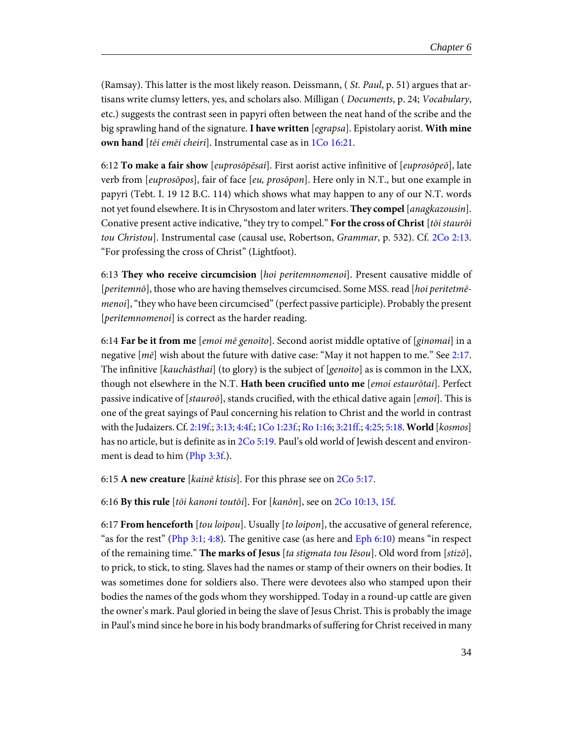(Ramsay). This latter is the most likely reason. Deissmann, ( *St. Paul*, p. 51) argues that artisans write clumsy letters, yes, and scholars also. Milligan ( *Documents*, p. 24; *Vocabulary*, etc.) suggests the contrast seen in papyri often between the neat hand of the scribe and the big sprawling hand of the signature. **I have written** [*egrapsa*]. Epistolary aorist. **With mine own hand** [*tēi emēi cheiri*]. Instrumental case as in 1Co 16:21.

6:12 **To make a fair show** [*euprosōpēsai*]. First aorist active infinitive of [*euprosōpeō*], late verb from [*euprosōpos*], fair of face [*eu, prosōpon*]. Here only in N.T., but one example in papyri (Tebt. I. 19 12 B.C. 114) which shows what may happen to any of our N.T. words not yet found elsewhere. It is in Chrysostom and later writers. **They compel** [*anagkazousin*]. Conative present active indicative, "they try to compel." **For the cross of Christ** [*tōi staurōi tou Christou*]. Instrumental case (causal use, Robertson, *Grammar*, p. 532). Cf. 2Co 2:13. "For professing the cross of Christ" (Lightfoot).

6:13 **They who receive circumcision** [*hoi peritemnomenoi*]. Present causative middle of [*peritemnō*], those who are having themselves circumcised. Some MSS. read [*hoi peritetmēmenoi*], "they who have been circumcised" (perfect passive participle). Probably the present [*peritemnomenoi*] is correct as the harder reading.

6:14 **Far be it from me** [*emoi mē genoito*]. Second aorist middle optative of [*ginomai*] in a negative [*mē*] wish about the future with dative case: "May it not happen to me." See 2:17. The infinitive [*kauchāsthai*] (to glory) is the subject of [*genoito*] as is common in the LXX, though not elsewhere in the N.T. **Hath been crucified unto me** [*emoi estaurōtai*]. Perfect passive indicative of [*stauroō*], stands crucified, with the ethical dative again [*emoi*]. This is one of the great sayings of Paul concerning his relation to Christ and the world in contrast with the Judaizers. Cf. 2:19f.; 3:13; 4:4f.; 1Co 1:23f.; Ro 1:16; 3:21ff.; 4:25; 5:18. **World** [*kosmos*] has no article, but is definite as in 2Co 5:19. Paul's old world of Jewish descent and environment is dead to him (Php 3:3f.).

6:15 **A new creature** [*kainē ktisis*]. For this phrase see on 2Co 5:17.

6:16 **By this rule** [*tōi kanoni toutōi*]. For [*kanōn*], see on 2Co 10:13, 15f.

6:17 **From henceforth** [*tou loipou*]. Usually [*to loipon*], the accusative of general reference, "as for the rest" (Php 3:1; 4:8). The genitive case (as here and Eph 6:10) means "in respect of the remaining time." **The marks of Jesus** [*ta stigmata tou Iēsou*]. Old word from [*stizō*], to prick, to stick, to sting. Slaves had the names or stamp of their owners on their bodies. It was sometimes done for soldiers also. There were devotees also who stamped upon their bodies the names of the gods whom they worshipped. Today in a round-up cattle are given the owner's mark. Paul gloried in being the slave of Jesus Christ. This is probably the image in Paul's mind since he bore in his body brandmarks of suffering for Christ received in many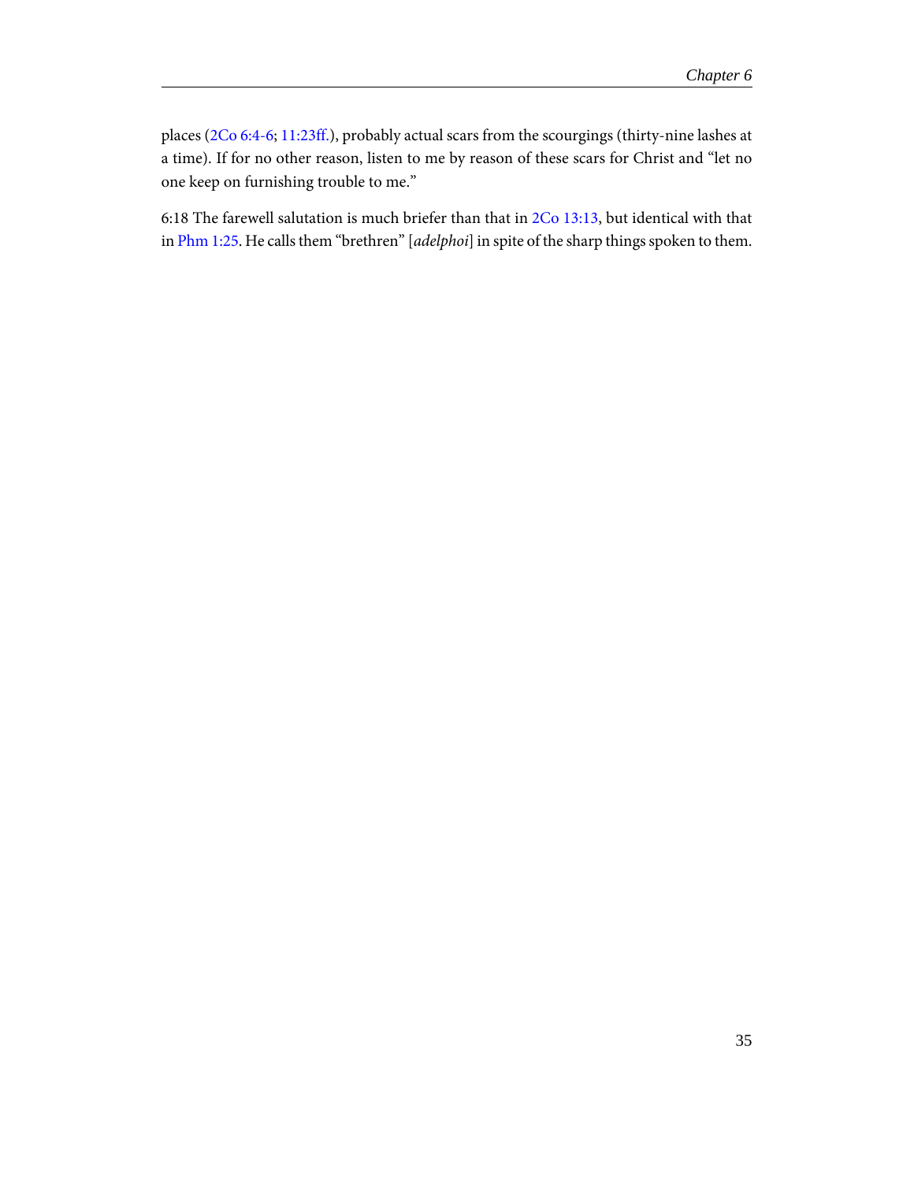places (2Co 6:4-6; 11:23ff.), probably actual scars from the scourgings (thirty-nine lashes at a time). If for no other reason, listen to me by reason of these scars for Christ and "let no one keep on furnishing trouble to me."

6:18 The farewell salutation is much briefer than that in 2Co 13:13, but identical with that in Phm 1:25. He calls them "brethren" [*adelphoi*] in spite of the sharp things spoken to them.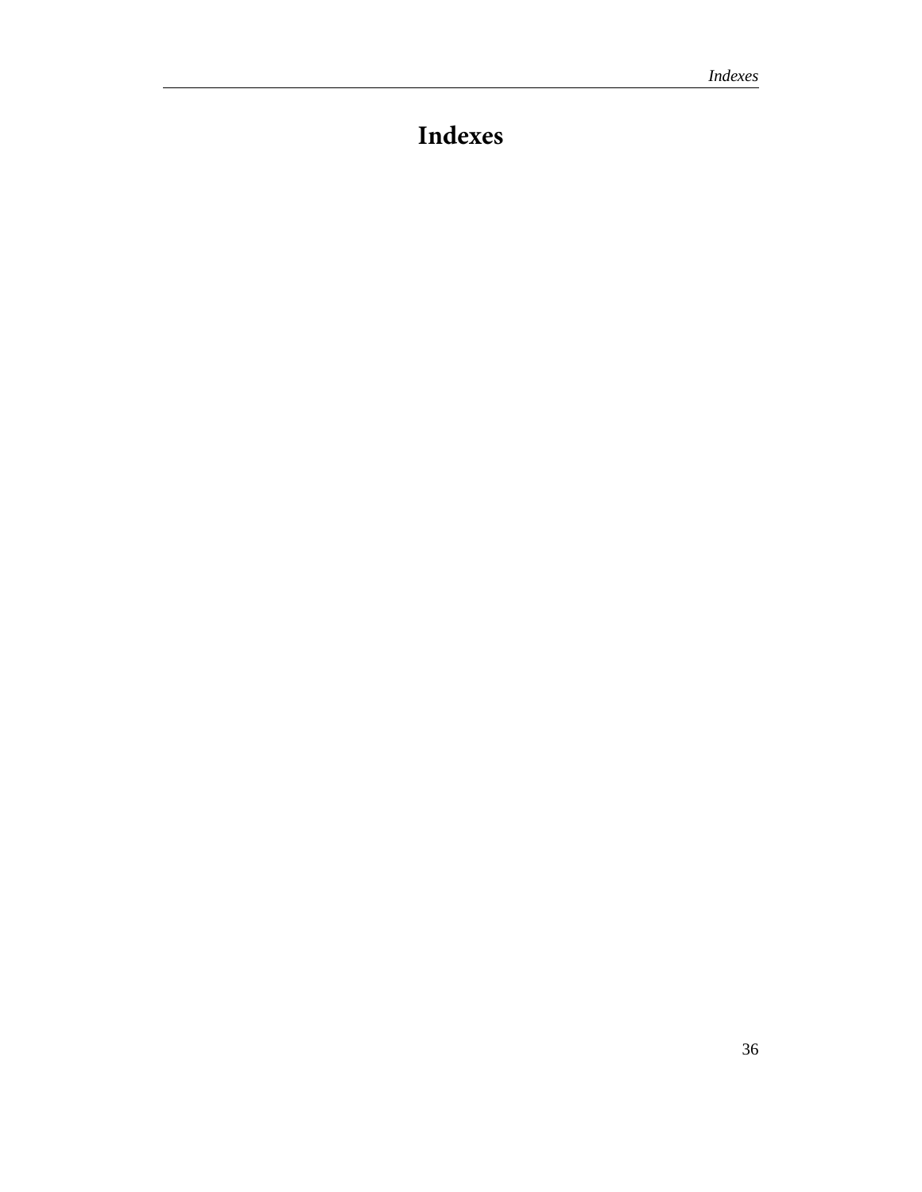# Indexes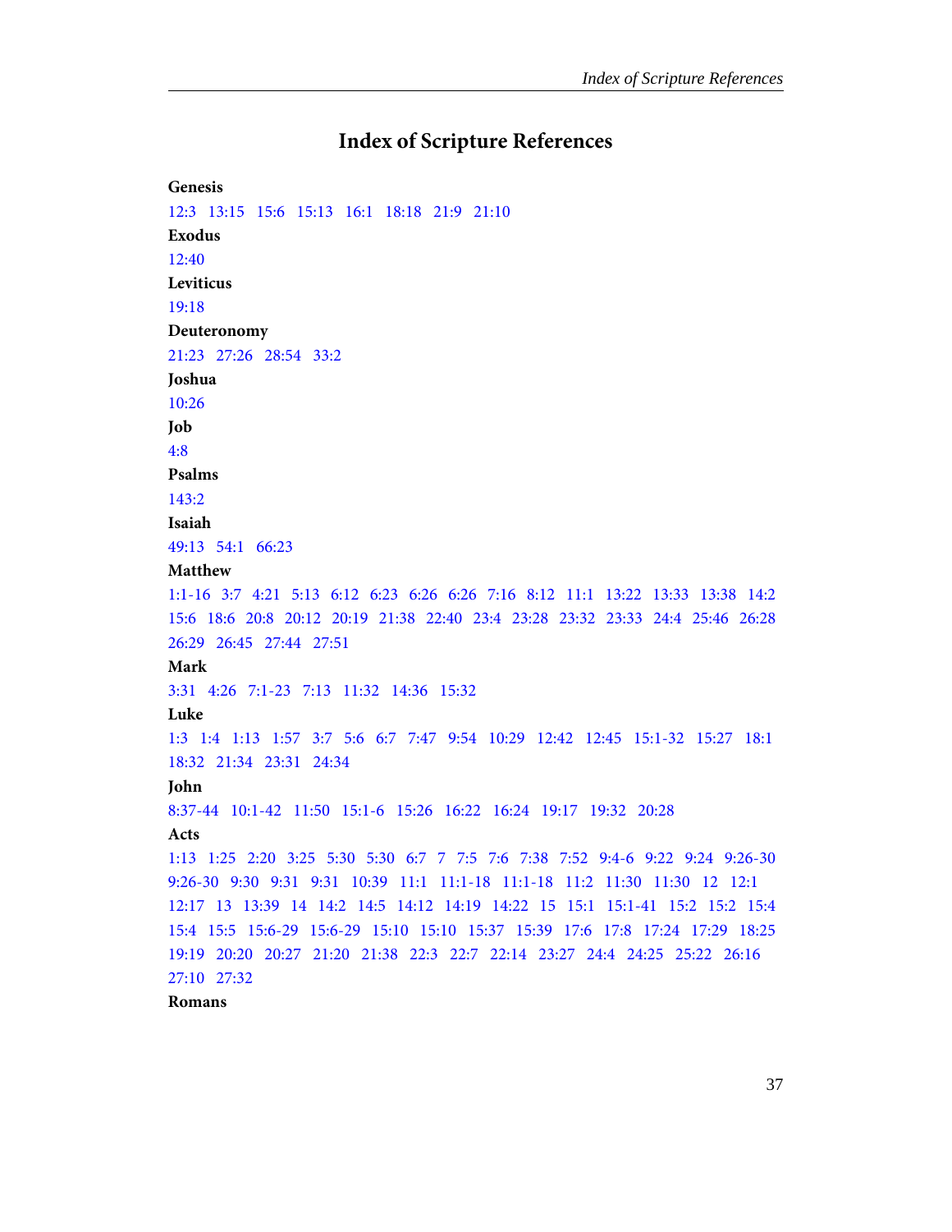# Index of Scripture References

**Genesis**

12:3 13:15 15:6 15:13 16:1 18:18 21:9 21:10

**Exodus**

12:40

**Leviticus**

19:18

**Deuteronomy**

21:23 27:26 28:54 33:2

**Joshua**

10:26

**Job**

4:8

**Psalms**

143:2

**Isaiah**

49:13 54:1 66:23

**Matthew**

1:1-16 3:7 4:21 5:13 6:12 6:23 6:26 6:26 7:16 8:12 11:1 13:22 13:33 13:38 14:2 15:6 18:6 20:8 20:12 20:19 21:38 22:40 23:4 23:28 23:32 23:33 24:4 25:46 26:28 26:29 26:45 27:44 27:51

**Mark**

3:31 4:26 7:1-23 7:13 11:32 14:36 15:32

**Luke**

1:3 1:4 1:13 1:57 3:7 5:6 6:7 7:47 9:54 10:29 12:42 12:45 15:1-32 15:27 18:1 18:32 21:34 23:31 24:34

**John**

8:37-44 10:1-42 11:50 15:1-6 15:26 16:22 16:24 19:17 19:32 20:28

**Acts**

1:13 1:25 2:20 3:25 5:30 5:30 6:7 7 7:5 7:6 7:38 7:52 9:4-6 9:22 9:24 9:26-30 9:26-30 9:30 9:31 9:31 10:39 11:1 11:1-18 11:1-18 11:2 11:30 11:30 12 12:1 12:17 13 13:39 14 14:2 14:5 14:12 14:19 14:22 15 15:1 15:1-41 15:2 15:2 15:4 15:4 15:5 15:6-29 15:6-29 15:10 15:10 15:37 15:39 17:6 17:8 17:24 17:29 18:25 19:19 20:20 20:27 21:20 21:38 22:3 22:7 22:14 23:27 24:4 24:25 25:22 26:16 27:10 27:32

**Romans**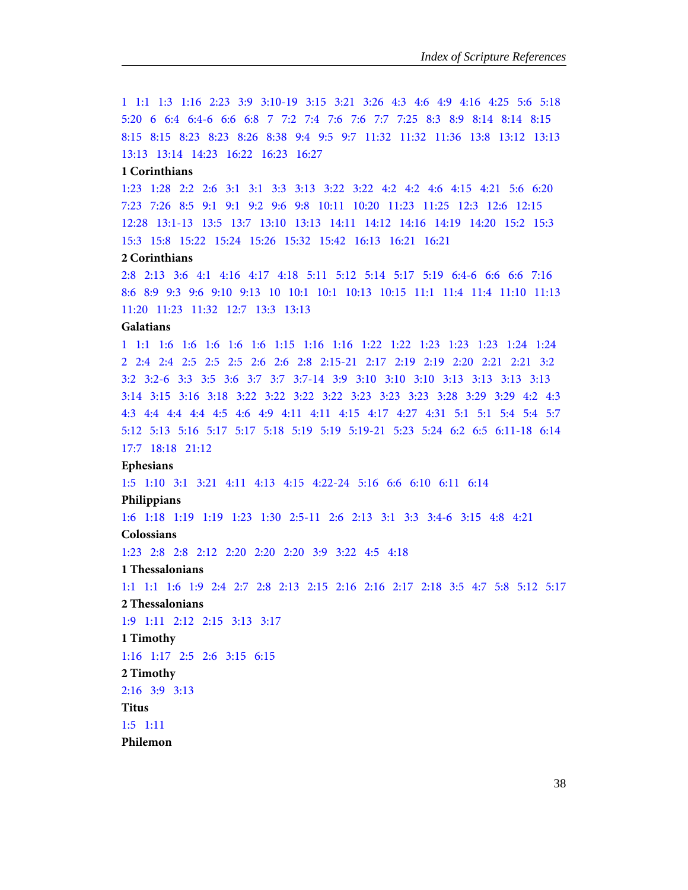1 1:1 1:3 1:16 2:23 3:9 3:10-19 3:15 3:21 3:26 4:3 4:6 4:9 4:16 4:25 5:6 5:18 5:20 6 6:4 6:4-6 6:6 6:8 7 7:2 7:4 7:6 7:6 7:7 7:25 8:3 8:9 8:14 8:14 8:15 8:15 8:15 8:23 8:23 8:26 8:38 9:4 9:5 9:7 11:32 11:32 11:36 13:8 13:12 13:13 13:13 13:14 14:23 16:22 16:23 16:27

**1 Corinthians**

1:23 1:28 2:2 2:6 3:1 3:1 3:3 3:13 3:22 3:22 4:2 4:2 4:6 4:15 4:21 5:6 6:20 7:23 7:26 8:5 9:1 9:1 9:2 9:6 9:8 10:11 10:20 11:23 11:25 12:3 12:6 12:15 12:28 13:1-13 13:5 13:7 13:10 13:13 14:11 14:12 14:16 14:19 14:20 15:2 15:3 15:3 15:8 15:22 15:24 15:26 15:32 15:42 16:13 16:21 16:21

**2 Corinthians**

2:8 2:13 3:6 4:1 4:16 4:17 4:18 5:11 5:12 5:14 5:17 5:19 6:4-6 6:6 6:6 7:16 8:6 8:9 9:3 9:6 9:10 9:13 10 10:1 10:1 10:13 10:15 11:1 11:4 11:4 11:10 11:13 11:20 11:23 11:32 12:7 13:3 13:13

**Galatians**

1 1:1 1:6 1:6 1:6 1:6 1:6 1:15 1:16 1:16 1:22 1:22 1:23 1:23 1:23 1:24 1:24 2 2:4 2:4 2:5 2:5 2:5 2:6 2:6 2:8 2:15-21 2:17 2:19 2:19 2:20 2:21 2:21 3:2 3:2 3:2-6 3:3 3:5 3:6 3:7 3:7 3:7-14 3:9 3:10 3:10 3:10 3:13 3:13 3:13 3:13 3:14 3:15 3:16 3:18 3:22 3:22 3:22 3:22 3:23 3:23 3:23 3:28 3:29 3:29 4:2 4:3 4:3 4:4 4:4 4:4 4:5 4:6 4:9 4:11 4:11 4:15 4:17 4:27 4:31 5:1 5:1 5:4 5:4 5:7 5:12 5:13 5:16 5:17 5:17 5:18 5:19 5:19 5:19-21 5:23 5:24 6:2 6:5 6:11-18 6:14 17:7 18:18 21:12

**Ephesians**

1:5 1:10 3:1 3:21 4:11 4:13 4:15 4:22-24 5:16 6:6 6:10 6:11 6:14

**Philippians**

1:6 1:18 1:19 1:19 1:23 1:30 2:5-11 2:6 2:13 3:1 3:3 3:4-6 3:15 4:8 4:21

**Colossians**

1:23 2:8 2:8 2:12 2:20 2:20 2:20 3:9 3:22 4:5 4:18

**1 Thessalonians**

1:1 1:1 1:6 1:9 2:4 2:7 2:8 2:13 2:15 2:16 2:16 2:17 2:18 3:5 4:7 5:8 5:12 5:17

**2 Thessalonians**

1:9 1:11 2:12 2:15 3:13 3:17

**1 Timothy**

1:16 1:17 2:5 2:6 3:15 6:15

**2 Timothy**

2:16 3:9 3:13

**Titus**

1:5 1:11

**Philemon**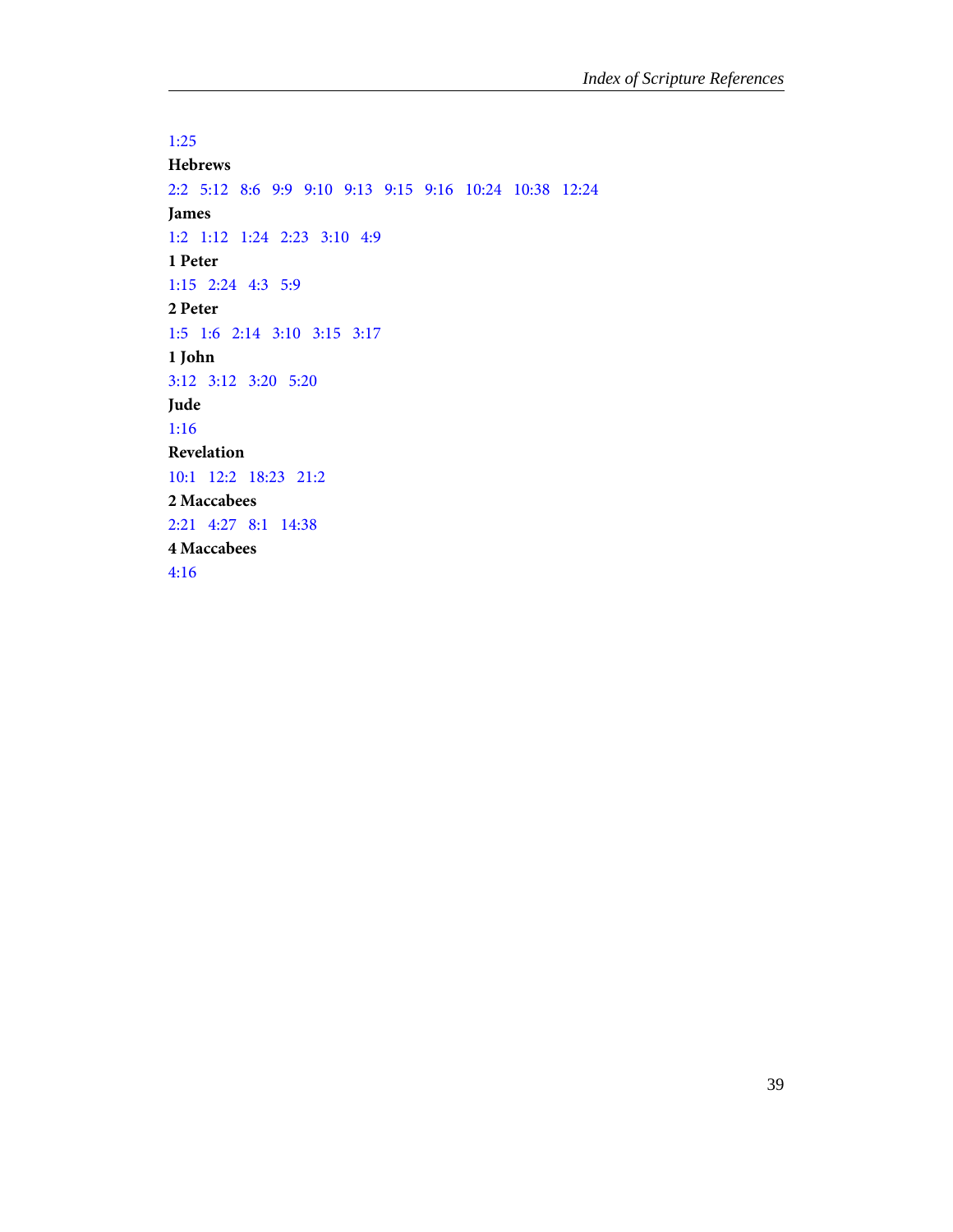1:25

**Hebrews**

2:2   5:12   8:6   9:9   9:10   9:13   9:15   9:16   10:24   10:38   12:24

**James**

1:2   1:12   1:24   2:23   3:10   4:9

**1 Peter**

1:15   2:24   4:3   5:9

**2 Peter**

1:5   1:6   2:14   3:10   3:15   3:17

**1 John**

3:12   3:12   3:20   5:20

**Jude**

1:16

**Revelation**

10:1   12:2   18:23   21:2

**2 Maccabees**

2:21   4:27   8:1   14:38

**4 Maccabees**

4:16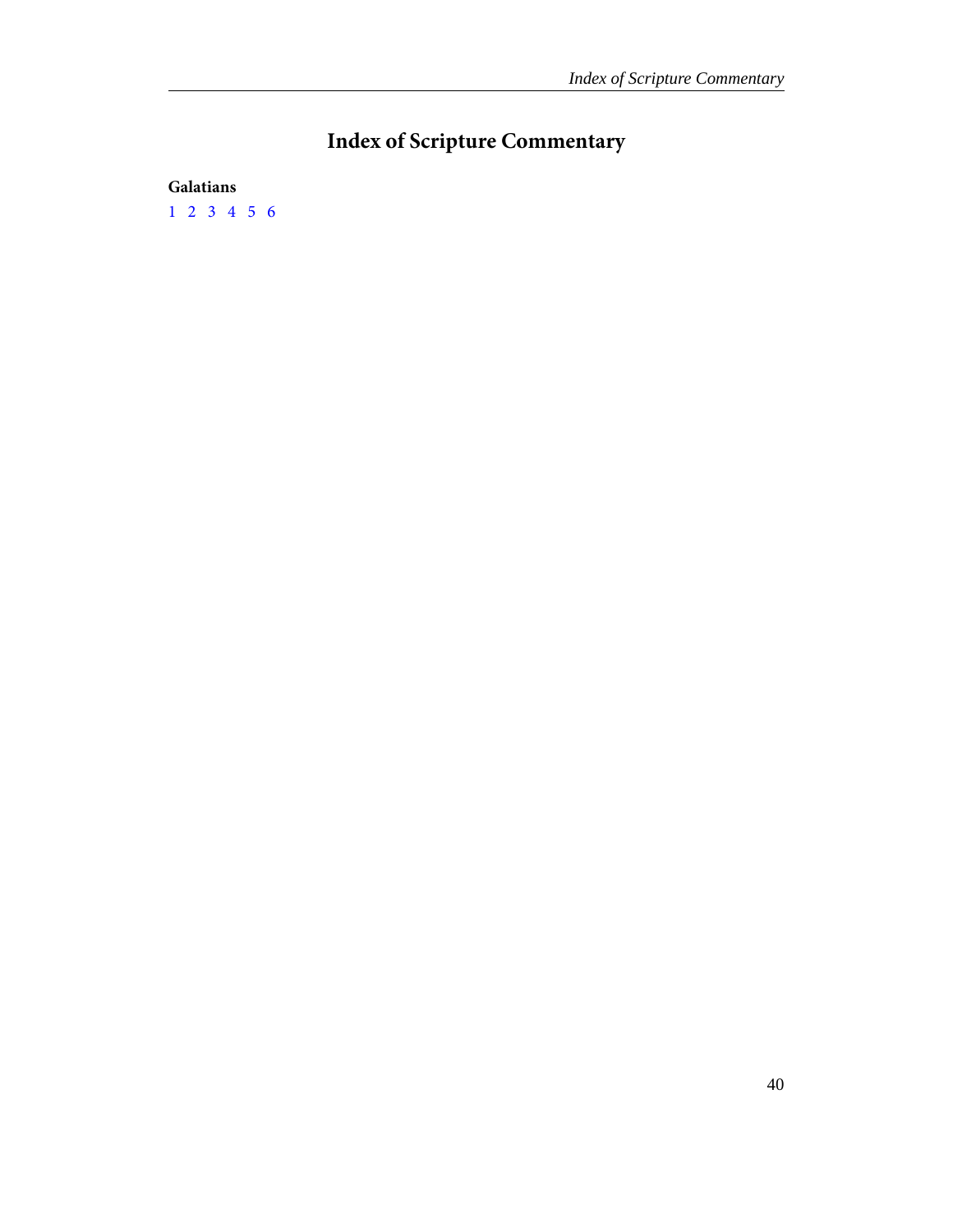# Index of Scripture Commentary

**Galatians**

1 2 3 4 5 6